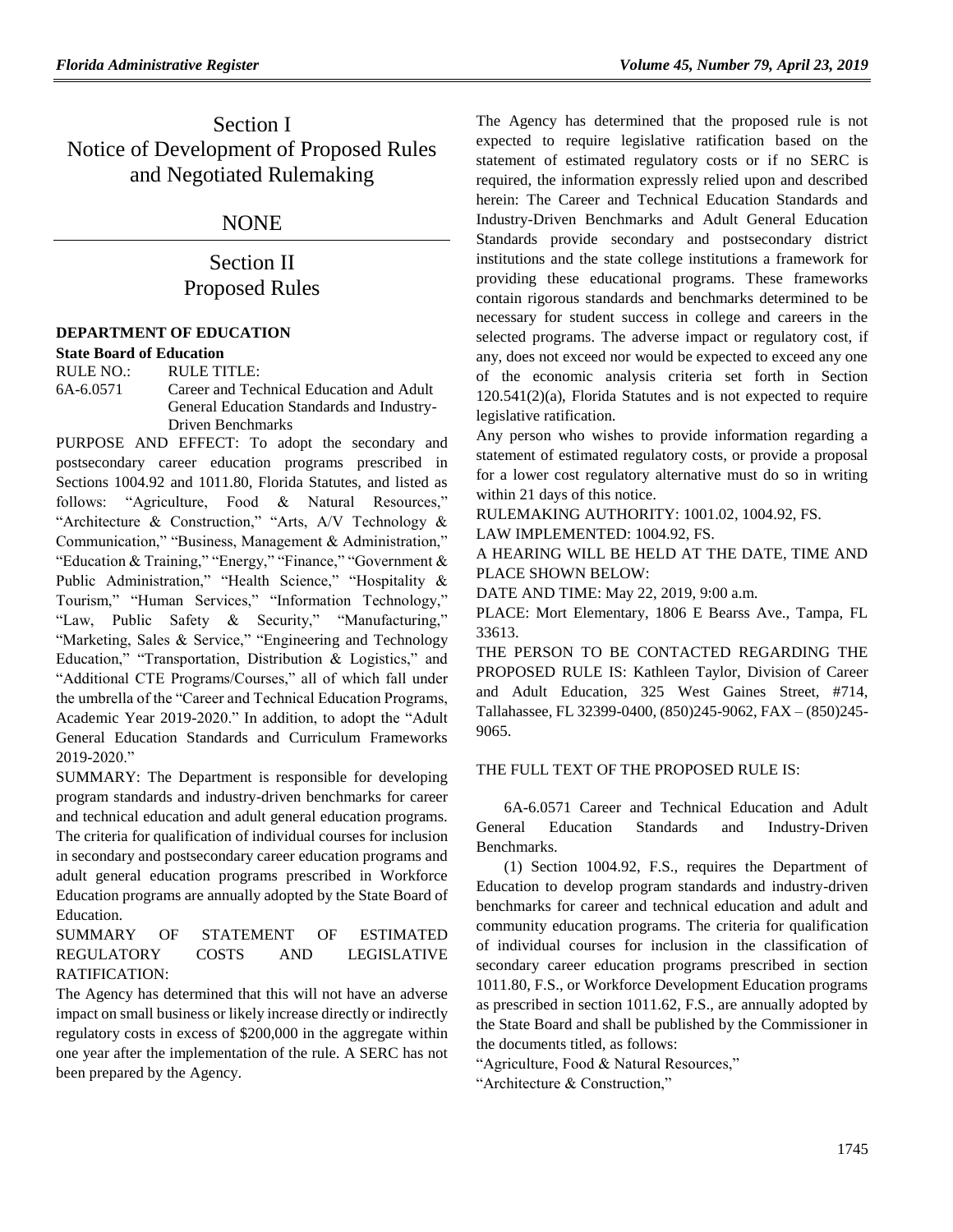# Section I
# Notice of Development of Proposed Rules and Negotiated Rulemaking

## NONE

# Section II
# Proposed Rules

**DEPARTMENT OF EDUCATION**

**State Board of Education**

RULE NO.: RULE TITLE:

6A-6.0571 Career and Technical Education and Adult General Education Standards and Industry-Driven Benchmarks

PURPOSE AND EFFECT: To adopt the secondary and postsecondary career education programs prescribed in Sections 1004.92 and 1011.80, Florida Statutes, and listed as follows: "Agriculture, Food & Natural Resources," "Architecture & Construction," "Arts, A/V Technology & Communication," "Business, Management & Administration," "Education & Training," "Energy," "Finance," "Government & Public Administration," "Health Science," "Hospitality & Tourism," "Human Services," "Information Technology," "Law, Public Safety & Security," "Manufacturing," "Marketing, Sales & Service," "Engineering and Technology Education," "Transportation, Distribution & Logistics," and "Additional CTE Programs/Courses," all of which fall under the umbrella of the "Career and Technical Education Programs, Academic Year 2019-2020." In addition, to adopt the "Adult General Education Standards and Curriculum Frameworks 2019-2020."

SUMMARY: The Department is responsible for developing program standards and industry-driven benchmarks for career and technical education and adult general education programs. The criteria for qualification of individual courses for inclusion in secondary and postsecondary career education programs and adult general education programs prescribed in Workforce Education programs are annually adopted by the State Board of Education.

SUMMARY OF STATEMENT OF ESTIMATED REGULATORY COSTS AND LEGISLATIVE RATIFICATION:

The Agency has determined that this will not have an adverse impact on small business or likely increase directly or indirectly regulatory costs in excess of $200,000 in the aggregate within one year after the implementation of the rule. A SERC has not been prepared by the Agency.

The Agency has determined that the proposed rule is not expected to require legislative ratification based on the statement of estimated regulatory costs or if no SERC is required, the information expressly relied upon and described herein: The Career and Technical Education Standards and Industry-Driven Benchmarks and Adult General Education Standards provide secondary and postsecondary district institutions and the state college institutions a framework for providing these educational programs. These frameworks contain rigorous standards and benchmarks determined to be necessary for student success in college and careers in the selected programs. The adverse impact or regulatory cost, if any, does not exceed nor would be expected to exceed any one of the economic analysis criteria set forth in Section 120.541(2)(a), Florida Statutes and is not expected to require legislative ratification.

Any person who wishes to provide information regarding a statement of estimated regulatory costs, or provide a proposal for a lower cost regulatory alternative must do so in writing within 21 days of this notice.

RULEMAKING AUTHORITY: 1001.02, 1004.92, FS.

LAW IMPLEMENTED: 1004.92, FS.

A HEARING WILL BE HELD AT THE DATE, TIME AND PLACE SHOWN BELOW:

DATE AND TIME: May 22, 2019, 9:00 a.m.

PLACE: Mort Elementary, 1806 E Bearss Ave., Tampa, FL 33613.

THE PERSON TO BE CONTACTED REGARDING THE PROPOSED RULE IS: Kathleen Taylor, Division of Career and Adult Education, 325 West Gaines Street, #714, Tallahassee, FL 32399-0400, (850)245-9062, FAX – (850)245-9065.

THE FULL TEXT OF THE PROPOSED RULE IS:

6A-6.0571 Career and Technical Education and Adult General Education Standards and Industry-Driven Benchmarks.

(1) Section 1004.92, F.S., requires the Department of Education to develop program standards and industry-driven benchmarks for career and technical education and adult and community education programs. The criteria for qualification of individual courses for inclusion in the classification of secondary career education programs prescribed in section 1011.80, F.S., or Workforce Development Education programs as prescribed in section 1011.62, F.S., are annually adopted by the State Board and shall be published by the Commissioner in the documents titled, as follows:

"Agriculture, Food & Natural Resources,"

"Architecture & Construction,"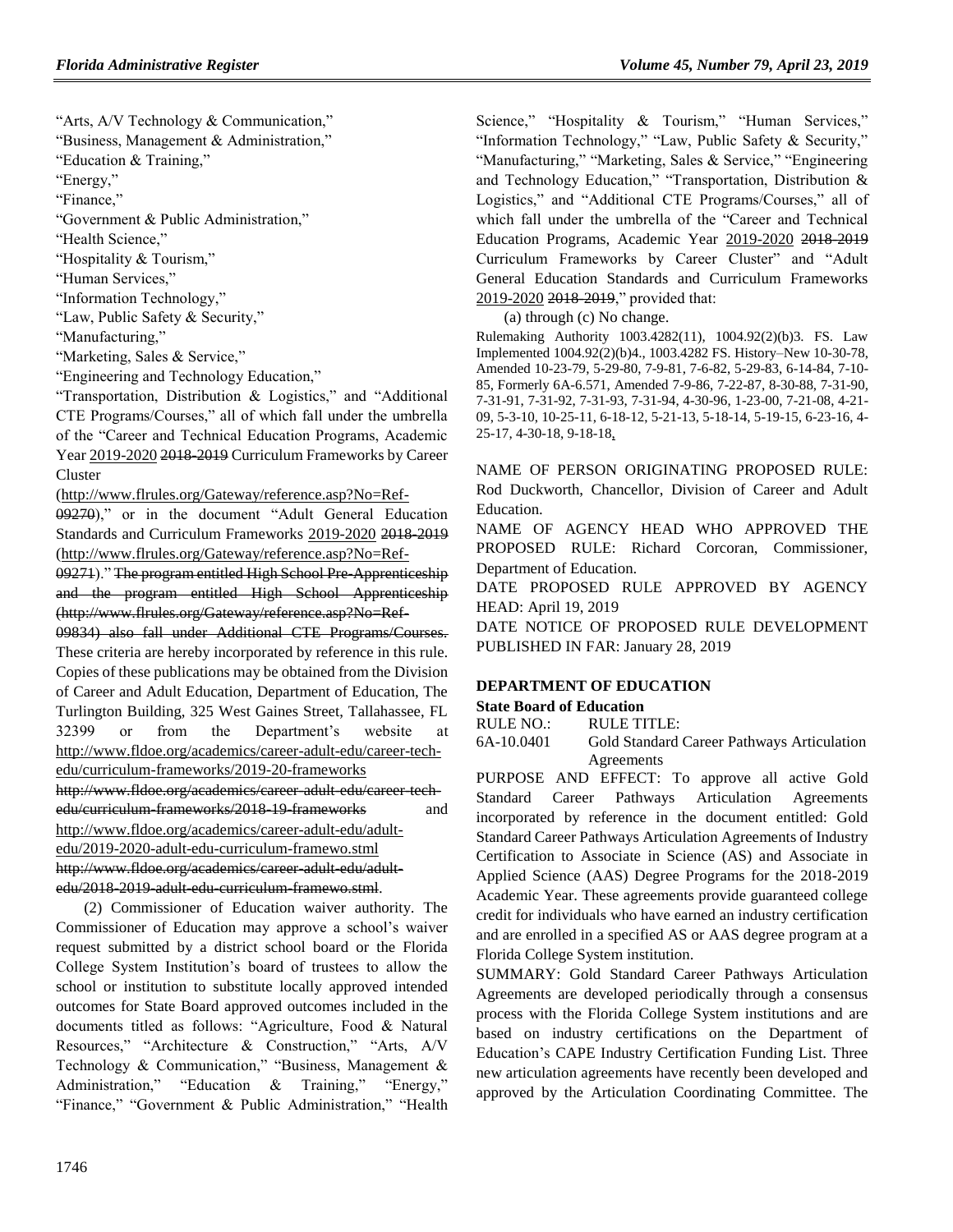"Arts, A/V Technology & Communication,"

"Business, Management & Administration,"

"Education & Training,"

"Energy,"

"Finance,"

"Government & Public Administration,"

"Health Science,"

"Hospitality & Tourism,"

"Human Services,"

"Information Technology,"

"Law, Public Safety & Security,"

"Manufacturing,"

"Marketing, Sales & Service,"

"Engineering and Technology Education,"

"Transportation, Distribution & Logistics," and "Additional CTE Programs/Courses," all of which fall under the umbrella of the "Career and Technical Education Programs, Academic Year 2019-2020 ~~2018-2019~~ Curriculum Frameworks by Career Cluster (http://www.flrules.org/Gateway/reference.asp?No=Ref-09270)," or in the document "Adult General Education Standards and Curriculum Frameworks 2019-2020 ~~2018-2019~~ (http://www.flrules.org/Gateway/reference.asp?No=Ref-09271)." ~~The program entitled High School Pre-Apprenticeship and the program entitled High School Apprenticeship (http://www.flrules.org/Gateway/reference.asp?No=Ref-09834) also fall under Additional CTE Programs/Courses.~~ These criteria are hereby incorporated by reference in this rule. Copies of these publications may be obtained from the Division of Career and Adult Education, Department of Education, The Turlington Building, 325 West Gaines Street, Tallahassee, FL 32399 or from the Department's website at http://www.fldoe.org/academics/career-adult-edu/career-tech-edu/curriculum-frameworks/2019-20-frameworks ~~http://www.fldoe.org/academics/career-adult-edu/career-tech-edu/curriculum-frameworks/2018-19-frameworks~~ and http://www.fldoe.org/academics/career-adult-edu/adult-edu/2019-2020-adult-edu-curriculum-framewo.stml ~~http://www.fldoe.org/academics/career-adult-edu/adult-edu/2018-2019-adult-edu-curriculum-framewo.stml~~.

(2) Commissioner of Education waiver authority. The Commissioner of Education may approve a school's waiver request submitted by a district school board or the Florida College System Institution's board of trustees to allow the school or institution to substitute locally approved intended outcomes for State Board approved outcomes included in the documents titled as follows: "Agriculture, Food & Natural Resources," "Architecture & Construction," "Arts, A/V Technology & Communication," "Business, Management & Administration," "Education & Training," "Energy," "Finance," "Government & Public Administration," "Health Science," "Hospitality & Tourism," "Human Services," "Information Technology," "Law, Public Safety & Security," "Manufacturing," "Marketing, Sales & Service," "Engineering and Technology Education," "Transportation, Distribution & Logistics," and "Additional CTE Programs/Courses," all of which fall under the umbrella of the "Career and Technical Education Programs, Academic Year 2019-2020 ~~2018-2019~~ Curriculum Frameworks by Career Cluster" and "Adult General Education Standards and Curriculum Frameworks 2019-2020 ~~2018-2019~~," provided that:

(a) through (c) No change.

Rulemaking Authority 1003.4282(11), 1004.92(2)(b)3. FS. Law Implemented 1004.92(2)(b)4., 1003.4282 FS. History–New 10-30-78, Amended 10-23-79, 5-29-80, 7-9-81, 7-6-82, 5-29-83, 6-14-84, 7-10-85, Formerly 6A-6.571, Amended 7-9-86, 7-22-87, 8-30-88, 7-31-90, 7-31-91, 7-31-92, 7-31-93, 7-31-94, 4-30-96, 1-23-00, 7-21-08, 4-21-09, 5-3-10, 10-25-11, 6-18-12, 5-21-13, 5-18-14, 5-19-15, 6-23-16, 4-25-17, 4-30-18, 9-18-18,.

NAME OF PERSON ORIGINATING PROPOSED RULE: Rod Duckworth, Chancellor, Division of Career and Adult Education.

NAME OF AGENCY HEAD WHO APPROVED THE PROPOSED RULE: Richard Corcoran, Commissioner, Department of Education.

DATE PROPOSED RULE APPROVED BY AGENCY HEAD: April 19, 2019

DATE NOTICE OF PROPOSED RULE DEVELOPMENT PUBLISHED IN FAR: January 28, 2019

## DEPARTMENT OF EDUCATION

### State Board of Education

RULE NO.: RULE TITLE:

6A-10.0401 Gold Standard Career Pathways Articulation Agreements

PURPOSE AND EFFECT: To approve all active Gold Standard Career Pathways Articulation Agreements incorporated by reference in the document entitled: Gold Standard Career Pathways Articulation Agreements of Industry Certification to Associate in Science (AS) and Associate in Applied Science (AAS) Degree Programs for the 2018-2019 Academic Year. These agreements provide guaranteed college credit for individuals who have earned an industry certification and are enrolled in a specified AS or AAS degree program at a Florida College System institution.

SUMMARY: Gold Standard Career Pathways Articulation Agreements are developed periodically through a consensus process with the Florida College System institutions and are based on industry certifications on the Department of Education's CAPE Industry Certification Funding List. Three new articulation agreements have recently been developed and approved by the Articulation Coordinating Committee. The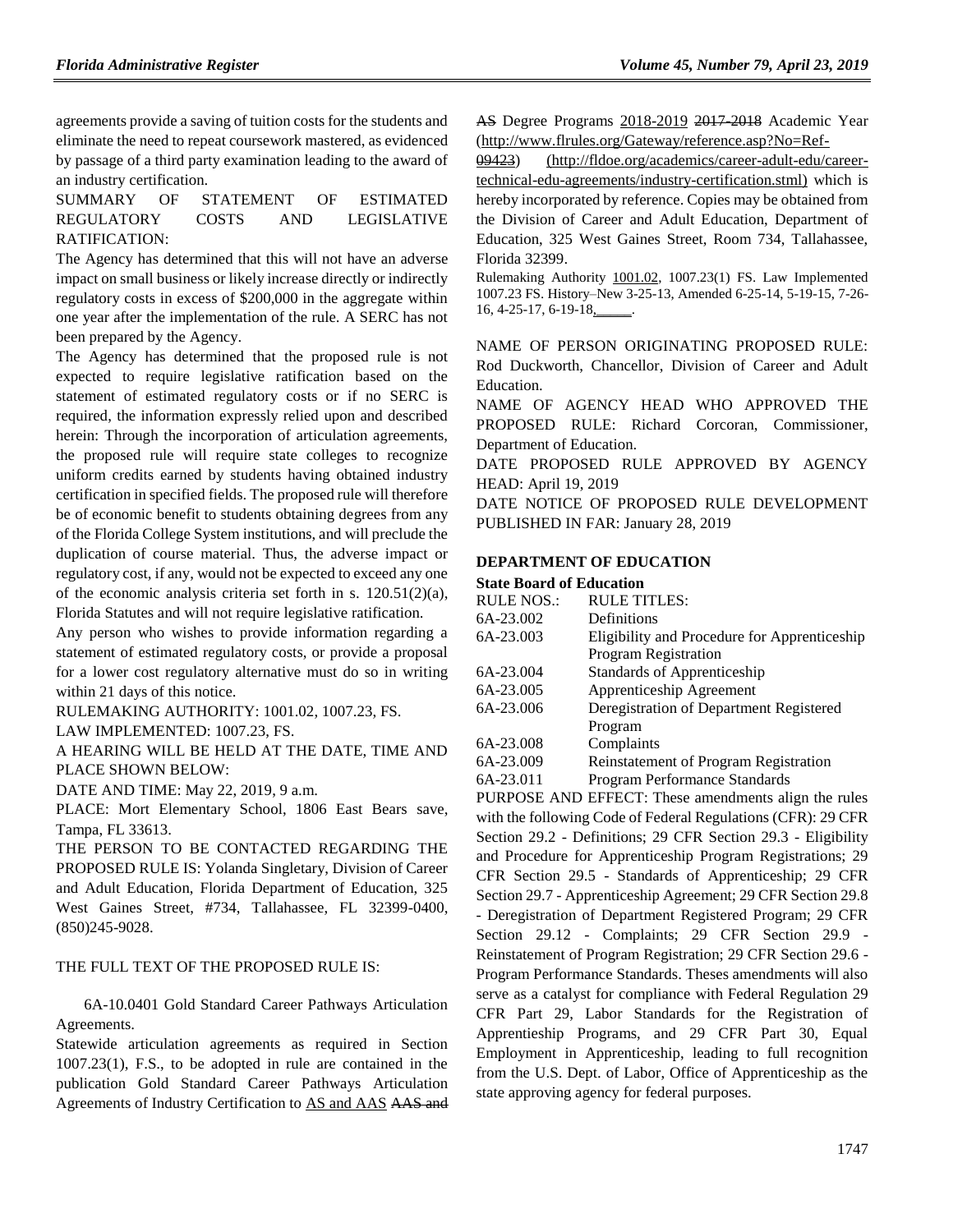agreements provide a saving of tuition costs for the students and eliminate the need to repeat coursework mastered, as evidenced by passage of a third party examination leading to the award of an industry certification.

SUMMARY OF STATEMENT OF ESTIMATED REGULATORY COSTS AND LEGISLATIVE RATIFICATION:

The Agency has determined that this will not have an adverse impact on small business or likely increase directly or indirectly regulatory costs in excess of $200,000 in the aggregate within one year after the implementation of the rule. A SERC has not been prepared by the Agency.

The Agency has determined that the proposed rule is not expected to require legislative ratification based on the statement of estimated regulatory costs or if no SERC is required, the information expressly relied upon and described herein: Through the incorporation of articulation agreements, the proposed rule will require state colleges to recognize uniform credits earned by students having obtained industry certification in specified fields. The proposed rule will therefore be of economic benefit to students obtaining degrees from any of the Florida College System institutions, and will preclude the duplication of course material. Thus, the adverse impact or regulatory cost, if any, would not be expected to exceed any one of the economic analysis criteria set forth in s. 120.51(2)(a), Florida Statutes and will not require legislative ratification.

Any person who wishes to provide information regarding a statement of estimated regulatory costs, or provide a proposal for a lower cost regulatory alternative must do so in writing within 21 days of this notice.

RULEMAKING AUTHORITY: 1001.02, 1007.23, FS.

LAW IMPLEMENTED: 1007.23, FS.

A HEARING WILL BE HELD AT THE DATE, TIME AND PLACE SHOWN BELOW:

DATE AND TIME: May 22, 2019, 9 a.m.

PLACE: Mort Elementary School, 1806 East Bears save, Tampa, FL 33613.

THE PERSON TO BE CONTACTED REGARDING THE PROPOSED RULE IS: Yolanda Singletary, Division of Career and Adult Education, Florida Department of Education, 325 West Gaines Street, #734, Tallahassee, FL 32399-0400, (850)245-9028.

THE FULL TEXT OF THE PROPOSED RULE IS:

6A-10.0401 Gold Standard Career Pathways Articulation Agreements.

Statewide articulation agreements as required in Section 1007.23(1), F.S., to be adopted in rule are contained in the publication Gold Standard Career Pathways Articulation Agreements of Industry Certification to AS and AAS ~~AAS and AS~~ Degree Programs 2018-2019 ~~2017-2018~~ Academic Year (~~http://www.flrules.org/Gateway/reference.asp?No=Ref-09423~~) (http://fldoe.org/academics/career-adult-edu/career-technical-edu-agreements/industry-certification.stml) which is hereby incorporated by reference. Copies may be obtained from the Division of Career and Adult Education, Department of Education, 325 West Gaines Street, Room 734, Tallahassee, Florida 32399.

Rulemaking Authority 1001.02, 1007.23(1) FS. Law Implemented 1007.23 FS. History–New 3-25-13, Amended 6-25-14, 5-19-15, 7-26-16, 4-25-17, 6-19-18,\_\_\_\_\_.

NAME OF PERSON ORIGINATING PROPOSED RULE: Rod Duckworth, Chancellor, Division of Career and Adult Education.

NAME OF AGENCY HEAD WHO APPROVED THE PROPOSED RULE: Richard Corcoran, Commissioner, Department of Education.

DATE PROPOSED RULE APPROVED BY AGENCY HEAD: April 19, 2019

DATE NOTICE OF PROPOSED RULE DEVELOPMENT PUBLISHED IN FAR: January 28, 2019

## DEPARTMENT OF EDUCATION

### State Board of Education

| RULE NOS.: | RULE TITLES: |
|---|---|
| 6A-23.002 | Definitions |
| 6A-23.003 | Eligibility and Procedure for Apprenticeship Program Registration |
| 6A-23.004 | Standards of Apprenticeship |
| 6A-23.005 | Apprenticeship Agreement |
| 6A-23.006 | Deregistration of Department Registered Program |
| 6A-23.008 | Complaints |
| 6A-23.009 | Reinstatement of Program Registration |
| 6A-23.011 | Program Performance Standards |

PURPOSE AND EFFECT: These amendments align the rules with the following Code of Federal Regulations (CFR): 29 CFR Section 29.2 - Definitions; 29 CFR Section 29.3 - Eligibility and Procedure for Apprenticeship Program Registrations; 29 CFR Section 29.5 - Standards of Apprenticeship; 29 CFR Section 29.7 - Apprenticeship Agreement; 29 CFR Section 29.8 - Deregistration of Department Registered Program; 29 CFR Section 29.12 - Complaints; 29 CFR Section 29.9 - Reinstatement of Program Registration; 29 CFR Section 29.6 - Program Performance Standards. Theses amendments will also serve as a catalyst for compliance with Federal Regulation 29 CFR Part 29, Labor Standards for the Registration of Apprentieship Programs, and 29 CFR Part 30, Equal Employment in Apprenticeship, leading to full recognition from the U.S. Dept. of Labor, Office of Apprenticeship as the state approving agency for federal purposes.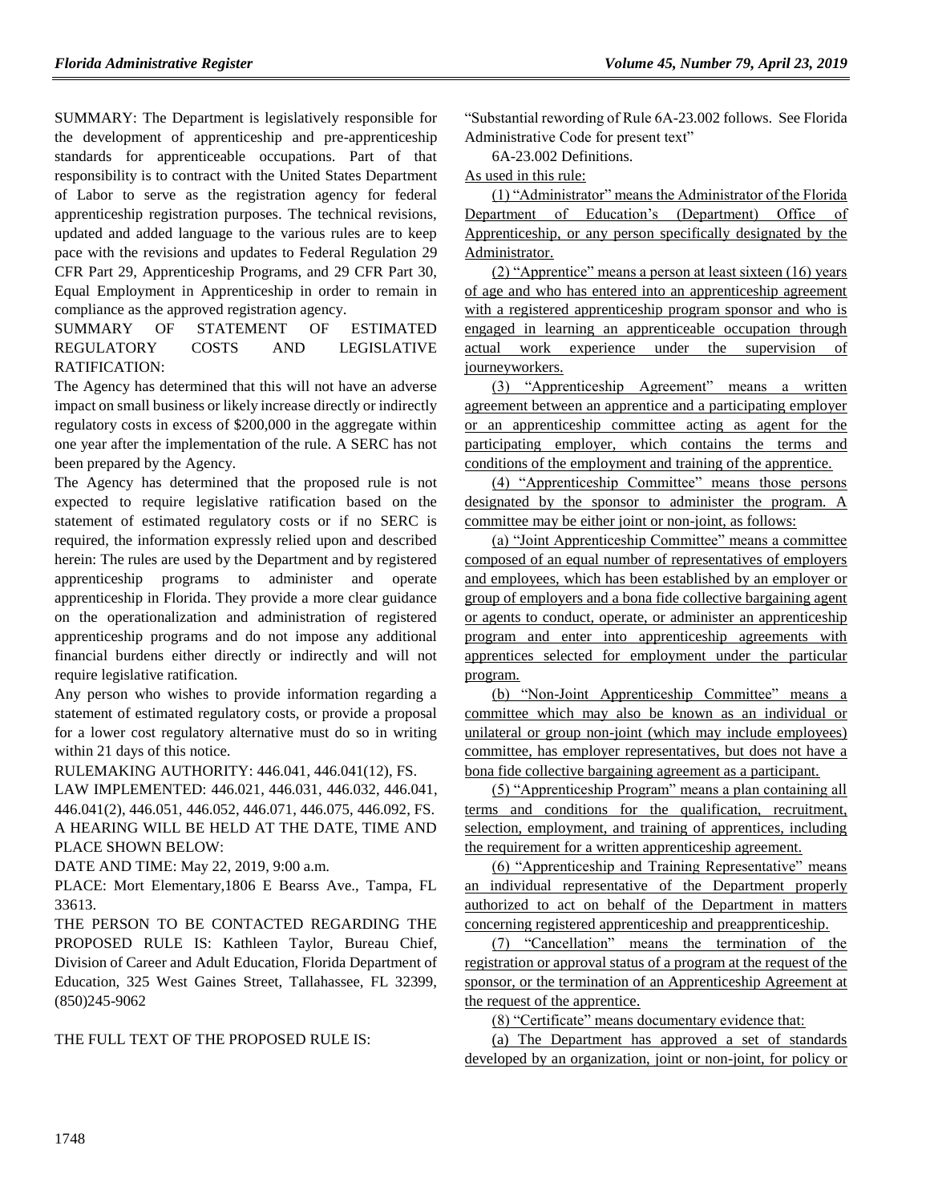SUMMARY: The Department is legislatively responsible for the development of apprenticeship and pre-apprenticeship standards for apprenticeable occupations. Part of that responsibility is to contract with the United States Department of Labor to serve as the registration agency for federal apprenticeship registration purposes. The technical revisions, updated and added language to the various rules are to keep pace with the revisions and updates to Federal Regulation 29 CFR Part 29, Apprenticeship Programs, and 29 CFR Part 30, Equal Employment in Apprenticeship in order to remain in compliance as the approved registration agency.

SUMMARY OF STATEMENT OF ESTIMATED REGULATORY COSTS AND LEGISLATIVE RATIFICATION:

The Agency has determined that this will not have an adverse impact on small business or likely increase directly or indirectly regulatory costs in excess of $200,000 in the aggregate within one year after the implementation of the rule. A SERC has not been prepared by the Agency.

The Agency has determined that the proposed rule is not expected to require legislative ratification based on the statement of estimated regulatory costs or if no SERC is required, the information expressly relied upon and described herein: The rules are used by the Department and by registered apprenticeship programs to administer and operate apprenticeship in Florida. They provide a more clear guidance on the operationalization and administration of registered apprenticeship programs and do not impose any additional financial burdens either directly or indirectly and will not require legislative ratification.

Any person who wishes to provide information regarding a statement of estimated regulatory costs, or provide a proposal for a lower cost regulatory alternative must do so in writing within 21 days of this notice.

RULEMAKING AUTHORITY: 446.041, 446.041(12), FS.

LAW IMPLEMENTED: 446.021, 446.031, 446.032, 446.041, 446.041(2), 446.051, 446.052, 446.071, 446.075, 446.092, FS.

A HEARING WILL BE HELD AT THE DATE, TIME AND PLACE SHOWN BELOW:

DATE AND TIME: May 22, 2019, 9:00 a.m.

PLACE: Mort Elementary,1806 E Bearss Ave., Tampa, FL 33613.

THE PERSON TO BE CONTACTED REGARDING THE PROPOSED RULE IS: Kathleen Taylor, Bureau Chief, Division of Career and Adult Education, Florida Department of Education, 325 West Gaines Street, Tallahassee, FL 32399, (850)245-9062

THE FULL TEXT OF THE PROPOSED RULE IS:

"Substantial rewording of Rule 6A-23.002 follows. See Florida Administrative Code for present text"

6A-23.002 Definitions.

As used in this rule:

(1) "Administrator" means the Administrator of the Florida Department of Education's (Department) Office of Apprenticeship, or any person specifically designated by the Administrator.

(2) "Apprentice" means a person at least sixteen (16) years of age and who has entered into an apprenticeship agreement with a registered apprenticeship program sponsor and who is engaged in learning an apprenticeable occupation through actual work experience under the supervision of journeyworkers.

(3) "Apprenticeship Agreement" means a written agreement between an apprentice and a participating employer or an apprenticeship committee acting as agent for the participating employer, which contains the terms and conditions of the employment and training of the apprentice.

(4) "Apprenticeship Committee" means those persons designated by the sponsor to administer the program. A committee may be either joint or non-joint, as follows:

(a) "Joint Apprenticeship Committee" means a committee composed of an equal number of representatives of employers and employees, which has been established by an employer or group of employers and a bona fide collective bargaining agent or agents to conduct, operate, or administer an apprenticeship program and enter into apprenticeship agreements with apprentices selected for employment under the particular program.

(b) "Non-Joint Apprenticeship Committee" means a committee which may also be known as an individual or unilateral or group non-joint (which may include employees) committee, has employer representatives, but does not have a bona fide collective bargaining agreement as a participant.

(5) "Apprenticeship Program" means a plan containing all terms and conditions for the qualification, recruitment, selection, employment, and training of apprentices, including the requirement for a written apprenticeship agreement.

(6) "Apprenticeship and Training Representative" means an individual representative of the Department properly authorized to act on behalf of the Department in matters concerning registered apprenticeship and preapprenticeship.

(7) "Cancellation" means the termination of the registration or approval status of a program at the request of the sponsor, or the termination of an Apprenticeship Agreement at the request of the apprentice.

(8) "Certificate" means documentary evidence that:

(a) The Department has approved a set of standards developed by an organization, joint or non-joint, for policy or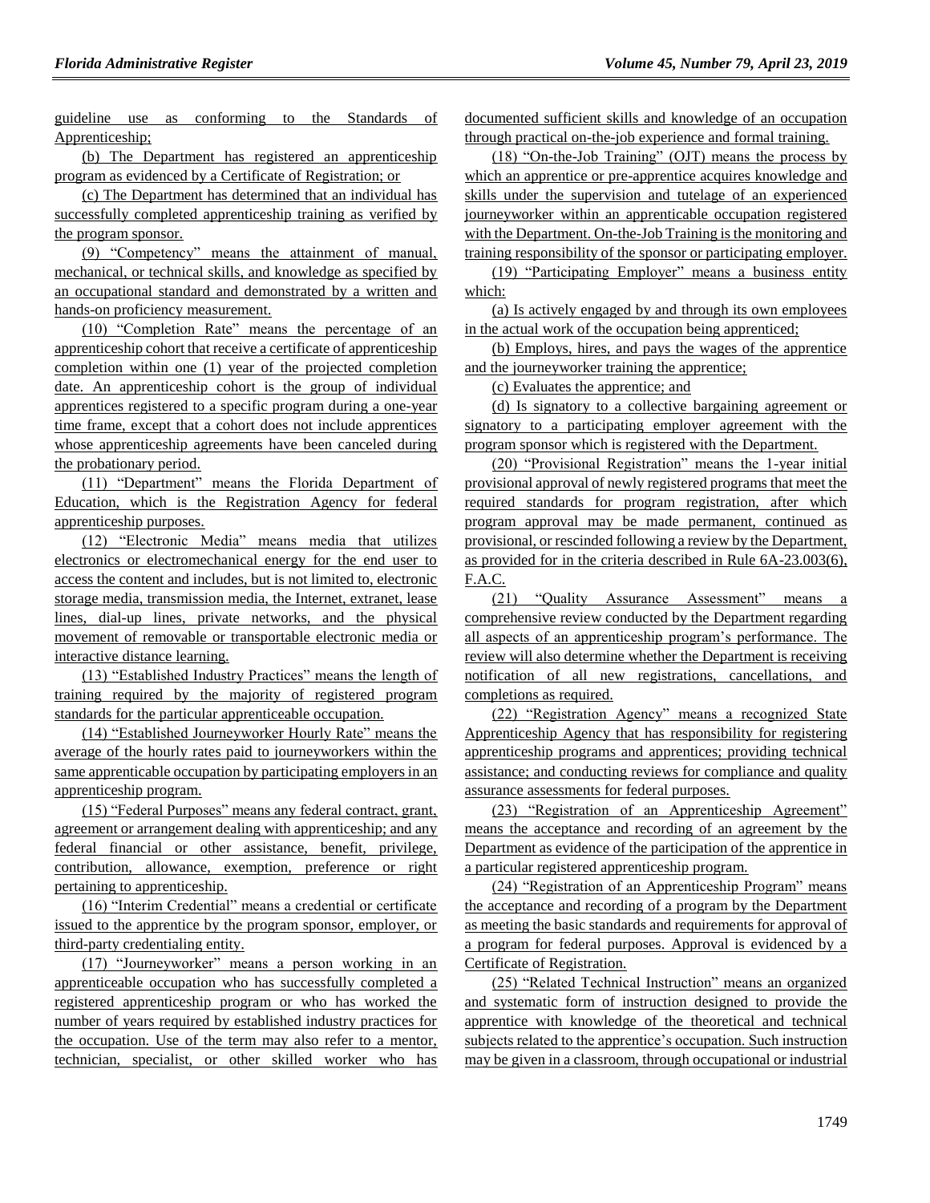guideline use as conforming to the Standards of Apprenticeship;

(b) The Department has registered an apprenticeship program as evidenced by a Certificate of Registration; or

(c) The Department has determined that an individual has successfully completed apprenticeship training as verified by the program sponsor.

(9) "Competency" means the attainment of manual, mechanical, or technical skills, and knowledge as specified by an occupational standard and demonstrated by a written and hands-on proficiency measurement.

(10) "Completion Rate" means the percentage of an apprenticeship cohort that receive a certificate of apprenticeship completion within one (1) year of the projected completion date. An apprenticeship cohort is the group of individual apprentices registered to a specific program during a one-year time frame, except that a cohort does not include apprentices whose apprenticeship agreements have been canceled during the probationary period.

(11) "Department" means the Florida Department of Education, which is the Registration Agency for federal apprenticeship purposes.

(12) "Electronic Media" means media that utilizes electronics or electromechanical energy for the end user to access the content and includes, but is not limited to, electronic storage media, transmission media, the Internet, extranet, lease lines, dial-up lines, private networks, and the physical movement of removable or transportable electronic media or interactive distance learning.

(13) "Established Industry Practices" means the length of training required by the majority of registered program standards for the particular apprenticeable occupation.

(14) "Established Journeyworker Hourly Rate" means the average of the hourly rates paid to journeyworkers within the same apprenticable occupation by participating employers in an apprenticeship program.

(15) "Federal Purposes" means any federal contract, grant, agreement or arrangement dealing with apprenticeship; and any federal financial or other assistance, benefit, privilege, contribution, allowance, exemption, preference or right pertaining to apprenticeship.

(16) "Interim Credential" means a credential or certificate issued to the apprentice by the program sponsor, employer, or third-party credentialing entity.

(17) "Journeyworker" means a person working in an apprenticeable occupation who has successfully completed a registered apprenticeship program or who has worked the number of years required by established industry practices for the occupation. Use of the term may also refer to a mentor, technician, specialist, or other skilled worker who has documented sufficient skills and knowledge of an occupation through practical on-the-job experience and formal training.

(18) "On-the-Job Training" (OJT) means the process by which an apprentice or pre-apprentice acquires knowledge and skills under the supervision and tutelage of an experienced journeyworker within an apprenticable occupation registered with the Department. On-the-Job Training is the monitoring and training responsibility of the sponsor or participating employer.

(19) "Participating Employer" means a business entity which:

(a) Is actively engaged by and through its own employees in the actual work of the occupation being apprenticed;

(b) Employs, hires, and pays the wages of the apprentice and the journeyworker training the apprentice;

(c) Evaluates the apprentice; and

(d) Is signatory to a collective bargaining agreement or signatory to a participating employer agreement with the program sponsor which is registered with the Department.

(20) "Provisional Registration" means the 1-year initial provisional approval of newly registered programs that meet the required standards for program registration, after which program approval may be made permanent, continued as provisional, or rescinded following a review by the Department, as provided for in the criteria described in Rule 6A-23.003(6), F.A.C.

(21) "Quality Assurance Assessment" means a comprehensive review conducted by the Department regarding all aspects of an apprenticeship program's performance. The review will also determine whether the Department is receiving notification of all new registrations, cancellations, and completions as required.

(22) "Registration Agency" means a recognized State Apprenticeship Agency that has responsibility for registering apprenticeship programs and apprentices; providing technical assistance; and conducting reviews for compliance and quality assurance assessments for federal purposes.

(23) "Registration of an Apprenticeship Agreement" means the acceptance and recording of an agreement by the Department as evidence of the participation of the apprentice in a particular registered apprenticeship program.

(24) "Registration of an Apprenticeship Program" means the acceptance and recording of a program by the Department as meeting the basic standards and requirements for approval of a program for federal purposes. Approval is evidenced by a Certificate of Registration.

(25) "Related Technical Instruction" means an organized and systematic form of instruction designed to provide the apprentice with knowledge of the theoretical and technical subjects related to the apprentice's occupation. Such instruction may be given in a classroom, through occupational or industrial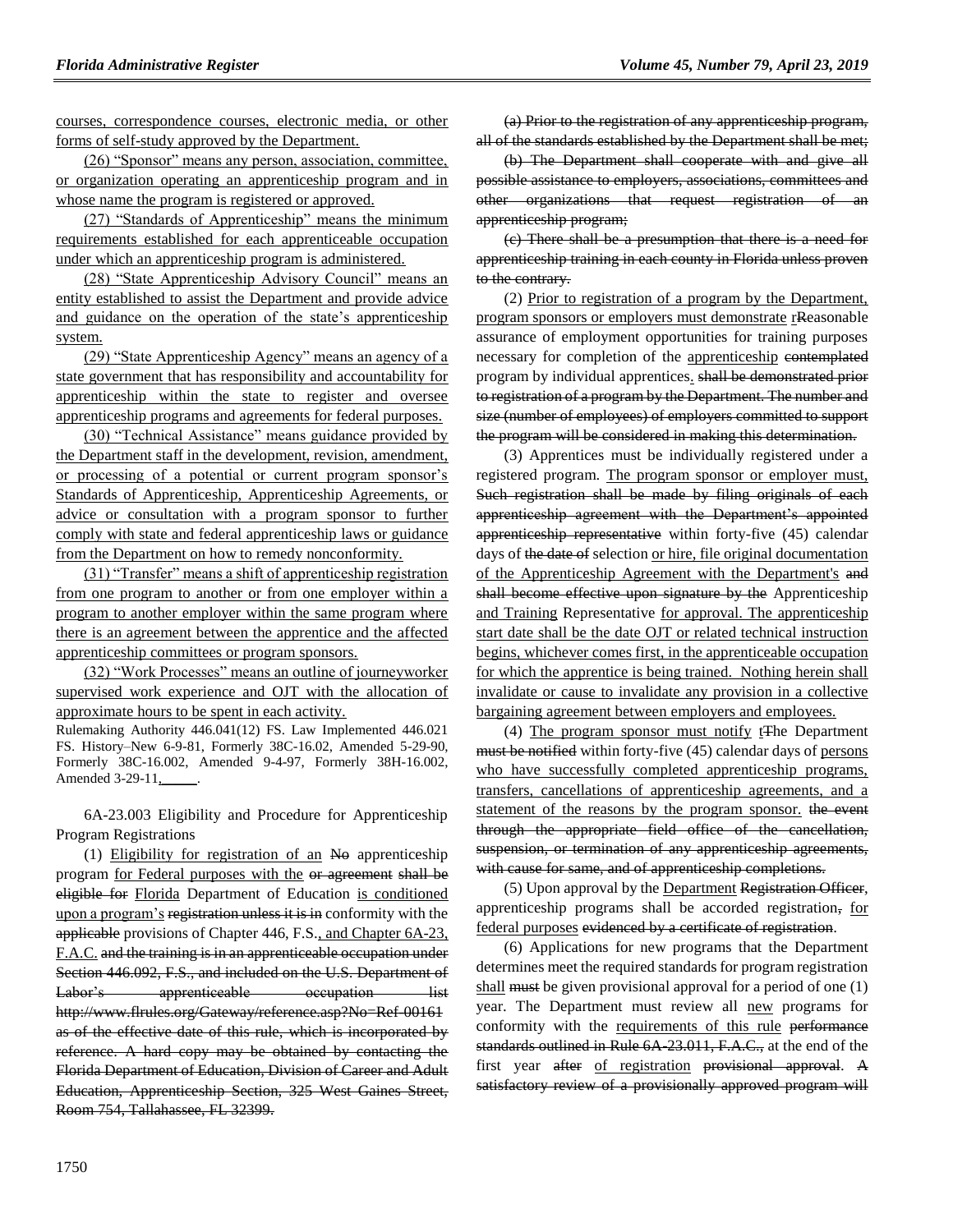courses, correspondence courses, electronic media, or other forms of self-study approved by the Department.

(26) "Sponsor" means any person, association, committee, or organization operating an apprenticeship program and in whose name the program is registered or approved.

(27) "Standards of Apprenticeship" means the minimum requirements established for each apprenticeable occupation under which an apprenticeship program is administered.

(28) "State Apprenticeship Advisory Council" means an entity established to assist the Department and provide advice and guidance on the operation of the state's apprenticeship system.

(29) "State Apprenticeship Agency" means an agency of a state government that has responsibility and accountability for apprenticeship within the state to register and oversee apprenticeship programs and agreements for federal purposes.

(30) "Technical Assistance" means guidance provided by the Department staff in the development, revision, amendment, or processing of a potential or current program sponsor's Standards of Apprenticeship, Apprenticeship Agreements, or advice or consultation with a program sponsor to further comply with state and federal apprenticeship laws or guidance from the Department on how to remedy nonconformity.

(31) "Transfer" means a shift of apprenticeship registration from one program to another or from one employer within a program to another employer within the same program where there is an agreement between the apprentice and the affected apprenticeship committees or program sponsors.

(32) "Work Processes" means an outline of journeyworker supervised work experience and OJT with the allocation of approximate hours to be spent in each activity.

Rulemaking Authority 446.041(12) FS. Law Implemented 446.021 FS. History–New 6-9-81, Formerly 38C-16.02, Amended 5-29-90, Formerly 38C-16.002, Amended 9-4-97, Formerly 38H-16.002, Amended 3-29-11, ______.

6A-23.003 Eligibility and Procedure for Apprenticeship Program Registrations

(1) Eligibility for registration of an No apprenticeship program for Federal purposes with the or agreement shall be eligible for Florida Department of Education is conditioned upon a program's registration unless it is in conformity with the applicable provisions of Chapter 446, F.S., and Chapter 6A-23, F.A.C. and the training is in an apprenticeable occupation under Section 446.092, F.S., and included on the U.S. Department of Labor's apprenticeable occupation list http://www.flrules.org/Gateway/reference.asp?No=Ref-00161 as of the effective date of this rule, which is incorporated by reference. A hard copy may be obtained by contacting the Florida Department of Education, Division of Career and Adult Education, Apprenticeship Section, 325 West Gaines Street, Room 754, Tallahassee, FL 32399.

(a) Prior to the registration of any apprenticeship program, all of the standards established by the Department shall be met;

(b) The Department shall cooperate with and give all possible assistance to employers, associations, committees and other organizations that request registration of an apprenticeship program;

(c) There shall be a presumption that there is a need for apprenticeship training in each county in Florida unless proven to the contrary.

(2) Prior to registration of a program by the Department, program sponsors or employers must demonstrate rReasonable assurance of employment opportunities for training purposes necessary for completion of the apprenticeship contemplated program by individual apprentices. shall be demonstrated prior to registration of a program by the Department. The number and size (number of employees) of employers committed to support the program will be considered in making this determination.

(3) Apprentices must be individually registered under a registered program. The program sponsor or employer must, Such registration shall be made by filing originals of each apprenticeship agreement with the Department's appointed apprenticeship representative within forty-five (45) calendar days of the date of selection or hire, file original documentation of the Apprenticeship Agreement with the Department's and shall become effective upon signature by the Apprenticeship and Training Representative for approval. The apprenticeship start date shall be the date OJT or related technical instruction begins, whichever comes first, in the apprenticeable occupation for which the apprentice is being trained. Nothing herein shall invalidate or cause to invalidate any provision in a collective bargaining agreement between employers and employees.

(4) The program sponsor must notify tThe Department must be notified within forty-five (45) calendar days of persons who have successfully completed apprenticeship programs, transfers, cancellations of apprenticeship agreements, and a statement of the reasons by the program sponsor. the event through the appropriate field office of the cancellation, suspension, or termination of any apprenticeship agreements, with cause for same, and of apprenticeship completions.

(5) Upon approval by the Department Registration Officer, apprenticeship programs shall be accorded registration, for federal purposes evidenced by a certificate of registration.

(6) Applications for new programs that the Department determines meet the required standards for program registration shall must be given provisional approval for a period of one (1) year. The Department must review all new programs for conformity with the requirements of this rule performance standards outlined in Rule 6A-23.011, F.A.C., at the end of the first year after of registration provisional approval. A satisfactory review of a provisionally approved program will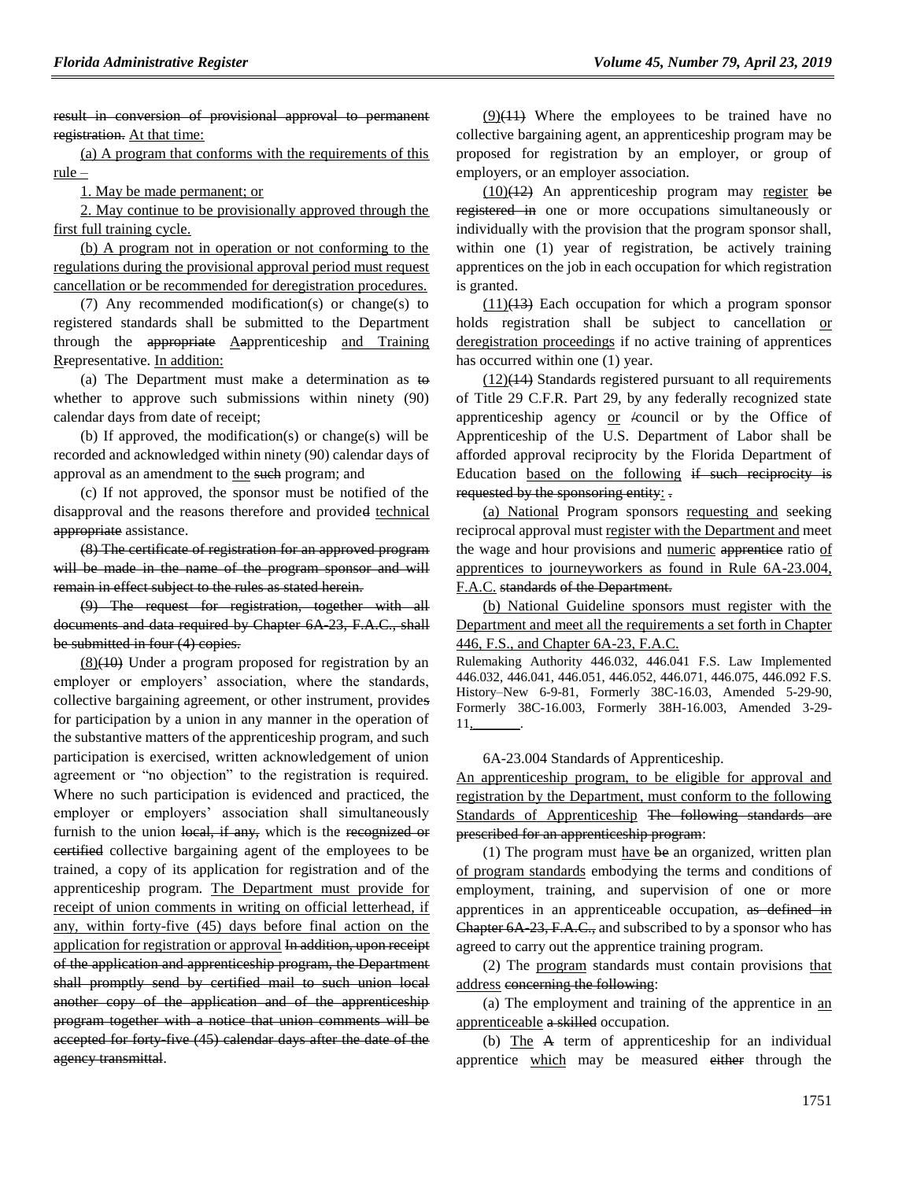result in conversion of provisional approval to permanent registration. At that time:

(a) A program that conforms with the requirements of this rule –

1. May be made permanent; or

2. May continue to be provisionally approved through the first full training cycle.

(b) A program not in operation or not conforming to the regulations during the provisional approval period must request cancellation or be recommended for deregistration procedures.

(7) Any recommended modification(s) or change(s) to registered standards shall be submitted to the Department through the appropriate AApprenticeship and Training RRepresentative. In addition:

(a) The Department must make a determination as to whether to approve such submissions within ninety (90) calendar days from date of receipt;

(b) If approved, the modification(s) or change(s) will be recorded and acknowledged within ninety (90) calendar days of approval as an amendment to the such program; and

(c) If not approved, the sponsor must be notified of the disapproval and the reasons therefore and provided technical appropriate assistance.

(8) The certificate of registration for an approved program will be made in the name of the program sponsor and will remain in effect subject to the rules as stated herein.

(9) The request for registration, together with all documents and data required by Chapter 6A-23, F.A.C., shall be submitted in four (4) copies.

(8)(10) Under a program proposed for registration by an employer or employers' association, where the standards, collective bargaining agreement, or other instrument, provides for participation by a union in any manner in the operation of the substantive matters of the apprenticeship program, and such participation is exercised, written acknowledgement of union agreement or "no objection" to the registration is required. Where no such participation is evidenced and practiced, the employer or employers' association shall simultaneously furnish to the union local, if any, which is the recognized or certified collective bargaining agent of the employees to be trained, a copy of its application for registration and of the apprenticeship program. The Department must provide for receipt of union comments in writing on official letterhead, if any, within forty-five (45) days before final action on the application for registration or approval In addition, upon receipt of the application and apprenticeship program, the Department shall promptly send by certified mail to such union local another copy of the application and of the apprenticeship program together with a notice that union comments will be accepted for forty-five (45) calendar days after the date of the agency transmittal.

(9)(11) Where the employees to be trained have no collective bargaining agent, an apprenticeship program may be proposed for registration by an employer, or group of employers, or an employer association.

(10)(12) An apprenticeship program may register be registered in one or more occupations simultaneously or individually with the provision that the program sponsor shall, within one (1) year of registration, be actively training apprentices on the job in each occupation for which registration is granted.

(11)(13) Each occupation for which a program sponsor holds registration shall be subject to cancellation or deregistration proceedings if no active training of apprentices has occurred within one (1) year.

(12)(14) Standards registered pursuant to all requirements of Title 29 C.F.R. Part 29, by any federally recognized state apprenticeship agency or /council or by the Office of Apprenticeship of the U.S. Department of Labor shall be afforded approval reciprocity by the Florida Department of Education based on the following if such reciprocity is requested by the sponsoring entity: .

(a) National Program sponsors requesting and seeking reciprocal approval must register with the Department and meet the wage and hour provisions and numeric apprentice ratio of apprentices to journeyworkers as found in Rule 6A-23.004, F.A.C. standards of the Department.

(b) National Guideline sponsors must register with the Department and meet all the requirements a set forth in Chapter 446, F.S., and Chapter 6A-23, F.A.C.

Rulemaking Authority 446.032, 446.041 F.S. Law Implemented 446.032, 446.041, 446.051, 446.052, 446.071, 446.075, 446.092 F.S. History–New 6-9-81, Formerly 38C-16.03, Amended 5-29-90, Formerly 38C-16.003, Formerly 38H-16.003, Amended 3-29-11, ________.

6A-23.004 Standards of Apprenticeship.

An apprenticeship program, to be eligible for approval and registration by the Department, must conform to the following Standards of Apprenticeship The following standards are prescribed for an apprenticeship program:

(1) The program must have be an organized, written plan of program standards embodying the terms and conditions of employment, training, and supervision of one or more apprentices in an apprenticeable occupation, as defined in Chapter 6A-23, F.A.C., and subscribed to by a sponsor who has agreed to carry out the apprentice training program.

(2) The program standards must contain provisions that address concerning the following:

(a) The employment and training of the apprentice in an apprenticeable a skilled occupation.

(b) The A term of apprenticeship for an individual apprentice which may be measured either through the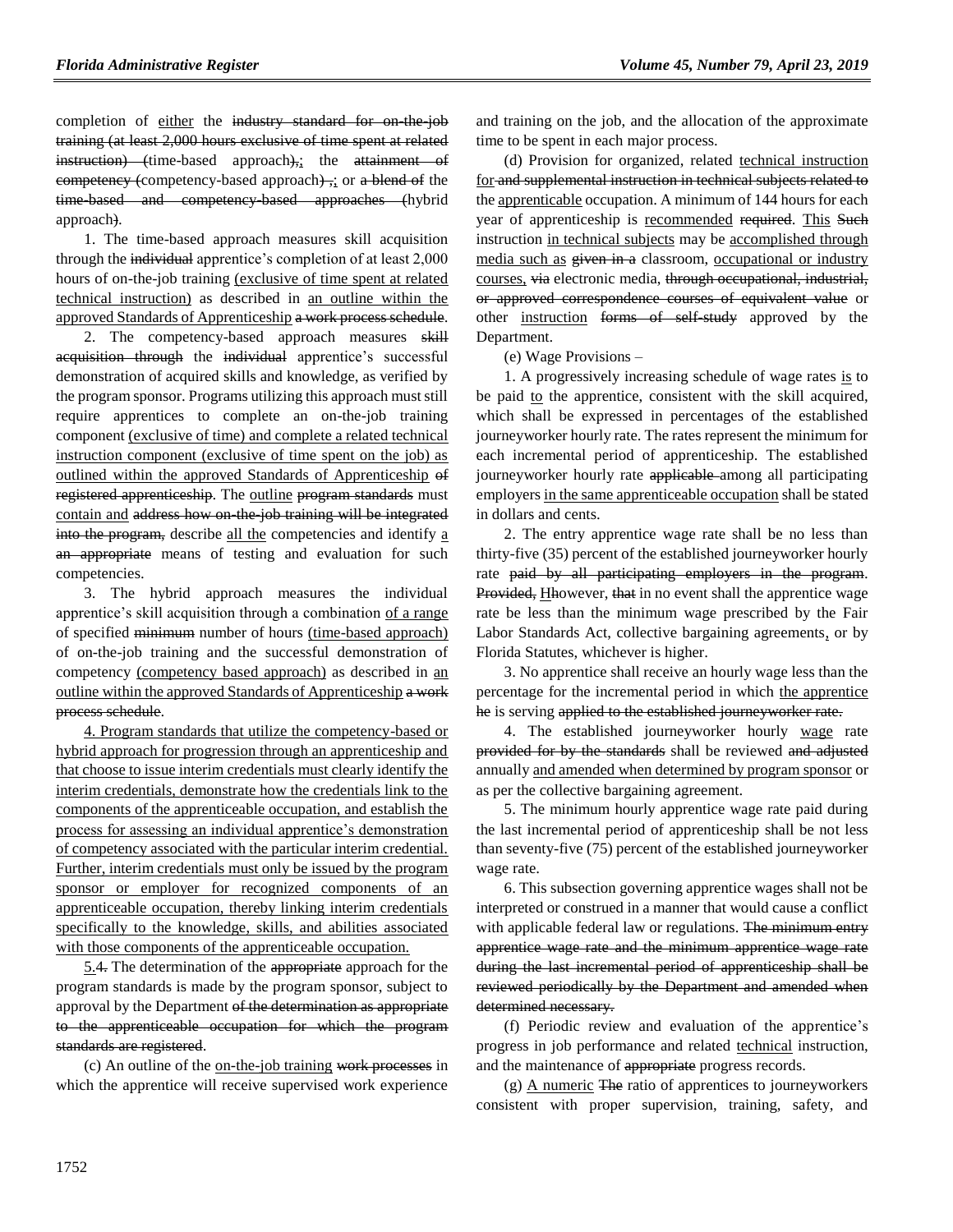completion of <u>either</u> the ~~industry standard for on-the-job training (at least 2,000 hours exclusive of time spent at related instruction) (~~time-based approach~~),~~<u>;</u> the ~~attainment of competency (~~competency-based approach~~) ,~~<u>;</u> or ~~a blend of~~ the ~~time-based and competency-based approaches (~~hybrid approach~~)~~.

1. The time-based approach measures skill acquisition through the ~~individual~~ apprentice's completion of at least 2,000 hours of on-the-job training <u>(exclusive of time spent at related technical instruction)</u> as described in <u>an outline within the approved Standards of Apprenticeship</u> ~~a work process schedule~~.

2. The competency-based approach measures ~~skill acquisition through~~ the ~~individual~~ apprentice's successful demonstration of acquired skills and knowledge, as verified by the program sponsor. Programs utilizing this approach must still require apprentices to complete an on-the-job training component <u>(exclusive of time) and complete a related technical instruction component (exclusive of time spent on the job) as outlined within the approved Standards of Apprenticeship</u> ~~of registered apprenticeship~~. The <u>outline</u> ~~program standards~~ must <u>contain and</u> ~~address how on-the-job training will be integrated into the program,~~ describe <u>all the</u> competencies and identify <u>a</u> ~~an appropriate~~ means of testing and evaluation for such competencies.

3. The hybrid approach measures the individual apprentice's skill acquisition through a combination <u>of a range</u> of specified ~~minimum~~ number of hours <u>(time-based approach)</u> of on-the-job training and the successful demonstration of competency <u>(competency based approach)</u> as described in <u>an outline within the approved Standards of Apprenticeship</u> ~~a work process schedule~~.

<u>4. Program standards that utilize the competency-based or hybrid approach for progression through an apprenticeship and that choose to issue interim credentials must clearly identify the interim credentials, demonstrate how the credentials link to the components of the apprenticeable occupation, and establish the process for assessing an individual apprentice's demonstration of competency associated with the particular interim credential. Further, interim credentials must only be issued by the program sponsor or employer for recognized components of an apprenticeable occupation, thereby linking interim credentials specifically to the knowledge, skills, and abilities associated with those components of the apprenticeable occupation.</u>

<u>5.</u>~~4.~~ The determination of the ~~appropriate~~ approach for the program standards is made by the program sponsor, subject to approval by the Department ~~of the determination as appropriate to the apprenticeable occupation for which the program standards are registered~~.

(c) An outline of the <u>on-the-job training</u> ~~work processes~~ in which the apprentice will receive supervised work experience and training on the job, and the allocation of the approximate time to be spent in each major process.

(d) Provision for organized, related <u>technical instruction for</u> ~~and supplemental instruction in technical subjects related to~~ the <u>apprenticable</u> occupation. A minimum of 144 hours for each year of apprenticeship is <u>recommended</u> ~~required~~. <u>This</u> ~~Such~~ instruction <u>in technical subjects</u> may be <u>accomplished through media such as</u> ~~given in a~~ classroom, <u>occupational or industry courses,</u> ~~via~~ electronic media, ~~through occupational, industrial, or approved correspondence courses of equivalent value~~ or other <u>instruction</u> ~~forms of self-study~~ approved by the Department.

(e) Wage Provisions –

1. A progressively increasing schedule of wage rates <u>is</u> to be paid <u>to</u> the apprentice, consistent with the skill acquired, which shall be expressed in percentages of the established journeyworker hourly rate. The rates represent the minimum for each incremental period of apprenticeship. The established journeyworker hourly rate ~~applicable~~ among all participating employers <u>in the same apprenticeable occupation</u> shall be stated in dollars and cents.

2. The entry apprentice wage rate shall be no less than thirty-five (35) percent of the established journeyworker hourly rate ~~paid by all participating employers in the program~~. ~~Provided,~~ <u>H</u>~~h~~owever, ~~that~~ in no event shall the apprentice wage rate be less than the minimum wage prescribed by the Fair Labor Standards Act, collective bargaining agreements<u>,</u> or by Florida Statutes, whichever is higher.

3. No apprentice shall receive an hourly wage less than the percentage for the incremental period in which <u>the apprentice</u> ~~he~~ is serving ~~applied to the established journeyworker rate.~~

4. The established journeyworker hourly <u>wage</u> rate ~~provided for by the standards~~ shall be reviewed ~~and adjusted~~ annually <u>and amended when determined by program sponsor</u> or as per the collective bargaining agreement.

5. The minimum hourly apprentice wage rate paid during the last incremental period of apprenticeship shall be not less than seventy-five (75) percent of the established journeyworker wage rate.

6. This subsection governing apprentice wages shall not be interpreted or construed in a manner that would cause a conflict with applicable federal law or regulations. ~~The minimum entry apprentice wage rate and the minimum apprentice wage rate during the last incremental period of apprenticeship shall be reviewed periodically by the Department and amended when determined necessary.~~

(f) Periodic review and evaluation of the apprentice's progress in job performance and related <u>technical</u> instruction, and the maintenance of ~~appropriate~~ progress records.

(g) <u>A numeric</u> ~~The~~ ratio of apprentices to journeyworkers consistent with proper supervision, training, safety, and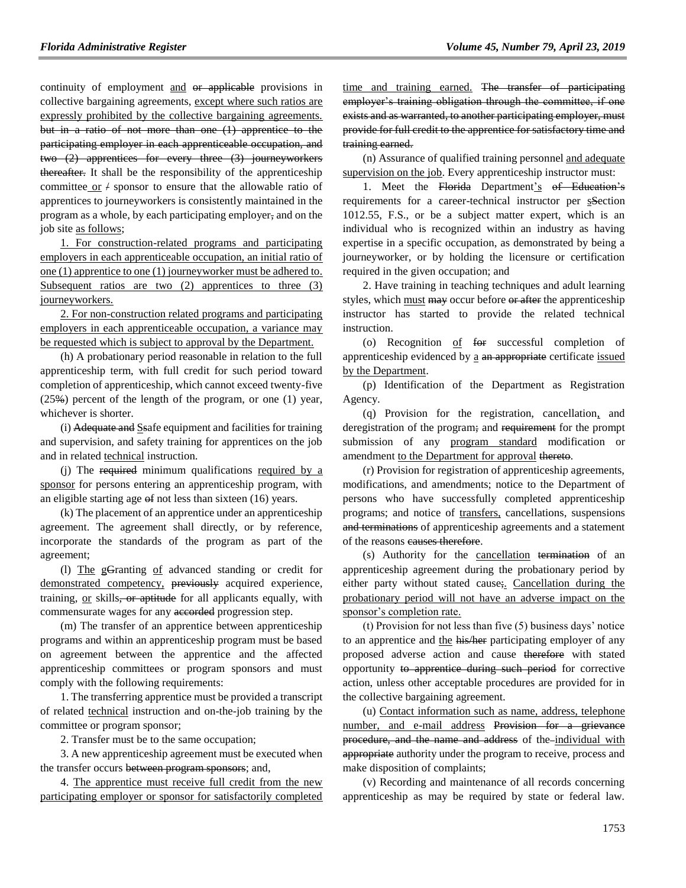continuity of employment <u>and</u> ~~or applicable~~ provisions in collective bargaining agreements, <u>except where such ratios are expressly prohibited by the collective bargaining agreements.</u> ~~but in a ratio of not more than one (1) apprentice to the participating employer in each apprenticeable occupation, and two (2) apprentices for every three (3) journeyworkers thereafter.~~ It shall be the responsibility of the apprenticeship committee <u>or</u> ~~/~~ sponsor to ensure that the allowable ratio of apprentices to journeyworkers is consistently maintained in the program as a whole, by each participating employer~~,~~ and on the job site <u>as follows</u>;

<u>1. For construction-related programs and participating employers in each apprenticeable occupation, an initial ratio of one (1) apprentice to one (1) journeyworker must be adhered to. Subsequent ratios are two (2) apprentices to three (3) journeyworkers.</u>

<u>2. For non-construction related programs and participating employers in each apprenticeable occupation, a variance may be requested which is subject to approval by the Department.</u>

(h) A probationary period reasonable in relation to the full apprenticeship term, with full credit for such period toward completion of apprenticeship, which cannot exceed twenty-five (25~~%~~) percent of the length of the program, or one (1) year, whichever is shorter.

(i) ~~Adequate and~~ ~~S~~<u>S</u>afe equipment and facilities for training and supervision, and safety training for apprentices on the job and in related <u>technical</u> instruction.

(j) The ~~required~~ minimum qualifications <u>required by a sponsor</u> for persons entering an apprenticeship program, with an eligible starting age ~~of~~ not less than sixteen (16) years.

(k) The placement of an apprentice under an apprenticeship agreement. The agreement shall directly, or by reference, incorporate the standards of the program as part of the agreement;

(l) <u>The</u> <u>g</u>~~G~~ranting <u>of</u> advanced standing or credit for <u>demonstrated competency,</u> ~~previously~~ acquired experience, training, <u>or</u> skills~~, or aptitude~~ for all applicants equally, with commensurate wages for any ~~accorded~~ progression step.

(m) The transfer of an apprentice between apprenticeship programs and within an apprenticeship program must be based on agreement between the apprentice and the affected apprenticeship committees or program sponsors and must comply with the following requirements:

1. The transferring apprentice must be provided a transcript of related <u>technical</u> instruction and on-the-job training by the committee or program sponsor;

2. Transfer must be to the same occupation;

3. A new apprenticeship agreement must be executed when the transfer occurs ~~between program sponsors~~; and,

4. <u>The apprentice must receive full credit from the new participating employer or sponsor for satisfactorily completed time and training earned.</u> ~~The transfer of participating employer's training obligation through the committee, if one exists and as warranted, to another participating employer, must provide for full credit to the apprentice for satisfactory time and training earned.~~

(n) Assurance of qualified training personnel <u>and adequate supervision on the job</u>. Every apprenticeship instructor must:

1. Meet the ~~Florida~~ Department<u>'s</u> ~~of Education's~~ requirements for a career-technical instructor per <u>s</u>~~S~~ection 1012.55, F.S., or be a subject matter expert, which is an individual who is recognized within an industry as having expertise in a specific occupation, as demonstrated by being a journeyworker, or by holding the licensure or certification required in the given occupation; and

2. Have training in teaching techniques and adult learning styles, which <u>must</u> ~~may~~ occur before ~~or after~~ the apprenticeship instructor has started to provide the related technical instruction.

(o) Recognition <u>of</u> ~~for~~ successful completion of apprenticeship evidenced by <u>a</u> ~~an appropriate~~ certificate <u>issued by the Department</u>.

(p) Identification of the Department as Registration Agency.

(q) Provision for the registration, cancellation<u>,</u> and deregistration of the program~~;~~ and ~~requirement~~ for the prompt submission of any <u>program standard</u> modification or amendment <u>to the Department for approval</u> ~~thereto~~.

(r) Provision for registration of apprenticeship agreements, modifications, and amendments; notice to the Department of persons who have successfully completed apprenticeship programs; and notice of <u>transfers,</u> cancellations, suspensions ~~and terminations~~ of apprenticeship agreements and a statement of the reasons ~~causes therefore~~.

(s) Authority for the <u>cancellation</u> ~~termination~~ of an apprenticeship agreement during the probationary period by either party without stated cause~~;~~<u>.</u> <u>Cancellation during the probationary period will not have an adverse impact on the sponsor's completion rate.</u>

(t) Provision for not less than five (5) business days' notice to an apprentice and <u>the</u> ~~his/her~~ participating employer of any proposed adverse action and cause ~~therefore~~ with stated opportunity ~~to apprentice during such period~~ for corrective action, unless other acceptable procedures are provided for in the collective bargaining agreement.

(u) <u>Contact information such as name, address, telephone number, and e-mail address</u> ~~Provision for a grievance procedure, and the name and address~~ of the ~~-~~<u>individual with</u> ~~appropriate~~ authority under the program to receive, process and make disposition of complaints;

(v) Recording and maintenance of all records concerning apprenticeship as may be required by state or federal law.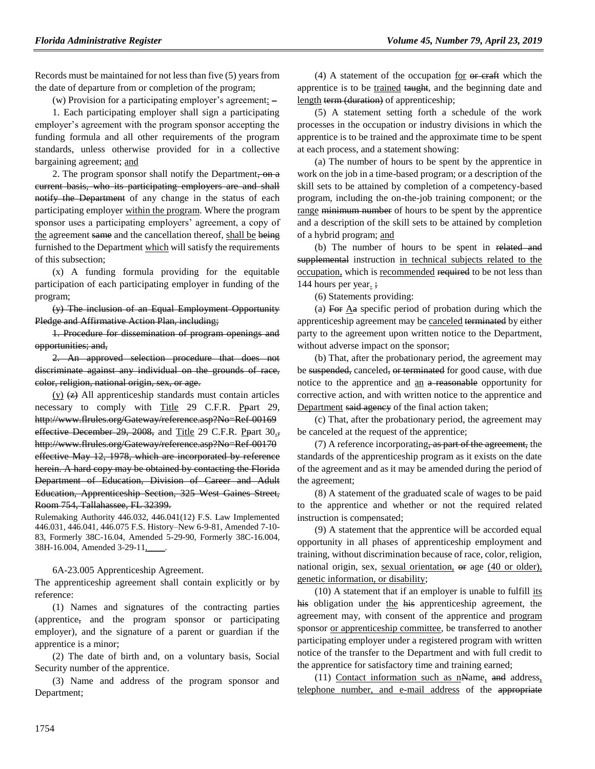Records must be maintained for not less than five (5) years from the date of departure from or completion of the program;

(w) Provision for a participating employer's agreement<u>:</u> ~~–~~

1. Each participating employer shall sign a participating employer's agreement with the program sponsor accepting the funding formula and all other requirements of the program standards, unless otherwise provided for in a collective bargaining agreement; <u>and</u>

2. The program sponsor shall notify the Department~~, on a current basis, who its participating employers are and shall notify the Department~~ of any change in the status of each participating employer <u>within the program</u>. Where the program sponsor uses a participating employers' agreement, a copy of <u>the</u> agreement ~~same~~ and the cancellation thereof, <u>shall be</u> ~~being~~ furnished to the Department <u>which</u> will satisfy the requirements of this subsection;

(x) A funding formula providing for the equitable participation of each participating employer in funding of the program;

~~(y) The inclusion of an Equal Employment Opportunity Pledge and Affirmative Action Plan, including;~~

~~1. Procedure for dissemination of program openings and opportunities; and,~~

~~2. An approved selection procedure that does not discriminate against any individual on the grounds of race, color, religion, national origin, sex, or age.~~

<u>(y)</u> ~~(z)~~ All apprenticeship standards must contain articles necessary to comply with <u>Title</u> 29 C.F.R. <u>P</u>~~p~~art 29, ~~http://www.flrules.org/Gateway/reference.asp?No=Ref-00169 effective December 29, 2008,~~ and <u>Title</u> 29 C.F.R. <u>P</u>~~p~~art 30<u>.</u>~~, http://www.flrules.org/Gateway/reference.asp?No=Ref-00170 effective May 12, 1978, which are incorporated by reference herein. A hard copy may be obtained by contacting the Florida Department of Education, Division of Career and Adult Education, Apprenticeship Section, 325 West Gaines Street, Room 754, Tallahassee, FL 32399.~~

Rulemaking Authority 446.032, 446.041(12) F.S. Law Implemented 446.031, 446.041, 446.075 F.S. History–New 6-9-81, Amended 7-10-83, Formerly 38C-16.04, Amended 5-29-90, Formerly 38C-16.004, 38H-16.004, Amended 3-29-11<u>, \_\_\_\_</u>.

6A-23.005 Apprenticeship Agreement.

The apprenticeship agreement shall contain explicitly or by reference:

(1) Names and signatures of the contracting parties (apprentice~~,~~ and the program sponsor or participating employer), and the signature of a parent or guardian if the apprentice is a minor;

(2) The date of birth and, on a voluntary basis, Social Security number of the apprentice.

(3) Name and address of the program sponsor and Department;

(4) A statement of the occupation <u>for</u> ~~or craft~~ which the apprentice is to be <u>trained</u> ~~taught~~, and the beginning date and <u>length</u> ~~term (duration)~~ of apprenticeship;

(5) A statement setting forth a schedule of the work processes in the occupation or industry divisions in which the apprentice is to be trained and the approximate time to be spent at each process, and a statement showing:

(a) The number of hours to be spent by the apprentice in work on the job in a time-based program; or a description of the skill sets to be attained by completion of a competency-based program, including the on-the-job training component; or the <u>range</u> ~~minimum number~~ of hours to be spent by the apprentice and a description of the skill sets to be attained by completion of a hybrid program; <u>and</u>

(b) The number of hours to be spent in ~~related and supplemental~~ instruction <u>in technical subjects related to the occupation,</u> which is <u>recommended</u> ~~required~~ to be not less than 144 hours per year<u>.</u> ~~;~~

(6) Statements providing:

(a) ~~For~~ <u>A</u>~~a~~ specific period of probation during which the apprenticeship agreement may be <u>canceled</u> ~~terminated~~ by either party to the agreement upon written notice to the Department, without adverse impact on the sponsor;

(b) That, after the probationary period, the agreement may be ~~suspended,~~ canceled~~, or terminated~~ for good cause, with due notice to the apprentice and <u>an</u> ~~a reasonable~~ opportunity for corrective action, and with written notice to the apprentice and <u>Department</u> ~~said agency~~ of the final action taken;

(c) That, after the probationary period, the agreement may be canceled at the request of the apprentice;

(7) A reference incorporating~~, as part of the agreement,~~ the standards of the apprenticeship program as it exists on the date of the agreement and as it may be amended during the period of the agreement;

(8) A statement of the graduated scale of wages to be paid to the apprentice and whether or not the required related instruction is compensated;

(9) A statement that the apprentice will be accorded equal opportunity in all phases of apprenticeship employment and training, without discrimination because of race, color, religion, national origin, sex, <u>sexual orientation,</u> ~~or~~ age <u>(40 or older), genetic information, or disability</u>;

(10) A statement that if an employer is unable to fulfill <u>its</u> ~~his~~ obligation under <u>the</u> ~~his~~ apprenticeship agreement, the agreement may, with consent of the apprentice and <u>program</u> sponsor <u>or apprenticeship committee</u>, be transferred to another participating employer under a registered program with written notice of the transfer to the Department and with full credit to the apprentice for satisfactory time and training earned;

(11) <u>Contact information such as n</u>~~N~~ame<u>,</u> ~~and~~ address<u>, telephone number, and e-mail address</u> of the ~~appropriate~~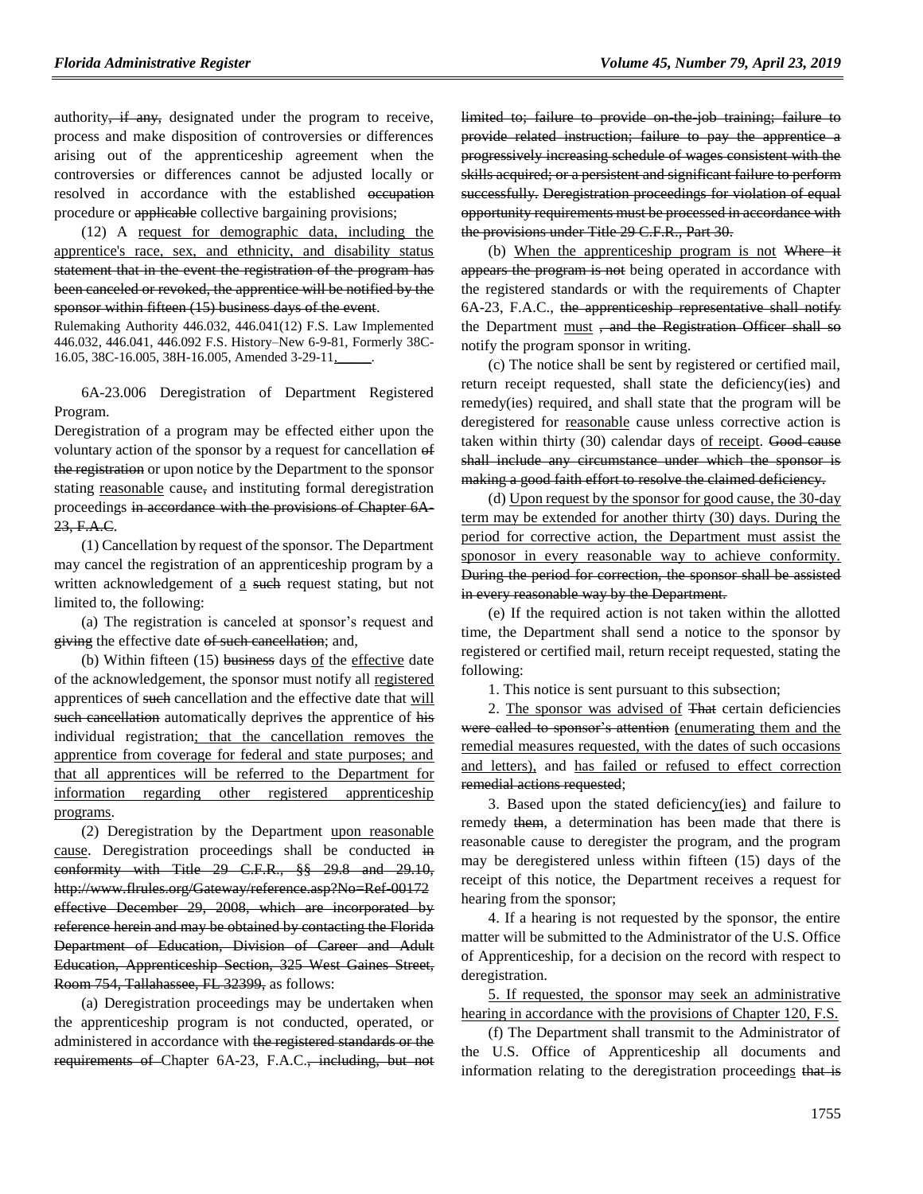authority~~, if any,~~ designated under the program to receive, process and make disposition of controversies or differences arising out of the apprenticeship agreement when the controversies or differences cannot be adjusted locally or resolved in accordance with the established ~~occupation~~ procedure or ~~applicable~~ collective bargaining provisions;

(12) A <u>request for demographic data, including the apprentice's race, sex, and ethnicity, and disability status</u> ~~statement that in the event the registration of the program has been canceled or revoked, the apprentice will be notified by the sponsor within fifteen (15) business days of the event~~.

Rulemaking Authority 446.032, 446.041(12) F.S. Law Implemented 446.032, 446.041, 446.092 F.S. History–New 6-9-81, Formerly 38C-16.05, 38C-16.005, 38H-16.005, Amended 3-29-11,<u>      </u>.

6A-23.006 Deregistration of Department Registered Program.

Deregistration of a program may be effected either upon the voluntary action of the sponsor by a request for cancellation ~~of the registration~~ or upon notice by the Department to the sponsor stating <u>reasonable</u> cause~~,~~ and instituting formal deregistration proceedings ~~in accordance with the provisions of Chapter 6A-23, F.A.C~~.

(1) Cancellation by request of the sponsor. The Department may cancel the registration of an apprenticeship program by a written acknowledgement of <u>a</u> ~~such~~ request stating, but not limited to, the following:

(a) The registration is canceled at sponsor's request and ~~giving~~ the effective date ~~of such cancellation~~; and,

(b) Within fifteen (15) ~~business~~ days <u>of</u> the <u>effective</u> date of the acknowledgement, the sponsor must notify all <u>registered</u> apprentices of ~~such~~ cancellation and the effective date that <u>will</u> ~~such cancellation~~ automatically deprives the apprentice of his individual registration<u>; that the cancellation removes the apprentice from coverage for federal and state purposes; and that all apprentices will be referred to the Department for information regarding other registered apprenticeship programs</u>.

(2) Deregistration by the Department <u>upon reasonable cause</u>. Deregistration proceedings shall be conducted ~~in conformity with Title 29 C.F.R., §§ 29.8 and 29.10, http://www.flrules.org/Gateway/reference.asp?No=Ref-00172 effective December 29, 2008, which are incorporated by reference herein and may be obtained by contacting the Florida Department of Education, Division of Career and Adult Education, Apprenticeship Section, 325 West Gaines Street, Room 754, Tallahassee, FL 32399,~~ as follows:

(a) Deregistration proceedings may be undertaken when the apprenticeship program is not conducted, operated, or administered in accordance with ~~the registered standards or the requirements of~~ Chapter 6A-23, F.A.C.~~, including, but not limited to; failure to provide on-the-job training; failure to provide related instruction; failure to pay the apprentice a progressively increasing schedule of wages consistent with the skills acquired; or a persistent and significant failure to perform successfully. Deregistration proceedings for violation of equal opportunity requirements must be processed in accordance with the provisions under Title 29 C.F.R., Part 30.~~

(b) <u>When the apprenticeship program is not</u> ~~Where it appears the program is not~~ being operated in accordance with the registered standards or with the requirements of Chapter 6A-23, F.A.C., ~~the apprenticeship representative shall notify~~ the Department <u>must</u> ~~, and the Registration Officer shall so~~ notify the program sponsor in writing.

(c) The notice shall be sent by registered or certified mail, return receipt requested, shall state the deficiency(ies) and remedy(ies) required<u>,</u> and shall state that the program will be deregistered for <u>reasonable</u> cause unless corrective action is taken within thirty (30) calendar days <u>of receipt</u>. ~~Good cause shall include any circumstance under which the sponsor is making a good faith effort to resolve the claimed deficiency.~~

(d) <u>Upon request by the sponsor for good cause, the 30-day term may be extended for another thirty (30) days. During the period for corrective action, the Department must assist the sponosor in every reasonable way to achieve conformity.</u> ~~During the period for correction, the sponsor shall be assisted in every reasonable way by the Department.~~

(e) If the required action is not taken within the allotted time, the Department shall send a notice to the sponsor by registered or certified mail, return receipt requested, stating the following:

1. This notice is sent pursuant to this subsection;

2. <u>The sponsor was advised of</u> ~~That~~ certain deficiencies ~~were called to sponsor's attention~~ <u>(enumerating them and the remedial measures requested, with the dates of such occasions and letters),</u> and <u>has failed or refused to effect correction</u> ~~remedial actions requested~~;

3. Based upon the stated deficiency<u>(ies)</u> and failure to remedy ~~them~~, a determination has been made that there is reasonable cause to deregister the program, and the program may be deregistered unless within fifteen (15) days of the receipt of this notice, the Department receives a request for hearing from the sponsor;

4. If a hearing is not requested by the sponsor, the entire matter will be submitted to the Administrator of the U.S. Office of Apprenticeship, for a decision on the record with respect to deregistration.

<u>5. If requested, the sponsor may seek an administrative hearing in accordance with the provisions of Chapter 120, F.S.</u>

(f) The Department shall transmit to the Administrator of the U.S. Office of Apprenticeship all documents and information relating to the deregistration proceedings <u>that is</u>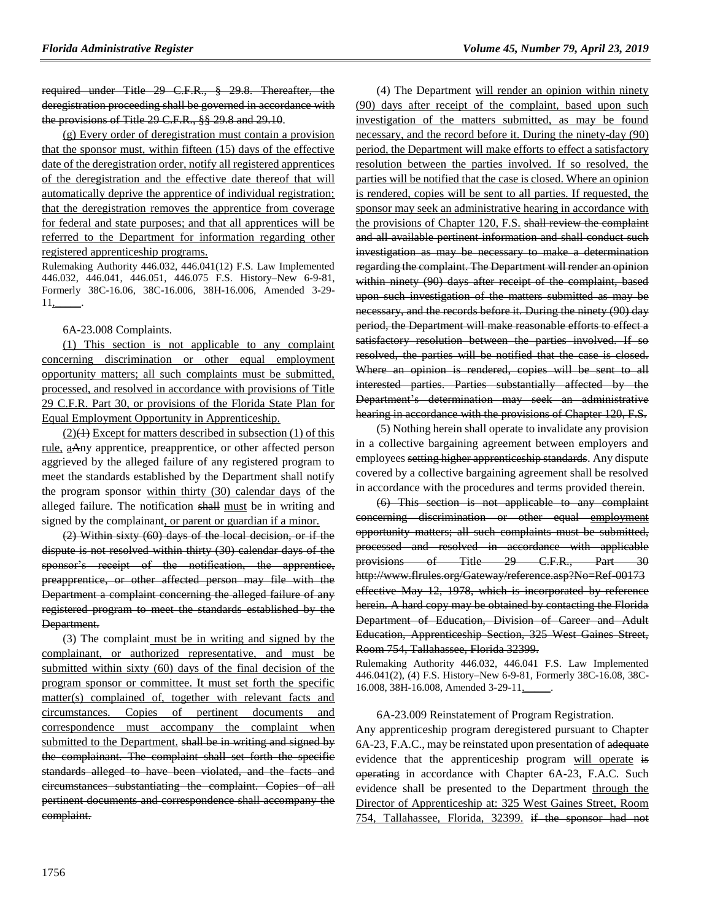~~required under Title 29 C.F.R., § 29.8. Thereafter, the deregistration proceeding shall be governed in accordance with the provisions of Title 29 C.F.R., §§ 29.8 and 29.10.~~

(g) Every order of deregistration must contain a provision that the sponsor must, within fifteen (15) days of the effective date of the deregistration order, notify all registered apprentices of the deregistration and the effective date thereof that will automatically deprive the apprentice of individual registration; that the deregistration removes the apprentice from coverage for federal and state purposes; and that all apprentices will be referred to the Department for information regarding other registered apprenticeship programs.

Rulemaking Authority 446.032, 446.041(12) F.S. Law Implemented 446.032, 446.041, 446.051, 446.075 F.S. History–New 6-9-81, Formerly 38C-16.06, 38C-16.006, 38H-16.006, Amended 3-29-11, \_\_\_\_\_.

6A-23.008 Complaints.

(1) This section is not applicable to any complaint concerning discrimination or other equal employment opportunity matters; all such complaints must be submitted, processed, and resolved in accordance with provisions of Title 29 C.F.R. Part 30, or provisions of the Florida State Plan for Equal Employment Opportunity in Apprenticeship.

(2)~~(1)~~ Except for matters described in subsection (1) of this rule, a~~A~~ny apprentice, preapprentice, or other affected person aggrieved by the alleged failure of any registered program to meet the standards established by the Department shall notify the program sponsor within thirty (30) calendar days of the alleged failure. The notification ~~shall~~ must be in writing and signed by the complainant, or parent or guardian if a minor.

~~(2) Within sixty (60) days of the local decision, or if the dispute is not resolved within thirty (30) calendar days of the sponsor's receipt of the notification, the apprentice, preapprentice, or other affected person may file with the Department a complaint concerning the alleged failure of any registered program to meet the standards established by the Department.~~

(3) The complaint must be in writing and signed by the complainant, or authorized representative, and must be submitted within sixty (60) days of the final decision of the program sponsor or committee. It must set forth the specific matter(s) complained of, together with relevant facts and circumstances. Copies of pertinent documents and correspondence must accompany the complaint when submitted to the Department. ~~shall be in writing and signed by the complainant. The complaint shall set forth the specific standards alleged to have been violated, and the facts and circumstances substantiating the complaint. Copies of all pertinent documents and correspondence shall accompany the complaint.~~

(4) The Department will render an opinion within ninety (90) days after receipt of the complaint, based upon such investigation of the matters submitted, as may be found necessary, and the record before it. During the ninety-day (90) period, the Department will make efforts to effect a satisfactory resolution between the parties involved. If so resolved, the parties will be notified that the case is closed. Where an opinion is rendered, copies will be sent to all parties. If requested, the sponsor may seek an administrative hearing in accordance with the provisions of Chapter 120, F.S. ~~shall review the complaint and all available pertinent information and shall conduct such investigation as may be necessary to make a determination regarding the complaint. The Department will render an opinion within ninety (90) days after receipt of the complaint, based upon such investigation of the matters submitted as may be necessary, and the records before it. During the ninety (90) day period, the Department will make reasonable efforts to effect a satisfactory resolution between the parties involved. If so resolved, the parties will be notified that the case is closed. Where an opinion is rendered, copies will be sent to all interested parties. Parties substantially affected by the Department's determination may seek an administrative hearing in accordance with the provisions of Chapter 120, F.S.~~

(5) Nothing herein shall operate to invalidate any provision in a collective bargaining agreement between employers and employees ~~setting higher apprenticeship standards~~. Any dispute covered by a collective bargaining agreement shall be resolved in accordance with the procedures and terms provided therein.

~~(6) This section is not applicable to any complaint concerning discrimination or other equal employment opportunity matters; all such complaints must be submitted, processed and resolved in accordance with applicable provisions of Title 29 C.F.R., Part 30 http://www.flrules.org/Gateway/reference.asp?No=Ref-00173 effective May 12, 1978, which is incorporated by reference herein. A hard copy may be obtained by contacting the Florida Department of Education, Division of Career and Adult Education, Apprenticeship Section, 325 West Gaines Street, Room 754, Tallahassee, Florida 32399.~~

Rulemaking Authority 446.032, 446.041 F.S. Law Implemented 446.041(2), (4) F.S. History–New 6-9-81, Formerly 38C-16.08, 38C-16.008, 38H-16.008, Amended 3-29-11, \_\_\_\_\_.

6A-23.009 Reinstatement of Program Registration.

Any apprenticeship program deregistered pursuant to Chapter 6A-23, F.A.C., may be reinstated upon presentation of ~~adequate~~ evidence that the apprenticeship program will operate ~~is operating~~ in accordance with Chapter 6A-23, F.A.C. Such evidence shall be presented to the Department through the Director of Apprenticeship at: 325 West Gaines Street, Room 754, Tallahassee, Florida, 32399. ~~if the sponsor had not~~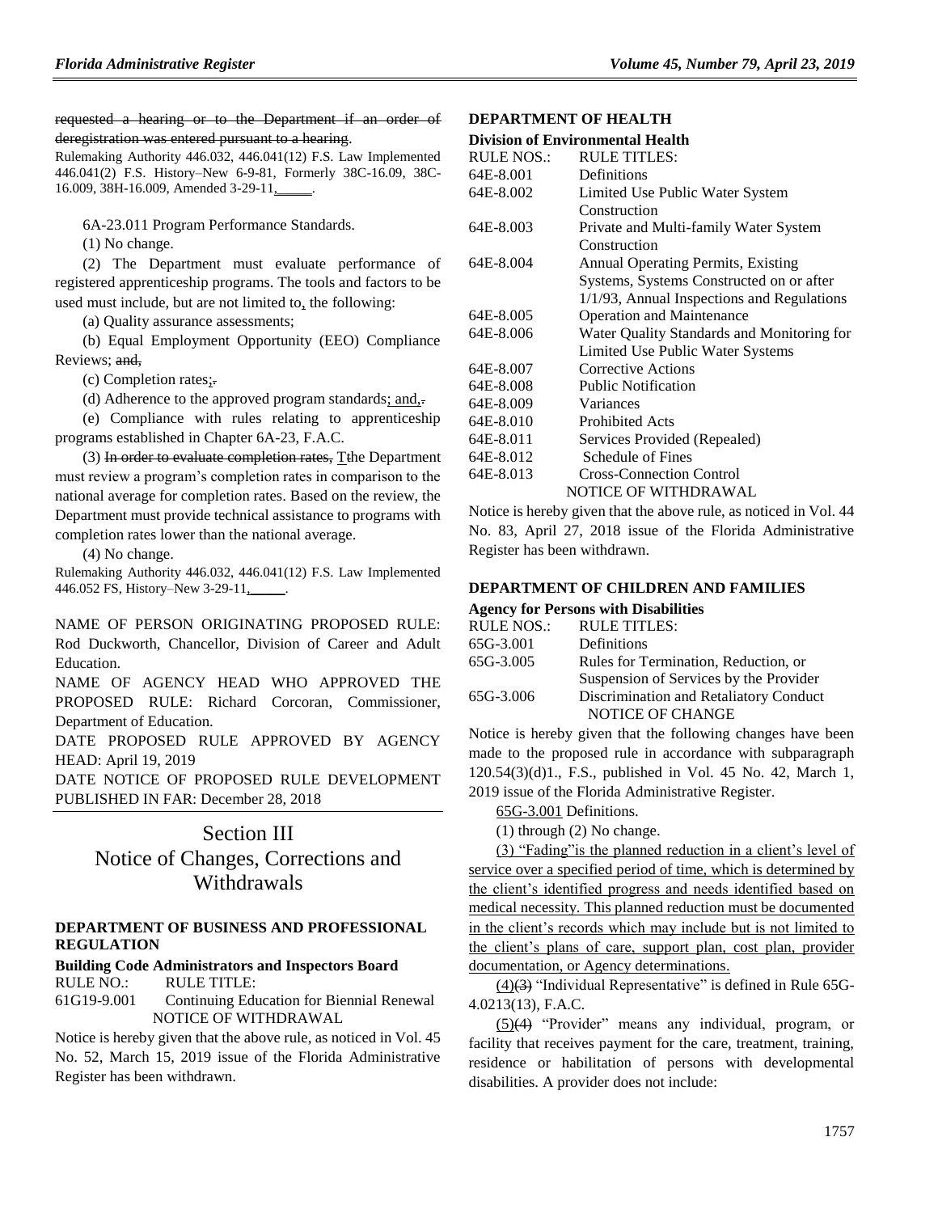requested a hearing or to the Department if an order of deregistration was entered pursuant to a hearing.

Rulemaking Authority 446.032, 446.041(12) F.S. Law Implemented 446.041(2) F.S. History–New 6-9-81, Formerly 38C-16.09, 38C-16.009, 38H-16.009, Amended 3-29-11,\_\_\_\_\_.

6A-23.011 Program Performance Standards.

(1) No change.

(2) The Department must evaluate performance of registered apprenticeship programs. The tools and factors to be used must include, but are not limited to, the following:

(a) Quality assurance assessments;

(b) Equal Employment Opportunity (EEO) Compliance Reviews; and,

(c) Completion rates;.

(d) Adherence to the approved program standards; and,.

(e) Compliance with rules relating to apprenticeship programs established in Chapter 6A-23, F.A.C.

(3) In order to evaluate completion rates, Tthe Department must review a program's completion rates in comparison to the national average for completion rates. Based on the review, the Department must provide technical assistance to programs with completion rates lower than the national average.

(4) No change.

Rulemaking Authority 446.032, 446.041(12) F.S. Law Implemented 446.052 FS, History–New 3-29-11,\_\_\_\_\_.

NAME OF PERSON ORIGINATING PROPOSED RULE: Rod Duckworth, Chancellor, Division of Career and Adult Education.

NAME OF AGENCY HEAD WHO APPROVED THE PROPOSED RULE: Richard Corcoran, Commissioner, Department of Education.

DATE PROPOSED RULE APPROVED BY AGENCY HEAD: April 19, 2019

DATE NOTICE OF PROPOSED RULE DEVELOPMENT PUBLISHED IN FAR: December 28, 2018

# Section III
# Notice of Changes, Corrections and Withdrawals

### DEPARTMENT OF BUSINESS AND PROFESSIONAL REGULATION

**Building Code Administrators and Inspectors Board**

RULE NO.: RULE TITLE:

61G19-9.001 Continuing Education for Biennial Renewal

NOTICE OF WITHDRAWAL

Notice is hereby given that the above rule, as noticed in Vol. 45 No. 52, March 15, 2019 issue of the Florida Administrative Register has been withdrawn.

### DEPARTMENT OF HEALTH

**Division of Environmental Health**

| RULE NOS.: | RULE TITLES: |
|---|---|
| 64E-8.001 | Definitions |
| 64E-8.002 | Limited Use Public Water System Construction |
| 64E-8.003 | Private and Multi-family Water System Construction |
| 64E-8.004 | Annual Operating Permits, Existing Systems, Systems Constructed on or after 1/1/93, Annual Inspections and Regulations |
| 64E-8.005 | Operation and Maintenance |
| 64E-8.006 | Water Quality Standards and Monitoring for Limited Use Public Water Systems |
| 64E-8.007 | Corrective Actions |
| 64E-8.008 | Public Notification |
| 64E-8.009 | Variances |
| 64E-8.010 | Prohibited Acts |
| 64E-8.011 | Services Provided (Repealed) |
| 64E-8.012 | Schedule of Fines |
| 64E-8.013 | Cross-Connection Control |

NOTICE OF WITHDRAWAL

Notice is hereby given that the above rule, as noticed in Vol. 44 No. 83, April 27, 2018 issue of the Florida Administrative Register has been withdrawn.

### DEPARTMENT OF CHILDREN AND FAMILIES

**Agency for Persons with Disabilities**

| RULE NOS.: | RULE TITLES: |
|---|---|
| 65G-3.001 | Definitions |
| 65G-3.005 | Rules for Termination, Reduction, or Suspension of Services by the Provider |
| 65G-3.006 | Discrimination and Retaliatory Conduct |

NOTICE OF CHANGE

Notice is hereby given that the following changes have been made to the proposed rule in accordance with subparagraph 120.54(3)(d)1., F.S., published in Vol. 45 No. 42, March 1, 2019 issue of the Florida Administrative Register.

65G-3.001 Definitions.

(1) through (2) No change.

(3) "Fading"is the planned reduction in a client's level of service over a specified period of time, which is determined by the client's identified progress and needs identified based on medical necessity. This planned reduction must be documented in the client's records which may include but is not limited to the client's plans of care, support plan, cost plan, provider documentation, or Agency determinations.

(4)(3) "Individual Representative" is defined in Rule 65G-4.0213(13), F.A.C.

(5)(4) "Provider" means any individual, program, or facility that receives payment for the care, treatment, training, residence or habilitation of persons with developmental disabilities. A provider does not include: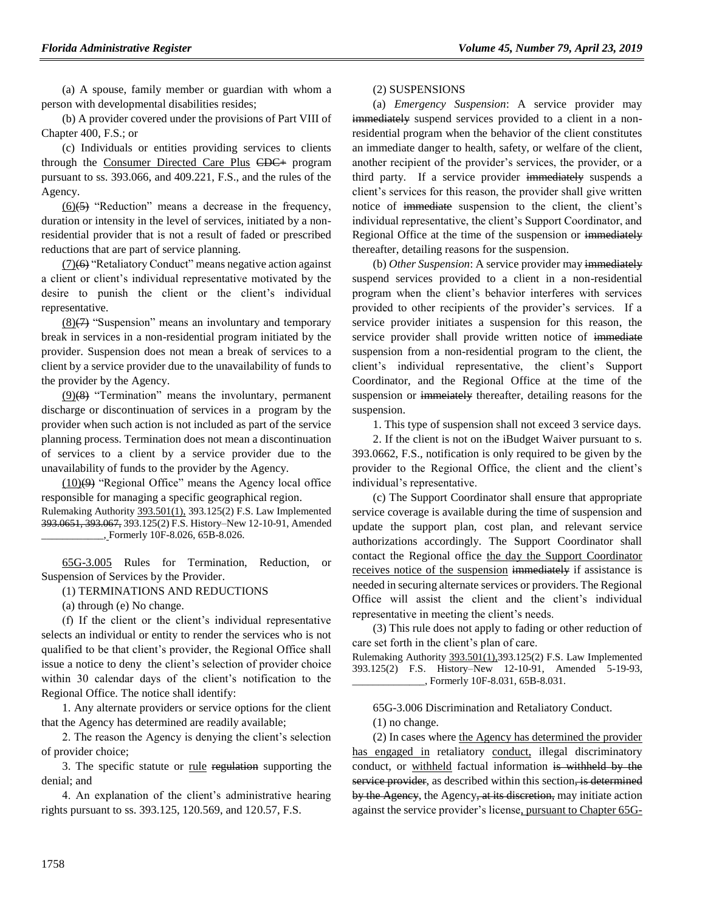(a) A spouse, family member or guardian with whom a person with developmental disabilities resides;

(b) A provider covered under the provisions of Part VIII of Chapter 400, F.S.; or

(c) Individuals or entities providing services to clients through the Consumer Directed Care Plus ~~CDC+~~ program pursuant to ss. 393.066, and 409.221, F.S., and the rules of the Agency.

(6)~~(5)~~ "Reduction" means a decrease in the frequency, duration or intensity in the level of services, initiated by a non-residential provider that is not a result of faded or prescribed reductions that are part of service planning.

(7)~~(6)~~ "Retaliatory Conduct" means negative action against a client or client's individual representative motivated by the desire to punish the client or the client's individual representative.

(8)~~(7)~~ "Suspension" means an involuntary and temporary break in services in a non-residential program initiated by the provider. Suspension does not mean a break of services to a client by a service provider due to the unavailability of funds to the provider by the Agency.

(9)~~(8)~~ "Termination" means the involuntary, permanent discharge or discontinuation of services in a program by the provider when such action is not included as part of the service planning process. Termination does not mean a discontinuation of services to a client by a service provider due to the unavailability of funds to the provider by the Agency.

(10)~~(9)~~ "Regional Office" means the Agency local office responsible for managing a specific geographical region.

Rulemaking Authority 393.501(1), 393.125(2) F.S. Law Implemented ~~393.0651, 393.067,~~ 393.125(2) F.S. History–New 12-10-91, Amended ____________, Formerly 10F-8.026, 65B-8.026.

65G-3.005 Rules for Termination, Reduction, or Suspension of Services by the Provider.

(1) TERMINATIONS AND REDUCTIONS

(a) through (e) No change.

(f) If the client or the client's individual representative selects an individual or entity to render the services who is not qualified to be that client's provider, the Regional Office shall issue a notice to deny the client's selection of provider choice within 30 calendar days of the client's notification to the Regional Office. The notice shall identify:

1. Any alternate providers or service options for the client that the Agency has determined are readily available;

2. The reason the Agency is denying the client's selection of provider choice;

3. The specific statute or rule ~~regulation~~ supporting the denial; and

4. An explanation of the client's administrative hearing rights pursuant to ss. 393.125, 120.569, and 120.57, F.S.

(2) SUSPENSIONS

(a) *Emergency Suspension*: A service provider may ~~immediately~~ suspend services provided to a client in a non-residential program when the behavior of the client constitutes an immediate danger to health, safety, or welfare of the client, another recipient of the provider's services, the provider, or a third party. If a service provider ~~immediately~~ suspends a client's services for this reason, the provider shall give written notice of ~~immediate~~ suspension to the client, the client's individual representative, the client's Support Coordinator, and Regional Office at the time of the suspension or ~~immediately~~ thereafter, detailing reasons for the suspension.

(b) *Other Suspension*: A service provider may ~~immediately~~ suspend services provided to a client in a non-residential program when the client's behavior interferes with services provided to other recipients of the provider's services. If a service provider initiates a suspension for this reason, the service provider shall provide written notice of ~~immediate~~ suspension from a non-residential program to the client, the client's individual representative, the client's Support Coordinator, and the Regional Office at the time of the suspension or ~~immeiately~~ thereafter, detailing reasons for the suspension.

1. This type of suspension shall not exceed 3 service days.

2. If the client is not on the iBudget Waiver pursuant to s. 393.0662, F.S., notification is only required to be given by the provider to the Regional Office, the client and the client's individual's representative.

(c) The Support Coordinator shall ensure that appropriate service coverage is available during the time of suspension and update the support plan, cost plan, and relevant service authorizations accordingly. The Support Coordinator shall contact the Regional office the day the Support Coordinator receives notice of the suspension ~~immediately~~ if assistance is needed in securing alternate services or providers. The Regional Office will assist the client and the client's individual representative in meeting the client's needs.

(3) This rule does not apply to fading or other reduction of care set forth in the client's plan of care.

Rulemaking Authority 393.501(1),393.125(2) F.S. Law Implemented 393.125(2) F.S. History–New 12-10-91, Amended 5-19-93, _____________, Formerly 10F-8.031, 65B-8.031.

65G-3.006 Discrimination and Retaliatory Conduct.

(1) no change.

(2) In cases where the Agency has determined the provider has engaged in retaliatory conduct, illegal discriminatory conduct, or withheld factual information ~~is withheld by the service provider~~, as described within this section~~, is determined by the Agency~~, the Agency~~, at its discretion,~~ may initiate action against the service provider's license, pursuant to Chapter 65G-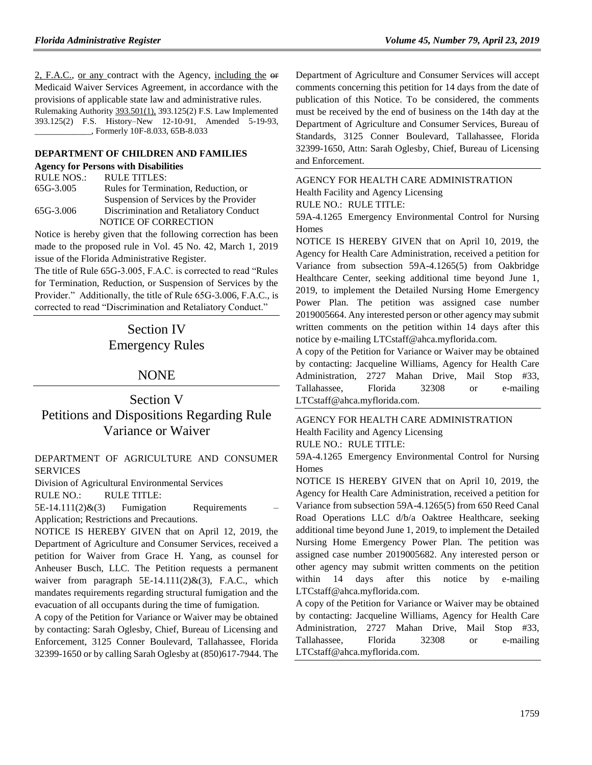2, F.A.C., or any contract with the Agency, including the or Medicaid Waiver Services Agreement, in accordance with the provisions of applicable state law and administrative rules.

Rulemaking Authority 393.501(1), 393.125(2) F.S. Law Implemented 393.125(2) F.S. History–New 12-10-91, Amended 5-19-93, _____________, Formerly 10F-8.033, 65B-8.033

**DEPARTMENT OF CHILDREN AND FAMILIES**

**Agency for Persons with Disabilities**

| RULE NOS.: | RULE TITLES: |
|---|---|
| 65G-3.005 | Rules for Termination, Reduction, or Suspension of Services by the Provider |
| 65G-3.006 | Discrimination and Retaliatory Conduct |

NOTICE OF CORRECTION

Notice is hereby given that the following correction has been made to the proposed rule in Vol. 45 No. 42, March 1, 2019 issue of the Florida Administrative Register.

The title of Rule 65G-3.005, F.A.C. is corrected to read "Rules for Termination, Reduction, or Suspension of Services by the Provider." Additionally, the title of Rule 65G-3.006, F.A.C., is corrected to read "Discrimination and Retaliatory Conduct."

# Section IV Emergency Rules

# NONE

# Section V Petitions and Dispositions Regarding Rule Variance or Waiver

DEPARTMENT OF AGRICULTURE AND CONSUMER SERVICES

Division of Agricultural Environmental Services

RULE NO.: RULE TITLE:

5E-14.111(2)&(3) Fumigation Requirements – Application; Restrictions and Precautions.

NOTICE IS HEREBY GIVEN that on April 12, 2019, the Department of Agriculture and Consumer Services, received a petition for Waiver from Grace H. Yang, as counsel for Anheuser Busch, LLC. The Petition requests a permanent waiver from paragraph 5E-14.111(2)&(3), F.A.C., which mandates requirements regarding structural fumigation and the evacuation of all occupants during the time of fumigation.

A copy of the Petition for Variance or Waiver may be obtained by contacting: Sarah Oglesby, Chief, Bureau of Licensing and Enforcement, 3125 Conner Boulevard, Tallahassee, Florida 32399-1650 or by calling Sarah Oglesby at (850)617-7944. The Department of Agriculture and Consumer Services will accept comments concerning this petition for 14 days from the date of publication of this Notice. To be considered, the comments must be received by the end of business on the 14th day at the Department of Agriculture and Consumer Services, Bureau of Standards, 3125 Conner Boulevard, Tallahassee, Florida 32399-1650, Attn: Sarah Oglesby, Chief, Bureau of Licensing and Enforcement.

AGENCY FOR HEALTH CARE ADMINISTRATION

Health Facility and Agency Licensing

RULE NO.: RULE TITLE:

59A-4.1265 Emergency Environmental Control for Nursing Homes

NOTICE IS HEREBY GIVEN that on April 10, 2019, the Agency for Health Care Administration, received a petition for Variance from subsection 59A-4.1265(5) from Oakbridge Healthcare Center, seeking additional time beyond June 1, 2019, to implement the Detailed Nursing Home Emergency Power Plan. The petition was assigned case number 2019005664. Any interested person or other agency may submit written comments on the petition within 14 days after this notice by e-mailing LTCstaff@ahca.myflorida.com.

A copy of the Petition for Variance or Waiver may be obtained by contacting: Jacqueline Williams, Agency for Health Care Administration, 2727 Mahan Drive, Mail Stop #33, Tallahassee, Florida 32308 or e-mailing LTCstaff@ahca.myflorida.com.

AGENCY FOR HEALTH CARE ADMINISTRATION

Health Facility and Agency Licensing

RULE NO.: RULE TITLE:

59A-4.1265 Emergency Environmental Control for Nursing Homes

NOTICE IS HEREBY GIVEN that on April 10, 2019, the Agency for Health Care Administration, received a petition for Variance from subsection 59A-4.1265(5) from 650 Reed Canal Road Operations LLC d/b/a Oaktree Healthcare, seeking additional time beyond June 1, 2019, to implement the Detailed Nursing Home Emergency Power Plan. The petition was assigned case number 2019005682. Any interested person or other agency may submit written comments on the petition within 14 days after this notice by e-mailing LTCstaff@ahca.myflorida.com.

A copy of the Petition for Variance or Waiver may be obtained by contacting: Jacqueline Williams, Agency for Health Care Administration, 2727 Mahan Drive, Mail Stop #33, Tallahassee, Florida 32308 or e-mailing LTCstaff@ahca.myflorida.com.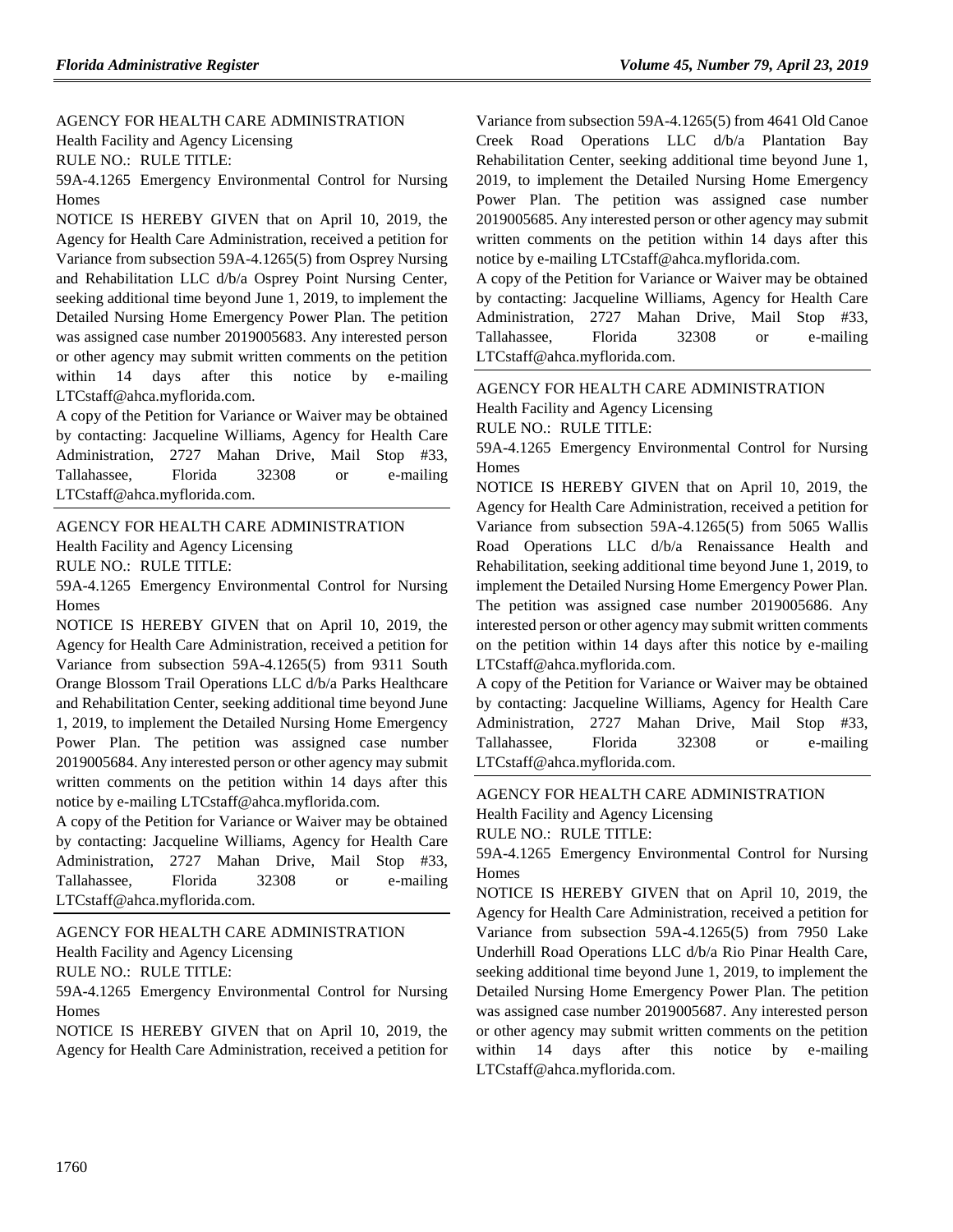AGENCY FOR HEALTH CARE ADMINISTRATION

Health Facility and Agency Licensing

RULE NO.: RULE TITLE:

59A-4.1265 Emergency Environmental Control for Nursing Homes

NOTICE IS HEREBY GIVEN that on April 10, 2019, the Agency for Health Care Administration, received a petition for Variance from subsection 59A-4.1265(5) from Osprey Nursing and Rehabilitation LLC d/b/a Osprey Point Nursing Center, seeking additional time beyond June 1, 2019, to implement the Detailed Nursing Home Emergency Power Plan. The petition was assigned case number 2019005683. Any interested person or other agency may submit written comments on the petition within 14 days after this notice by e-mailing LTCstaff@ahca.myflorida.com.

A copy of the Petition for Variance or Waiver may be obtained by contacting: Jacqueline Williams, Agency for Health Care Administration, 2727 Mahan Drive, Mail Stop #33, Tallahassee, Florida 32308 or e-mailing LTCstaff@ahca.myflorida.com.

---

AGENCY FOR HEALTH CARE ADMINISTRATION

Health Facility and Agency Licensing

RULE NO.: RULE TITLE:

59A-4.1265 Emergency Environmental Control for Nursing Homes

NOTICE IS HEREBY GIVEN that on April 10, 2019, the Agency for Health Care Administration, received a petition for Variance from subsection 59A-4.1265(5) from 9311 South Orange Blossom Trail Operations LLC d/b/a Parks Healthcare and Rehabilitation Center, seeking additional time beyond June 1, 2019, to implement the Detailed Nursing Home Emergency Power Plan. The petition was assigned case number 2019005684. Any interested person or other agency may submit written comments on the petition within 14 days after this notice by e-mailing LTCstaff@ahca.myflorida.com.

A copy of the Petition for Variance or Waiver may be obtained by contacting: Jacqueline Williams, Agency for Health Care Administration, 2727 Mahan Drive, Mail Stop #33, Tallahassee, Florida 32308 or e-mailing LTCstaff@ahca.myflorida.com.

---

AGENCY FOR HEALTH CARE ADMINISTRATION

Health Facility and Agency Licensing

RULE NO.: RULE TITLE:

59A-4.1265 Emergency Environmental Control for Nursing Homes

NOTICE IS HEREBY GIVEN that on April 10, 2019, the Agency for Health Care Administration, received a petition for Variance from subsection 59A-4.1265(5) from 4641 Old Canoe Creek Road Operations LLC d/b/a Plantation Bay Rehabilitation Center, seeking additional time beyond June 1, 2019, to implement the Detailed Nursing Home Emergency Power Plan. The petition was assigned case number 2019005685. Any interested person or other agency may submit written comments on the petition within 14 days after this notice by e-mailing LTCstaff@ahca.myflorida.com.

A copy of the Petition for Variance or Waiver may be obtained by contacting: Jacqueline Williams, Agency for Health Care Administration, 2727 Mahan Drive, Mail Stop #33, Tallahassee, Florida 32308 or e-mailing LTCstaff@ahca.myflorida.com.

---

AGENCY FOR HEALTH CARE ADMINISTRATION

Health Facility and Agency Licensing

RULE NO.: RULE TITLE:

59A-4.1265 Emergency Environmental Control for Nursing Homes

NOTICE IS HEREBY GIVEN that on April 10, 2019, the Agency for Health Care Administration, received a petition for Variance from subsection 59A-4.1265(5) from 5065 Wallis Road Operations LLC d/b/a Renaissance Health and Rehabilitation, seeking additional time beyond June 1, 2019, to implement the Detailed Nursing Home Emergency Power Plan. The petition was assigned case number 2019005686. Any interested person or other agency may submit written comments on the petition within 14 days after this notice by e-mailing LTCstaff@ahca.myflorida.com.

A copy of the Petition for Variance or Waiver may be obtained by contacting: Jacqueline Williams, Agency for Health Care Administration, 2727 Mahan Drive, Mail Stop #33, Tallahassee, Florida 32308 or e-mailing LTCstaff@ahca.myflorida.com.

---

AGENCY FOR HEALTH CARE ADMINISTRATION

Health Facility and Agency Licensing

RULE NO.: RULE TITLE:

59A-4.1265 Emergency Environmental Control for Nursing Homes

NOTICE IS HEREBY GIVEN that on April 10, 2019, the Agency for Health Care Administration, received a petition for Variance from subsection 59A-4.1265(5) from 7950 Lake Underhill Road Operations LLC d/b/a Rio Pinar Health Care, seeking additional time beyond June 1, 2019, to implement the Detailed Nursing Home Emergency Power Plan. The petition was assigned case number 2019005687. Any interested person or other agency may submit written comments on the petition within 14 days after this notice by e-mailing LTCstaff@ahca.myflorida.com.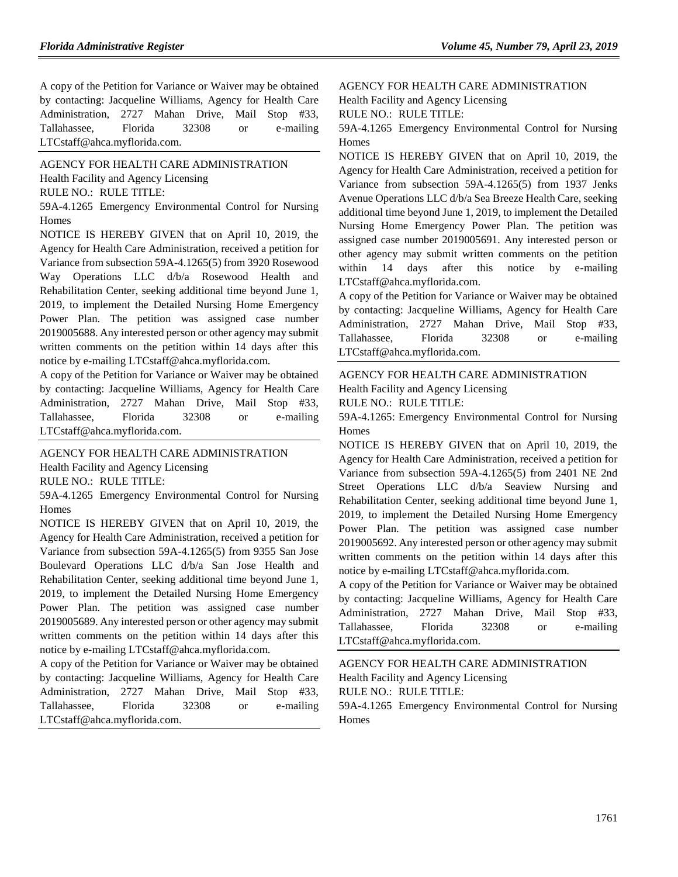A copy of the Petition for Variance or Waiver may be obtained by contacting: Jacqueline Williams, Agency for Health Care Administration, 2727 Mahan Drive, Mail Stop #33, Tallahassee, Florida 32308 or e-mailing LTCstaff@ahca.myflorida.com.

AGENCY FOR HEALTH CARE ADMINISTRATION

Health Facility and Agency Licensing

RULE NO.: RULE TITLE:

59A-4.1265 Emergency Environmental Control for Nursing Homes

NOTICE IS HEREBY GIVEN that on April 10, 2019, the Agency for Health Care Administration, received a petition for Variance from subsection 59A-4.1265(5) from 3920 Rosewood Way Operations LLC d/b/a Rosewood Health and Rehabilitation Center, seeking additional time beyond June 1, 2019, to implement the Detailed Nursing Home Emergency Power Plan. The petition was assigned case number 2019005688. Any interested person or other agency may submit written comments on the petition within 14 days after this notice by e-mailing LTCstaff@ahca.myflorida.com.

A copy of the Petition for Variance or Waiver may be obtained by contacting: Jacqueline Williams, Agency for Health Care Administration, 2727 Mahan Drive, Mail Stop #33, Tallahassee, Florida 32308 or e-mailing LTCstaff@ahca.myflorida.com.

AGENCY FOR HEALTH CARE ADMINISTRATION

Health Facility and Agency Licensing

RULE NO.: RULE TITLE:

59A-4.1265 Emergency Environmental Control for Nursing Homes

NOTICE IS HEREBY GIVEN that on April 10, 2019, the Agency for Health Care Administration, received a petition for Variance from subsection 59A-4.1265(5) from 9355 San Jose Boulevard Operations LLC d/b/a San Jose Health and Rehabilitation Center, seeking additional time beyond June 1, 2019, to implement the Detailed Nursing Home Emergency Power Plan. The petition was assigned case number 2019005689. Any interested person or other agency may submit written comments on the petition within 14 days after this notice by e-mailing LTCstaff@ahca.myflorida.com.

A copy of the Petition for Variance or Waiver may be obtained by contacting: Jacqueline Williams, Agency for Health Care Administration, 2727 Mahan Drive, Mail Stop #33, Tallahassee, Florida 32308 or e-mailing LTCstaff@ahca.myflorida.com.

AGENCY FOR HEALTH CARE ADMINISTRATION

Health Facility and Agency Licensing

RULE NO.: RULE TITLE:

59A-4.1265 Emergency Environmental Control for Nursing Homes

NOTICE IS HEREBY GIVEN that on April 10, 2019, the Agency for Health Care Administration, received a petition for Variance from subsection 59A-4.1265(5) from 1937 Jenks Avenue Operations LLC d/b/a Sea Breeze Health Care, seeking additional time beyond June 1, 2019, to implement the Detailed Nursing Home Emergency Power Plan. The petition was assigned case number 2019005691. Any interested person or other agency may submit written comments on the petition within 14 days after this notice by e-mailing LTCstaff@ahca.myflorida.com.

A copy of the Petition for Variance or Waiver may be obtained by contacting: Jacqueline Williams, Agency for Health Care Administration, 2727 Mahan Drive, Mail Stop #33, Tallahassee, Florida 32308 or e-mailing LTCstaff@ahca.myflorida.com.

AGENCY FOR HEALTH CARE ADMINISTRATION

Health Facility and Agency Licensing

RULE NO.: RULE TITLE:

59A-4.1265: Emergency Environmental Control for Nursing Homes

NOTICE IS HEREBY GIVEN that on April 10, 2019, the Agency for Health Care Administration, received a petition for Variance from subsection 59A-4.1265(5) from 2401 NE 2nd Street Operations LLC d/b/a Seaview Nursing and Rehabilitation Center, seeking additional time beyond June 1, 2019, to implement the Detailed Nursing Home Emergency Power Plan. The petition was assigned case number 2019005692. Any interested person or other agency may submit written comments on the petition within 14 days after this notice by e-mailing LTCstaff@ahca.myflorida.com.

A copy of the Petition for Variance or Waiver may be obtained by contacting: Jacqueline Williams, Agency for Health Care Administration, 2727 Mahan Drive, Mail Stop #33, Tallahassee, Florida 32308 or e-mailing LTCstaff@ahca.myflorida.com.

AGENCY FOR HEALTH CARE ADMINISTRATION

Health Facility and Agency Licensing

RULE NO.: RULE TITLE:

59A-4.1265 Emergency Environmental Control for Nursing Homes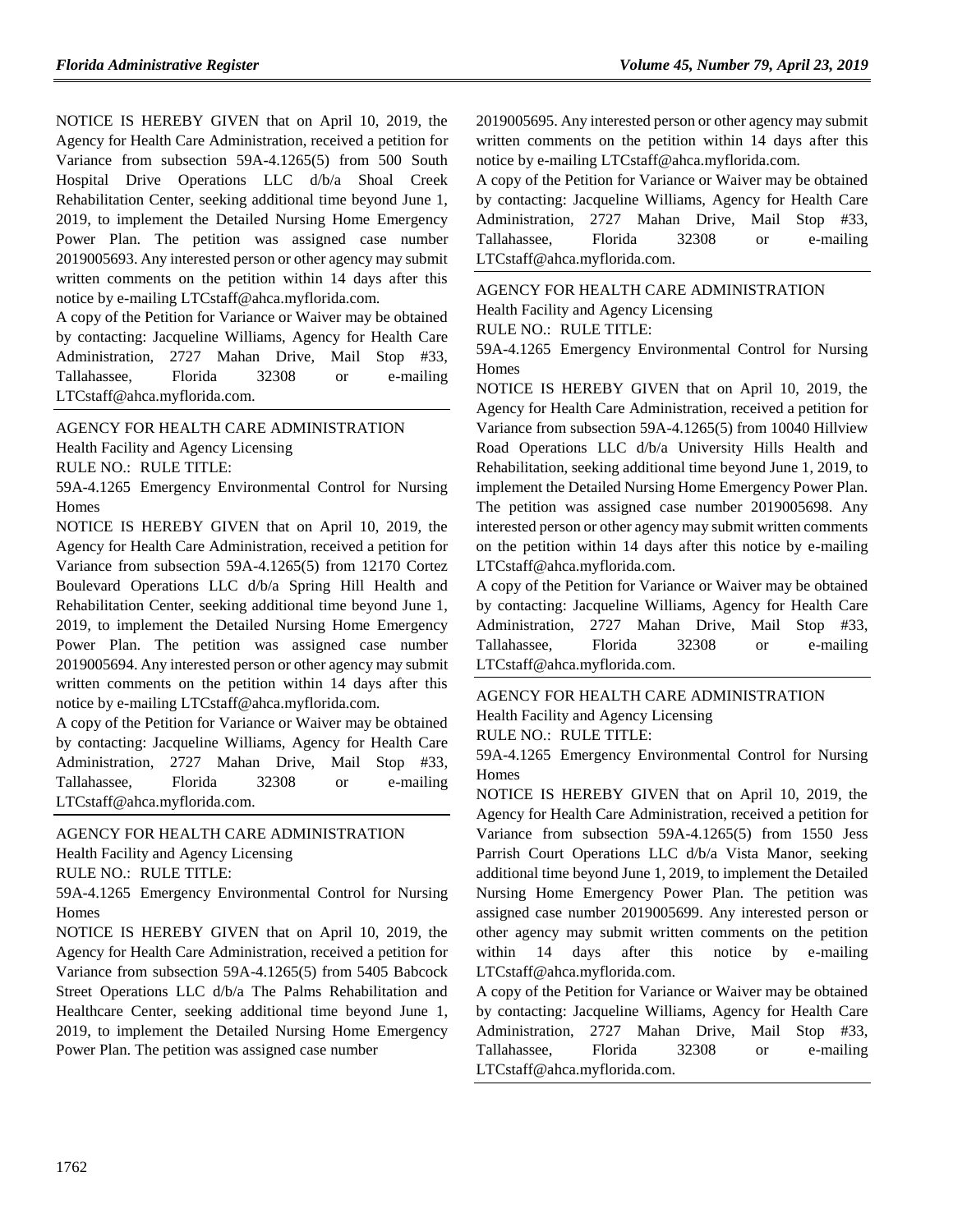NOTICE IS HEREBY GIVEN that on April 10, 2019, the Agency for Health Care Administration, received a petition for Variance from subsection 59A-4.1265(5) from 500 South Hospital Drive Operations LLC d/b/a Shoal Creek Rehabilitation Center, seeking additional time beyond June 1, 2019, to implement the Detailed Nursing Home Emergency Power Plan. The petition was assigned case number 2019005693. Any interested person or other agency may submit written comments on the petition within 14 days after this notice by e-mailing LTCstaff@ahca.myflorida.com.

A copy of the Petition for Variance or Waiver may be obtained by contacting: Jacqueline Williams, Agency for Health Care Administration, 2727 Mahan Drive, Mail Stop #33, Tallahassee, Florida 32308 or e-mailing LTCstaff@ahca.myflorida.com.

AGENCY FOR HEALTH CARE ADMINISTRATION

Health Facility and Agency Licensing

RULE NO.: RULE TITLE:

59A-4.1265 Emergency Environmental Control for Nursing Homes

NOTICE IS HEREBY GIVEN that on April 10, 2019, the Agency for Health Care Administration, received a petition for Variance from subsection 59A-4.1265(5) from 12170 Cortez Boulevard Operations LLC d/b/a Spring Hill Health and Rehabilitation Center, seeking additional time beyond June 1, 2019, to implement the Detailed Nursing Home Emergency Power Plan. The petition was assigned case number 2019005694. Any interested person or other agency may submit written comments on the petition within 14 days after this notice by e-mailing LTCstaff@ahca.myflorida.com.

A copy of the Petition for Variance or Waiver may be obtained by contacting: Jacqueline Williams, Agency for Health Care Administration, 2727 Mahan Drive, Mail Stop #33, Tallahassee, Florida 32308 or e-mailing LTCstaff@ahca.myflorida.com.

AGENCY FOR HEALTH CARE ADMINISTRATION

Health Facility and Agency Licensing

RULE NO.: RULE TITLE:

59A-4.1265 Emergency Environmental Control for Nursing Homes

NOTICE IS HEREBY GIVEN that on April 10, 2019, the Agency for Health Care Administration, received a petition for Variance from subsection 59A-4.1265(5) from 5405 Babcock Street Operations LLC d/b/a The Palms Rehabilitation and Healthcare Center, seeking additional time beyond June 1, 2019, to implement the Detailed Nursing Home Emergency Power Plan. The petition was assigned case number 2019005695. Any interested person or other agency may submit written comments on the petition within 14 days after this notice by e-mailing LTCstaff@ahca.myflorida.com.

A copy of the Petition for Variance or Waiver may be obtained by contacting: Jacqueline Williams, Agency for Health Care Administration, 2727 Mahan Drive, Mail Stop #33, Tallahassee, Florida 32308 or e-mailing LTCstaff@ahca.myflorida.com.

AGENCY FOR HEALTH CARE ADMINISTRATION

Health Facility and Agency Licensing

RULE NO.: RULE TITLE:

59A-4.1265 Emergency Environmental Control for Nursing Homes

NOTICE IS HEREBY GIVEN that on April 10, 2019, the Agency for Health Care Administration, received a petition for Variance from subsection 59A-4.1265(5) from 10040 Hillview Road Operations LLC d/b/a University Hills Health and Rehabilitation, seeking additional time beyond June 1, 2019, to implement the Detailed Nursing Home Emergency Power Plan. The petition was assigned case number 2019005698. Any interested person or other agency may submit written comments on the petition within 14 days after this notice by e-mailing LTCstaff@ahca.myflorida.com.

A copy of the Petition for Variance or Waiver may be obtained by contacting: Jacqueline Williams, Agency for Health Care Administration, 2727 Mahan Drive, Mail Stop #33, Tallahassee, Florida 32308 or e-mailing LTCstaff@ahca.myflorida.com.

AGENCY FOR HEALTH CARE ADMINISTRATION

Health Facility and Agency Licensing

RULE NO.: RULE TITLE:

59A-4.1265 Emergency Environmental Control for Nursing Homes

NOTICE IS HEREBY GIVEN that on April 10, 2019, the Agency for Health Care Administration, received a petition for Variance from subsection 59A-4.1265(5) from 1550 Jess Parrish Court Operations LLC d/b/a Vista Manor, seeking additional time beyond June 1, 2019, to implement the Detailed Nursing Home Emergency Power Plan. The petition was assigned case number 2019005699. Any interested person or other agency may submit written comments on the petition within 14 days after this notice by e-mailing LTCstaff@ahca.myflorida.com.

A copy of the Petition for Variance or Waiver may be obtained by contacting: Jacqueline Williams, Agency for Health Care Administration, 2727 Mahan Drive, Mail Stop #33, Tallahassee, Florida 32308 or e-mailing LTCstaff@ahca.myflorida.com.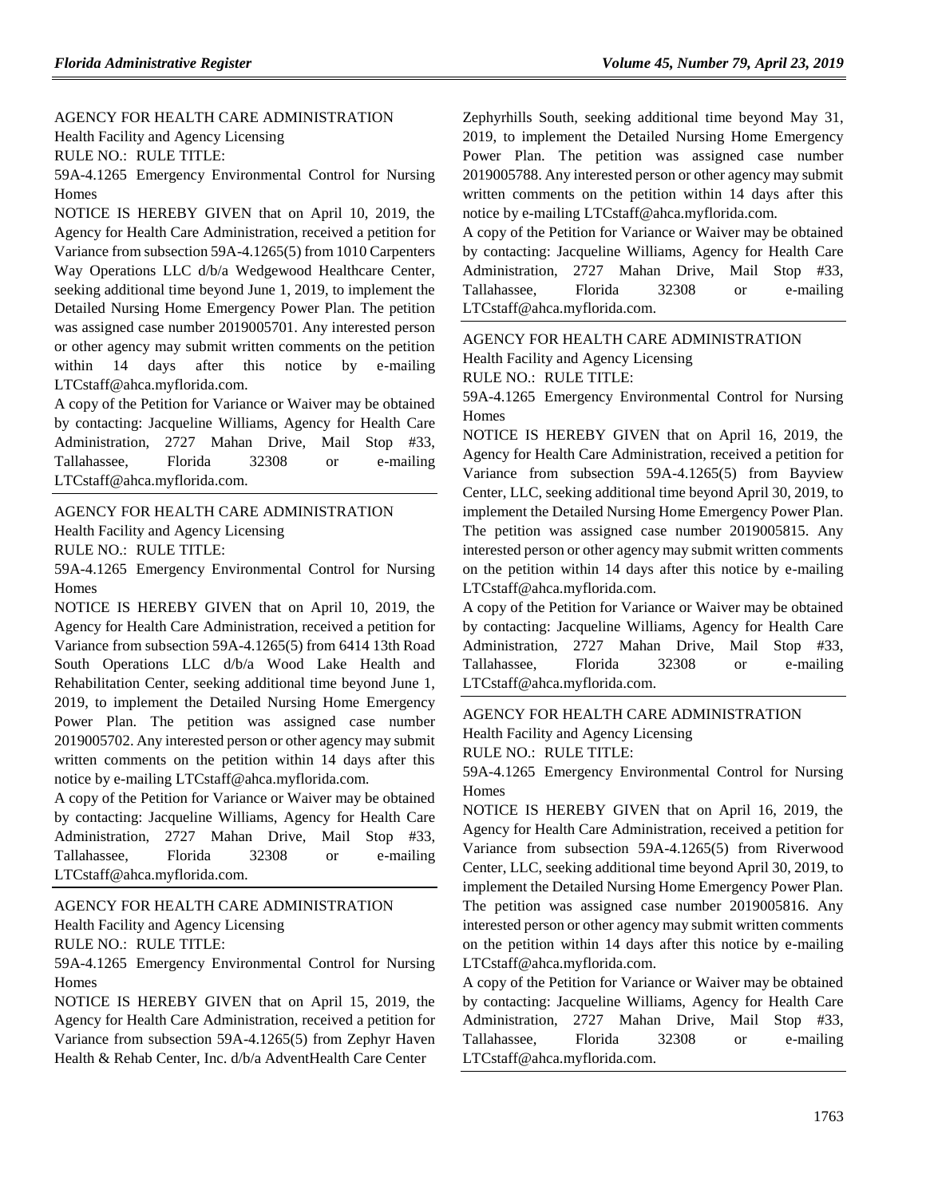AGENCY FOR HEALTH CARE ADMINISTRATION

Health Facility and Agency Licensing

RULE NO.: RULE TITLE:

59A-4.1265 Emergency Environmental Control for Nursing Homes

NOTICE IS HEREBY GIVEN that on April 10, 2019, the Agency for Health Care Administration, received a petition for Variance from subsection 59A-4.1265(5) from 1010 Carpenters Way Operations LLC d/b/a Wedgewood Healthcare Center, seeking additional time beyond June 1, 2019, to implement the Detailed Nursing Home Emergency Power Plan. The petition was assigned case number 2019005701. Any interested person or other agency may submit written comments on the petition within 14 days after this notice by e-mailing LTCstaff@ahca.myflorida.com.

A copy of the Petition for Variance or Waiver may be obtained by contacting: Jacqueline Williams, Agency for Health Care Administration, 2727 Mahan Drive, Mail Stop #33, Tallahassee, Florida 32308 or e-mailing LTCstaff@ahca.myflorida.com.

---

AGENCY FOR HEALTH CARE ADMINISTRATION

Health Facility and Agency Licensing

RULE NO.: RULE TITLE:

59A-4.1265 Emergency Environmental Control for Nursing Homes

NOTICE IS HEREBY GIVEN that on April 10, 2019, the Agency for Health Care Administration, received a petition for Variance from subsection 59A-4.1265(5) from 6414 13th Road South Operations LLC d/b/a Wood Lake Health and Rehabilitation Center, seeking additional time beyond June 1, 2019, to implement the Detailed Nursing Home Emergency Power Plan. The petition was assigned case number 2019005702. Any interested person or other agency may submit written comments on the petition within 14 days after this notice by e-mailing LTCstaff@ahca.myflorida.com.

A copy of the Petition for Variance or Waiver may be obtained by contacting: Jacqueline Williams, Agency for Health Care Administration, 2727 Mahan Drive, Mail Stop #33, Tallahassee, Florida 32308 or e-mailing LTCstaff@ahca.myflorida.com.

---

AGENCY FOR HEALTH CARE ADMINISTRATION

Health Facility and Agency Licensing

RULE NO.: RULE TITLE:

59A-4.1265 Emergency Environmental Control for Nursing Homes

NOTICE IS HEREBY GIVEN that on April 15, 2019, the Agency for Health Care Administration, received a petition for Variance from subsection 59A-4.1265(5) from Zephyr Haven Health & Rehab Center, Inc. d/b/a AdventHealth Care Center Zephyrhills South, seeking additional time beyond May 31, 2019, to implement the Detailed Nursing Home Emergency Power Plan. The petition was assigned case number 2019005788. Any interested person or other agency may submit written comments on the petition within 14 days after this notice by e-mailing LTCstaff@ahca.myflorida.com.

A copy of the Petition for Variance or Waiver may be obtained by contacting: Jacqueline Williams, Agency for Health Care Administration, 2727 Mahan Drive, Mail Stop #33, Tallahassee, Florida 32308 or e-mailing LTCstaff@ahca.myflorida.com.

---

AGENCY FOR HEALTH CARE ADMINISTRATION

Health Facility and Agency Licensing

RULE NO.: RULE TITLE:

59A-4.1265 Emergency Environmental Control for Nursing Homes

NOTICE IS HEREBY GIVEN that on April 16, 2019, the Agency for Health Care Administration, received a petition for Variance from subsection 59A-4.1265(5) from Bayview Center, LLC, seeking additional time beyond April 30, 2019, to implement the Detailed Nursing Home Emergency Power Plan. The petition was assigned case number 2019005815. Any interested person or other agency may submit written comments on the petition within 14 days after this notice by e-mailing LTCstaff@ahca.myflorida.com.

A copy of the Petition for Variance or Waiver may be obtained by contacting: Jacqueline Williams, Agency for Health Care Administration, 2727 Mahan Drive, Mail Stop #33, Tallahassee, Florida 32308 or e-mailing LTCstaff@ahca.myflorida.com.

---

AGENCY FOR HEALTH CARE ADMINISTRATION

Health Facility and Agency Licensing

RULE NO.: RULE TITLE:

59A-4.1265 Emergency Environmental Control for Nursing Homes

NOTICE IS HEREBY GIVEN that on April 16, 2019, the Agency for Health Care Administration, received a petition for Variance from subsection 59A-4.1265(5) from Riverwood Center, LLC, seeking additional time beyond April 30, 2019, to implement the Detailed Nursing Home Emergency Power Plan. The petition was assigned case number 2019005816. Any interested person or other agency may submit written comments on the petition within 14 days after this notice by e-mailing LTCstaff@ahca.myflorida.com.

A copy of the Petition for Variance or Waiver may be obtained by contacting: Jacqueline Williams, Agency for Health Care Administration, 2727 Mahan Drive, Mail Stop #33, Tallahassee, Florida 32308 or e-mailing LTCstaff@ahca.myflorida.com.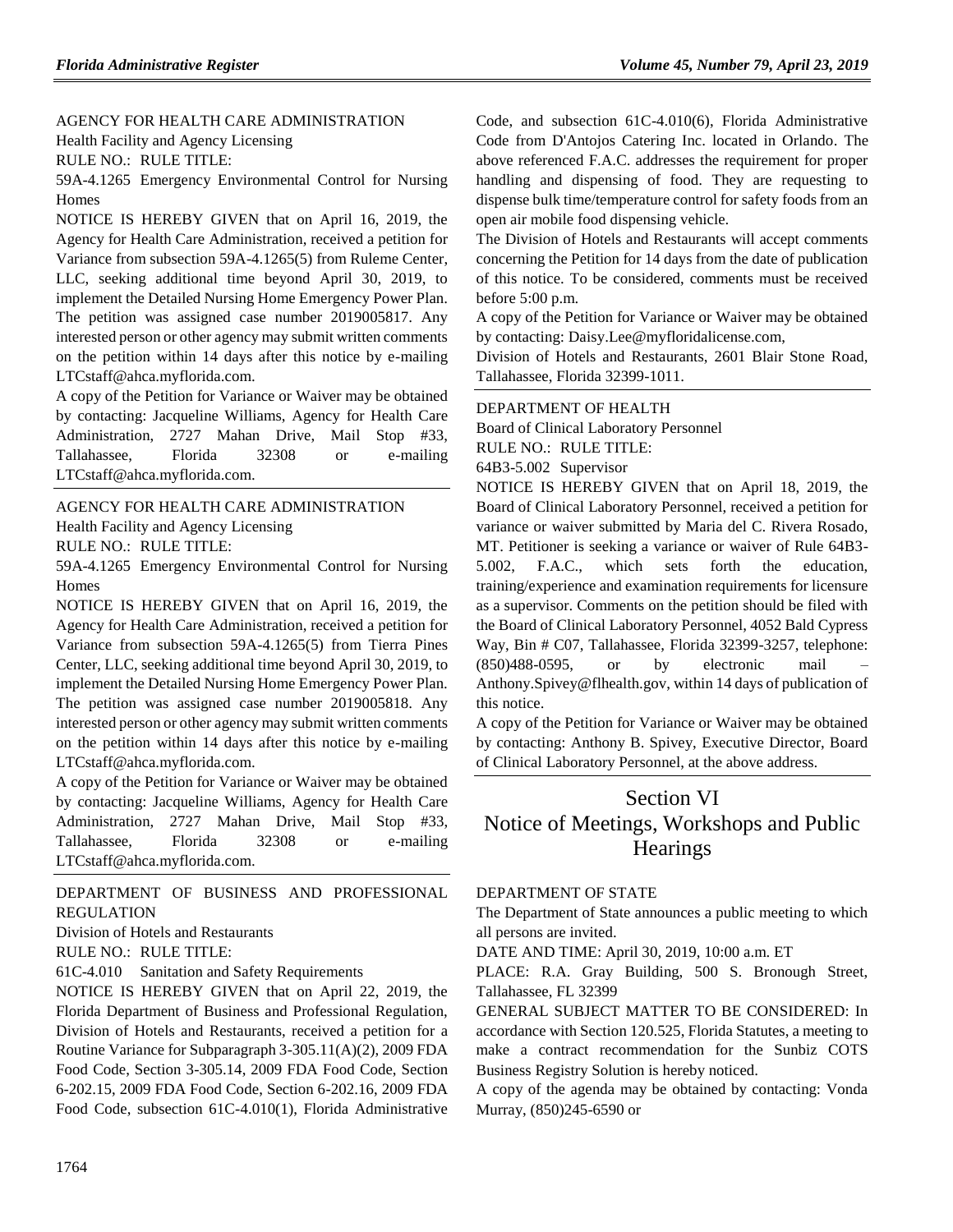AGENCY FOR HEALTH CARE ADMINISTRATION

Health Facility and Agency Licensing

RULE NO.: RULE TITLE:

59A-4.1265 Emergency Environmental Control for Nursing Homes

NOTICE IS HEREBY GIVEN that on April 16, 2019, the Agency for Health Care Administration, received a petition for Variance from subsection 59A-4.1265(5) from Ruleme Center, LLC, seeking additional time beyond April 30, 2019, to implement the Detailed Nursing Home Emergency Power Plan. The petition was assigned case number 2019005817. Any interested person or other agency may submit written comments on the petition within 14 days after this notice by e-mailing LTCstaff@ahca.myflorida.com.

A copy of the Petition for Variance or Waiver may be obtained by contacting: Jacqueline Williams, Agency for Health Care Administration, 2727 Mahan Drive, Mail Stop #33, Tallahassee, Florida 32308 or e-mailing LTCstaff@ahca.myflorida.com.

---

AGENCY FOR HEALTH CARE ADMINISTRATION

Health Facility and Agency Licensing

RULE NO.: RULE TITLE:

59A-4.1265 Emergency Environmental Control for Nursing Homes

NOTICE IS HEREBY GIVEN that on April 16, 2019, the Agency for Health Care Administration, received a petition for Variance from subsection 59A-4.1265(5) from Tierra Pines Center, LLC, seeking additional time beyond April 30, 2019, to implement the Detailed Nursing Home Emergency Power Plan. The petition was assigned case number 2019005818. Any interested person or other agency may submit written comments on the petition within 14 days after this notice by e-mailing LTCstaff@ahca.myflorida.com.

A copy of the Petition for Variance or Waiver may be obtained by contacting: Jacqueline Williams, Agency for Health Care Administration, 2727 Mahan Drive, Mail Stop #33, Tallahassee, Florida 32308 or e-mailing LTCstaff@ahca.myflorida.com.

---

DEPARTMENT OF BUSINESS AND PROFESSIONAL REGULATION

Division of Hotels and Restaurants

RULE NO.: RULE TITLE:

61C-4.010 Sanitation and Safety Requirements

NOTICE IS HEREBY GIVEN that on April 22, 2019, the Florida Department of Business and Professional Regulation, Division of Hotels and Restaurants, received a petition for a Routine Variance for Subparagraph 3-305.11(A)(2), 2009 FDA Food Code, Section 3-305.14, 2009 FDA Food Code, Section 6-202.15, 2009 FDA Food Code, Section 6-202.16, 2009 FDA Food Code, subsection 61C-4.010(1), Florida Administrative Code, and subsection 61C-4.010(6), Florida Administrative Code from D'Antojos Catering Inc. located in Orlando. The above referenced F.A.C. addresses the requirement for proper handling and dispensing of food. They are requesting to dispense bulk time/temperature control for safety foods from an open air mobile food dispensing vehicle.

The Division of Hotels and Restaurants will accept comments concerning the Petition for 14 days from the date of publication of this notice. To be considered, comments must be received before 5:00 p.m.

A copy of the Petition for Variance or Waiver may be obtained by contacting: Daisy.Lee@myfloridalicense.com, Division of Hotels and Restaurants, 2601 Blair Stone Road, Tallahassee, Florida 32399-1011.

---

DEPARTMENT OF HEALTH

Board of Clinical Laboratory Personnel

RULE NO.: RULE TITLE:

64B3-5.002 Supervisor

NOTICE IS HEREBY GIVEN that on April 18, 2019, the Board of Clinical Laboratory Personnel, received a petition for variance or waiver submitted by Maria del C. Rivera Rosado, MT. Petitioner is seeking a variance or waiver of Rule 64B3-5.002, F.A.C., which sets forth the education, training/experience and examination requirements for licensure as a supervisor. Comments on the petition should be filed with the Board of Clinical Laboratory Personnel, 4052 Bald Cypress Way, Bin # C07, Tallahassee, Florida 32399-3257, telephone: (850)488-0595, or by electronic mail – Anthony.Spivey@flhealth.gov, within 14 days of publication of this notice.

A copy of the Petition for Variance or Waiver may be obtained by contacting: Anthony B. Spivey, Executive Director, Board of Clinical Laboratory Personnel, at the above address.

---

# Section VI
# Notice of Meetings, Workshops and Public Hearings

DEPARTMENT OF STATE

The Department of State announces a public meeting to which all persons are invited.

DATE AND TIME: April 30, 2019, 10:00 a.m. ET

PLACE: R.A. Gray Building, 500 S. Bronough Street, Tallahassee, FL 32399

GENERAL SUBJECT MATTER TO BE CONSIDERED: In accordance with Section 120.525, Florida Statutes, a meeting to make a contract recommendation for the Sunbiz COTS Business Registry Solution is hereby noticed.

A copy of the agenda may be obtained by contacting: Vonda Murray, (850)245-6590 or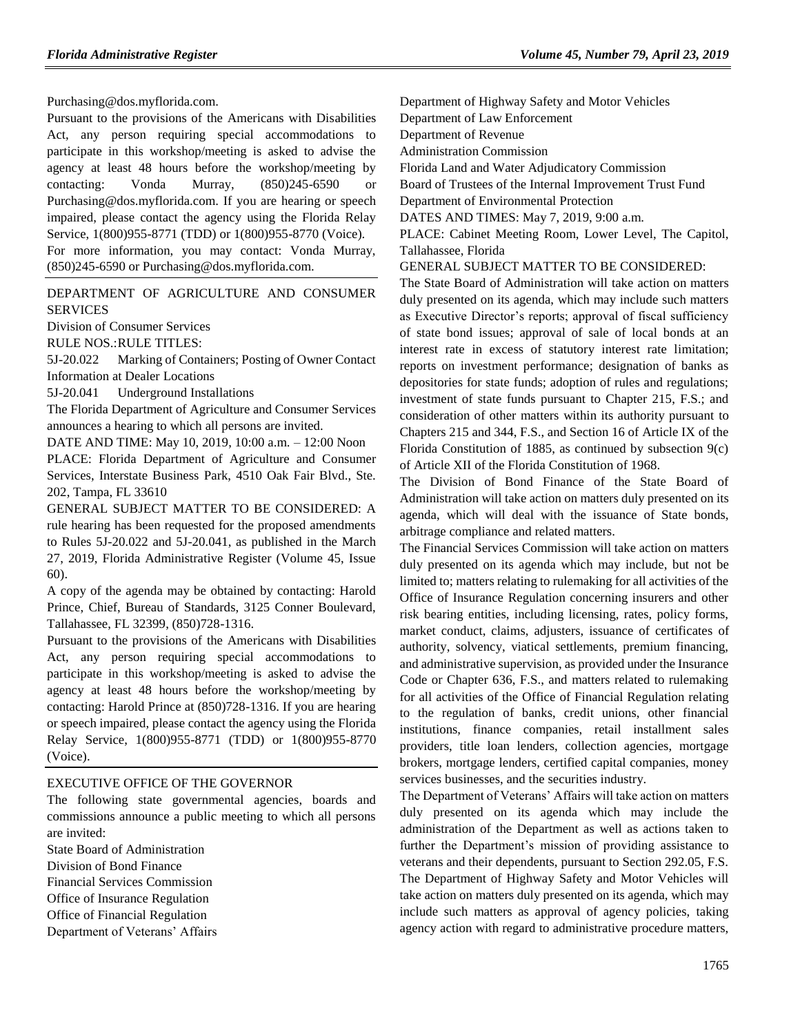Purchasing@dos.myflorida.com.

Pursuant to the provisions of the Americans with Disabilities Act, any person requiring special accommodations to participate in this workshop/meeting is asked to advise the agency at least 48 hours before the workshop/meeting by contacting: Vonda Murray, (850)245-6590 or Purchasing@dos.myflorida.com. If you are hearing or speech impaired, please contact the agency using the Florida Relay Service, 1(800)955-8771 (TDD) or 1(800)955-8770 (Voice).

For more information, you may contact: Vonda Murray, (850)245-6590 or Purchasing@dos.myflorida.com.

## DEPARTMENT OF AGRICULTURE AND CONSUMER SERVICES

Division of Consumer Services

RULE NOS.:RULE TITLES:

5J-20.022 Marking of Containers; Posting of Owner Contact Information at Dealer Locations

5J-20.041 Underground Installations

The Florida Department of Agriculture and Consumer Services announces a hearing to which all persons are invited.

DATE AND TIME: May 10, 2019, 10:00 a.m. – 12:00 Noon

PLACE: Florida Department of Agriculture and Consumer Services, Interstate Business Park, 4510 Oak Fair Blvd., Ste. 202, Tampa, FL 33610

GENERAL SUBJECT MATTER TO BE CONSIDERED: A rule hearing has been requested for the proposed amendments to Rules 5J-20.022 and 5J-20.041, as published in the March 27, 2019, Florida Administrative Register (Volume 45, Issue 60).

A copy of the agenda may be obtained by contacting: Harold Prince, Chief, Bureau of Standards, 3125 Conner Boulevard, Tallahassee, FL 32399, (850)728-1316.

Pursuant to the provisions of the Americans with Disabilities Act, any person requiring special accommodations to participate in this workshop/meeting is asked to advise the agency at least 48 hours before the workshop/meeting by contacting: Harold Prince at (850)728-1316. If you are hearing or speech impaired, please contact the agency using the Florida Relay Service, 1(800)955-8771 (TDD) or 1(800)955-8770 (Voice).

## EXECUTIVE OFFICE OF THE GOVERNOR

The following state governmental agencies, boards and commissions announce a public meeting to which all persons are invited:

State Board of Administration

Division of Bond Finance

Financial Services Commission

Office of Insurance Regulation

Office of Financial Regulation

Department of Veterans' Affairs

Department of Highway Safety and Motor Vehicles

Department of Law Enforcement

Department of Revenue

Administration Commission

Florida Land and Water Adjudicatory Commission

Board of Trustees of the Internal Improvement Trust Fund

Department of Environmental Protection

DATES AND TIMES: May 7, 2019, 9:00 a.m.

PLACE: Cabinet Meeting Room, Lower Level, The Capitol, Tallahassee, Florida

GENERAL SUBJECT MATTER TO BE CONSIDERED:

The State Board of Administration will take action on matters duly presented on its agenda, which may include such matters as Executive Director's reports; approval of fiscal sufficiency of state bond issues; approval of sale of local bonds at an interest rate in excess of statutory interest rate limitation; reports on investment performance; designation of banks as depositories for state funds; adoption of rules and regulations; investment of state funds pursuant to Chapter 215, F.S.; and consideration of other matters within its authority pursuant to Chapters 215 and 344, F.S., and Section 16 of Article IX of the Florida Constitution of 1885, as continued by subsection 9(c) of Article XII of the Florida Constitution of 1968.

The Division of Bond Finance of the State Board of Administration will take action on matters duly presented on its agenda, which will deal with the issuance of State bonds, arbitrage compliance and related matters.

The Financial Services Commission will take action on matters duly presented on its agenda which may include, but not be limited to; matters relating to rulemaking for all activities of the Office of Insurance Regulation concerning insurers and other risk bearing entities, including licensing, rates, policy forms, market conduct, claims, adjusters, issuance of certificates of authority, solvency, viatical settlements, premium financing, and administrative supervision, as provided under the Insurance Code or Chapter 636, F.S., and matters related to rulemaking for all activities of the Office of Financial Regulation relating to the regulation of banks, credit unions, other financial institutions, finance companies, retail installment sales providers, title loan lenders, collection agencies, mortgage brokers, mortgage lenders, certified capital companies, money services businesses, and the securities industry.

The Department of Veterans' Affairs will take action on matters duly presented on its agenda which may include the administration of the Department as well as actions taken to further the Department's mission of providing assistance to veterans and their dependents, pursuant to Section 292.05, F.S.

The Department of Highway Safety and Motor Vehicles will take action on matters duly presented on its agenda, which may include such matters as approval of agency policies, taking agency action with regard to administrative procedure matters,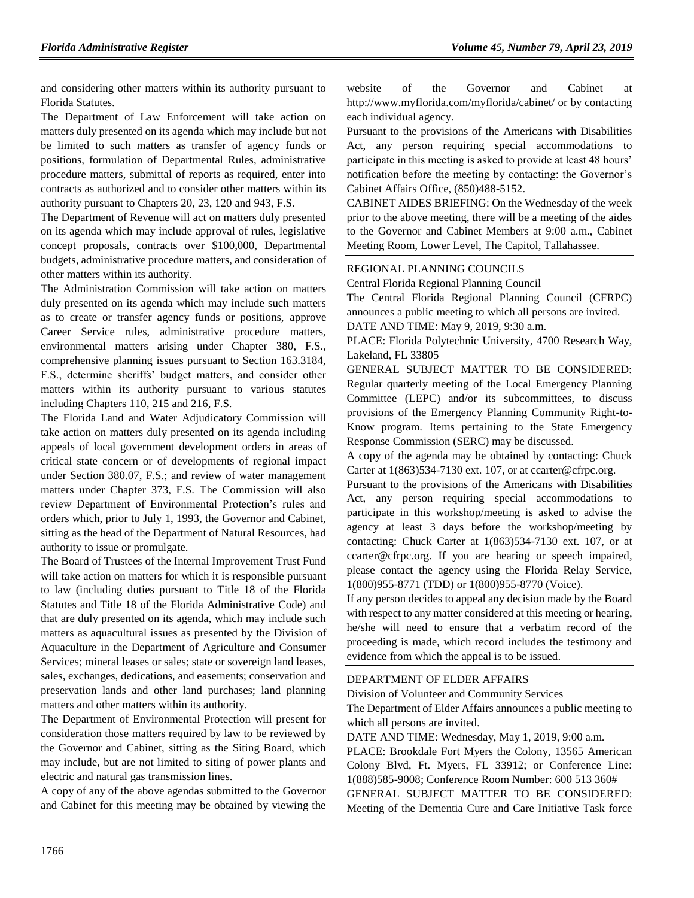and considering other matters within its authority pursuant to Florida Statutes.

The Department of Law Enforcement will take action on matters duly presented on its agenda which may include but not be limited to such matters as transfer of agency funds or positions, formulation of Departmental Rules, administrative procedure matters, submittal of reports as required, enter into contracts as authorized and to consider other matters within its authority pursuant to Chapters 20, 23, 120 and 943, F.S.

The Department of Revenue will act on matters duly presented on its agenda which may include approval of rules, legislative concept proposals, contracts over $100,000, Departmental budgets, administrative procedure matters, and consideration of other matters within its authority.

The Administration Commission will take action on matters duly presented on its agenda which may include such matters as to create or transfer agency funds or positions, approve Career Service rules, administrative procedure matters, environmental matters arising under Chapter 380, F.S., comprehensive planning issues pursuant to Section 163.3184, F.S., determine sheriffs' budget matters, and consider other matters within its authority pursuant to various statutes including Chapters 110, 215 and 216, F.S.

The Florida Land and Water Adjudicatory Commission will take action on matters duly presented on its agenda including appeals of local government development orders in areas of critical state concern or of developments of regional impact under Section 380.07, F.S.; and review of water management matters under Chapter 373, F.S. The Commission will also review Department of Environmental Protection's rules and orders which, prior to July 1, 1993, the Governor and Cabinet, sitting as the head of the Department of Natural Resources, had authority to issue or promulgate.

The Board of Trustees of the Internal Improvement Trust Fund will take action on matters for which it is responsible pursuant to law (including duties pursuant to Title 18 of the Florida Statutes and Title 18 of the Florida Administrative Code) and that are duly presented on its agenda, which may include such matters as aquacultural issues as presented by the Division of Aquaculture in the Department of Agriculture and Consumer Services; mineral leases or sales; state or sovereign land leases, sales, exchanges, dedications, and easements; conservation and preservation lands and other land purchases; land planning matters and other matters within its authority.

The Department of Environmental Protection will present for consideration those matters required by law to be reviewed by the Governor and Cabinet, sitting as the Siting Board, which may include, but are not limited to siting of power plants and electric and natural gas transmission lines.

A copy of any of the above agendas submitted to the Governor and Cabinet for this meeting may be obtained by viewing the website of the Governor and Cabinet at http://www.myflorida.com/myflorida/cabinet/ or by contacting each individual agency.

Pursuant to the provisions of the Americans with Disabilities Act, any person requiring special accommodations to participate in this meeting is asked to provide at least 48 hours' notification before the meeting by contacting: the Governor's Cabinet Affairs Office, (850)488-5152.

CABINET AIDES BRIEFING: On the Wednesday of the week prior to the above meeting, there will be a meeting of the aides to the Governor and Cabinet Members at 9:00 a.m., Cabinet Meeting Room, Lower Level, The Capitol, Tallahassee.

---

REGIONAL PLANNING COUNCILS

Central Florida Regional Planning Council

The Central Florida Regional Planning Council (CFRPC) announces a public meeting to which all persons are invited.

DATE AND TIME: May 9, 2019, 9:30 a.m.

PLACE: Florida Polytechnic University, 4700 Research Way, Lakeland, FL 33805

GENERAL SUBJECT MATTER TO BE CONSIDERED: Regular quarterly meeting of the Local Emergency Planning Committee (LEPC) and/or its subcommittees, to discuss provisions of the Emergency Planning Community Right-to-Know program. Items pertaining to the State Emergency Response Commission (SERC) may be discussed.

A copy of the agenda may be obtained by contacting: Chuck Carter at 1(863)534-7130 ext. 107, or at ccarter@cfrpc.org.

Pursuant to the provisions of the Americans with Disabilities Act, any person requiring special accommodations to participate in this workshop/meeting is asked to advise the agency at least 3 days before the workshop/meeting by contacting: Chuck Carter at 1(863)534-7130 ext. 107, or at ccarter@cfrpc.org. If you are hearing or speech impaired, please contact the agency using the Florida Relay Service, 1(800)955-8771 (TDD) or 1(800)955-8770 (Voice).

If any person decides to appeal any decision made by the Board with respect to any matter considered at this meeting or hearing, he/she will need to ensure that a verbatim record of the proceeding is made, which record includes the testimony and evidence from which the appeal is to be issued.

---

DEPARTMENT OF ELDER AFFAIRS

Division of Volunteer and Community Services

The Department of Elder Affairs announces a public meeting to which all persons are invited.

DATE AND TIME: Wednesday, May 1, 2019, 9:00 a.m.

PLACE: Brookdale Fort Myers the Colony, 13565 American Colony Blvd, Ft. Myers, FL 33912; or Conference Line: 1(888)585-9008; Conference Room Number: 600 513 360#

GENERAL SUBJECT MATTER TO BE CONSIDERED: Meeting of the Dementia Cure and Care Initiative Task force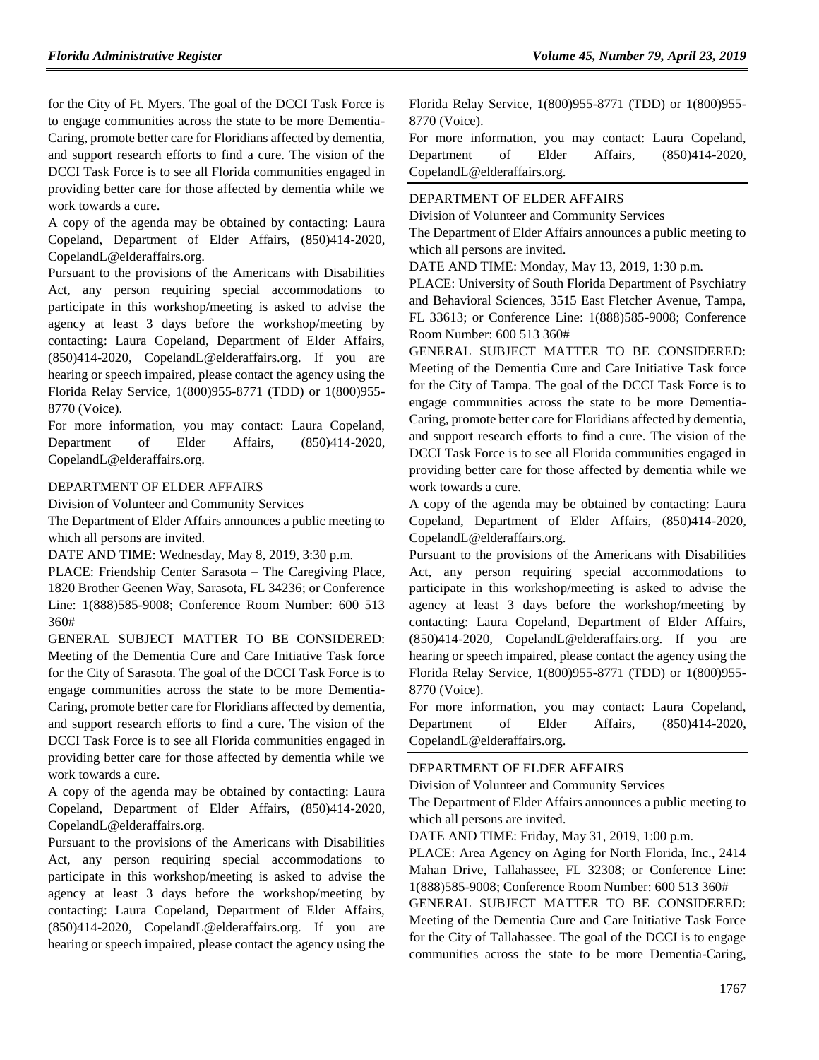for the City of Ft. Myers. The goal of the DCCI Task Force is to engage communities across the state to be more Dementia-Caring, promote better care for Floridians affected by dementia, and support research efforts to find a cure. The vision of the DCCI Task Force is to see all Florida communities engaged in providing better care for those affected by dementia while we work towards a cure.

A copy of the agenda may be obtained by contacting: Laura Copeland, Department of Elder Affairs, (850)414-2020, CopelandL@elderaffairs.org.

Pursuant to the provisions of the Americans with Disabilities Act, any person requiring special accommodations to participate in this workshop/meeting is asked to advise the agency at least 3 days before the workshop/meeting by contacting: Laura Copeland, Department of Elder Affairs, (850)414-2020, CopelandL@elderaffairs.org. If you are hearing or speech impaired, please contact the agency using the Florida Relay Service, 1(800)955-8771 (TDD) or 1(800)955-8770 (Voice).

For more information, you may contact: Laura Copeland, Department of Elder Affairs, (850)414-2020, CopelandL@elderaffairs.org.

DEPARTMENT OF ELDER AFFAIRS

Division of Volunteer and Community Services

The Department of Elder Affairs announces a public meeting to which all persons are invited.

DATE AND TIME: Wednesday, May 8, 2019, 3:30 p.m.

PLACE: Friendship Center Sarasota – The Caregiving Place, 1820 Brother Geenen Way, Sarasota, FL 34236; or Conference Line: 1(888)585-9008; Conference Room Number: 600 513 360#

GENERAL SUBJECT MATTER TO BE CONSIDERED: Meeting of the Dementia Cure and Care Initiative Task force for the City of Sarasota. The goal of the DCCI Task Force is to engage communities across the state to be more Dementia-Caring, promote better care for Floridians affected by dementia, and support research efforts to find a cure. The vision of the DCCI Task Force is to see all Florida communities engaged in providing better care for those affected by dementia while we work towards a cure.

A copy of the agenda may be obtained by contacting: Laura Copeland, Department of Elder Affairs, (850)414-2020, CopelandL@elderaffairs.org.

Pursuant to the provisions of the Americans with Disabilities Act, any person requiring special accommodations to participate in this workshop/meeting is asked to advise the agency at least 3 days before the workshop/meeting by contacting: Laura Copeland, Department of Elder Affairs, (850)414-2020, CopelandL@elderaffairs.org. If you are hearing or speech impaired, please contact the agency using the Florida Relay Service, 1(800)955-8771 (TDD) or 1(800)955-8770 (Voice).

For more information, you may contact: Laura Copeland, Department of Elder Affairs, (850)414-2020, CopelandL@elderaffairs.org.

DEPARTMENT OF ELDER AFFAIRS

Division of Volunteer and Community Services

The Department of Elder Affairs announces a public meeting to which all persons are invited.

DATE AND TIME: Monday, May 13, 2019, 1:30 p.m.

PLACE: University of South Florida Department of Psychiatry and Behavioral Sciences, 3515 East Fletcher Avenue, Tampa, FL 33613; or Conference Line: 1(888)585-9008; Conference Room Number: 600 513 360#

GENERAL SUBJECT MATTER TO BE CONSIDERED: Meeting of the Dementia Cure and Care Initiative Task force for the City of Tampa. The goal of the DCCI Task Force is to engage communities across the state to be more Dementia-Caring, promote better care for Floridians affected by dementia, and support research efforts to find a cure. The vision of the DCCI Task Force is to see all Florida communities engaged in providing better care for those affected by dementia while we work towards a cure.

A copy of the agenda may be obtained by contacting: Laura Copeland, Department of Elder Affairs, (850)414-2020, CopelandL@elderaffairs.org.

Pursuant to the provisions of the Americans with Disabilities Act, any person requiring special accommodations to participate in this workshop/meeting is asked to advise the agency at least 3 days before the workshop/meeting by contacting: Laura Copeland, Department of Elder Affairs, (850)414-2020, CopelandL@elderaffairs.org. If you are hearing or speech impaired, please contact the agency using the Florida Relay Service, 1(800)955-8771 (TDD) or 1(800)955-8770 (Voice).

For more information, you may contact: Laura Copeland, Department of Elder Affairs, (850)414-2020, CopelandL@elderaffairs.org.

DEPARTMENT OF ELDER AFFAIRS

Division of Volunteer and Community Services

The Department of Elder Affairs announces a public meeting to which all persons are invited.

DATE AND TIME: Friday, May 31, 2019, 1:00 p.m.

PLACE: Area Agency on Aging for North Florida, Inc., 2414 Mahan Drive, Tallahassee, FL 32308; or Conference Line: 1(888)585-9008; Conference Room Number: 600 513 360#

GENERAL SUBJECT MATTER TO BE CONSIDERED: Meeting of the Dementia Cure and Care Initiative Task Force for the City of Tallahassee. The goal of the DCCI is to engage communities across the state to be more Dementia-Caring,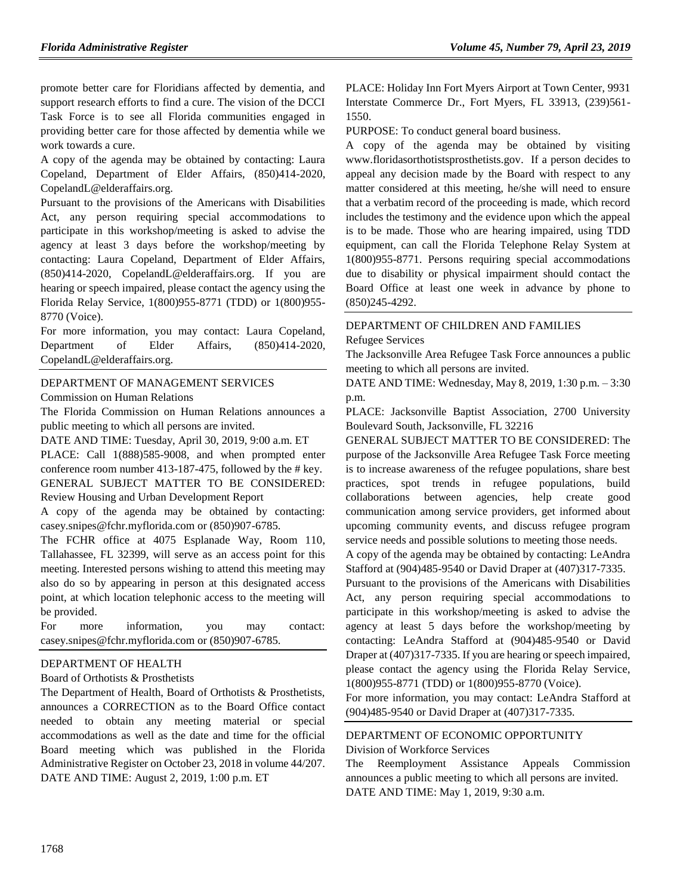promote better care for Floridians affected by dementia, and support research efforts to find a cure. The vision of the DCCI Task Force is to see all Florida communities engaged in providing better care for those affected by dementia while we work towards a cure.

A copy of the agenda may be obtained by contacting: Laura Copeland, Department of Elder Affairs, (850)414-2020, CopelandL@elderaffairs.org.

Pursuant to the provisions of the Americans with Disabilities Act, any person requiring special accommodations to participate in this workshop/meeting is asked to advise the agency at least 3 days before the workshop/meeting by contacting: Laura Copeland, Department of Elder Affairs, (850)414-2020, CopelandL@elderaffairs.org. If you are hearing or speech impaired, please contact the agency using the Florida Relay Service, 1(800)955-8771 (TDD) or 1(800)955-8770 (Voice).

For more information, you may contact: Laura Copeland, Department of Elder Affairs, (850)414-2020, CopelandL@elderaffairs.org.

---

DEPARTMENT OF MANAGEMENT SERVICES

Commission on Human Relations

The Florida Commission on Human Relations announces a public meeting to which all persons are invited.

DATE AND TIME: Tuesday, April 30, 2019, 9:00 a.m. ET

PLACE: Call 1(888)585-9008, and when prompted enter conference room number 413-187-475, followed by the # key.

GENERAL SUBJECT MATTER TO BE CONSIDERED: Review Housing and Urban Development Report

A copy of the agenda may be obtained by contacting: casey.snipes@fchr.myflorida.com or (850)907-6785.

The FCHR office at 4075 Esplanade Way, Room 110, Tallahassee, FL 32399, will serve as an access point for this meeting. Interested persons wishing to attend this meeting may also do so by appearing in person at this designated access point, at which location telephonic access to the meeting will be provided.

For more information, you may contact: casey.snipes@fchr.myflorida.com or (850)907-6785.

---

DEPARTMENT OF HEALTH

Board of Orthotists & Prosthetists

The Department of Health, Board of Orthotists & Prosthetists, announces a CORRECTION as to the Board Office contact needed to obtain any meeting material or special accommodations as well as the date and time for the official Board meeting which was published in the Florida Administrative Register on October 23, 2018 in volume 44/207.

DATE AND TIME: August 2, 2019, 1:00 p.m. ET

PLACE: Holiday Inn Fort Myers Airport at Town Center, 9931 Interstate Commerce Dr., Fort Myers, FL 33913, (239)561-1550.

PURPOSE: To conduct general board business.

A copy of the agenda may be obtained by visiting www.floridasorthotistsprosthetists.gov. If a person decides to appeal any decision made by the Board with respect to any matter considered at this meeting, he/she will need to ensure that a verbatim record of the proceeding is made, which record includes the testimony and the evidence upon which the appeal is to be made. Those who are hearing impaired, using TDD equipment, can call the Florida Telephone Relay System at 1(800)955-8771. Persons requiring special accommodations due to disability or physical impairment should contact the Board Office at least one week in advance by phone to (850)245-4292.

---

DEPARTMENT OF CHILDREN AND FAMILIES

Refugee Services

The Jacksonville Area Refugee Task Force announces a public meeting to which all persons are invited.

DATE AND TIME: Wednesday, May 8, 2019, 1:30 p.m. – 3:30 p.m.

PLACE: Jacksonville Baptist Association, 2700 University Boulevard South, Jacksonville, FL 32216

GENERAL SUBJECT MATTER TO BE CONSIDERED: The purpose of the Jacksonville Area Refugee Task Force meeting is to increase awareness of the refugee populations, share best practices, spot trends in refugee populations, build collaborations between agencies, help create good communication among service providers, get informed about upcoming community events, and discuss refugee program service needs and possible solutions to meeting those needs.

A copy of the agenda may be obtained by contacting: LeAndra Stafford at (904)485-9540 or David Draper at (407)317-7335.

Pursuant to the provisions of the Americans with Disabilities Act, any person requiring special accommodations to participate in this workshop/meeting is asked to advise the agency at least 5 days before the workshop/meeting by contacting: LeAndra Stafford at (904)485-9540 or David Draper at (407)317-7335. If you are hearing or speech impaired, please contact the agency using the Florida Relay Service, 1(800)955-8771 (TDD) or 1(800)955-8770 (Voice).

For more information, you may contact: LeAndra Stafford at (904)485-9540 or David Draper at (407)317-7335.

---

DEPARTMENT OF ECONOMIC OPPORTUNITY

Division of Workforce Services

The Reemployment Assistance Appeals Commission announces a public meeting to which all persons are invited.

DATE AND TIME: May 1, 2019, 9:30 a.m.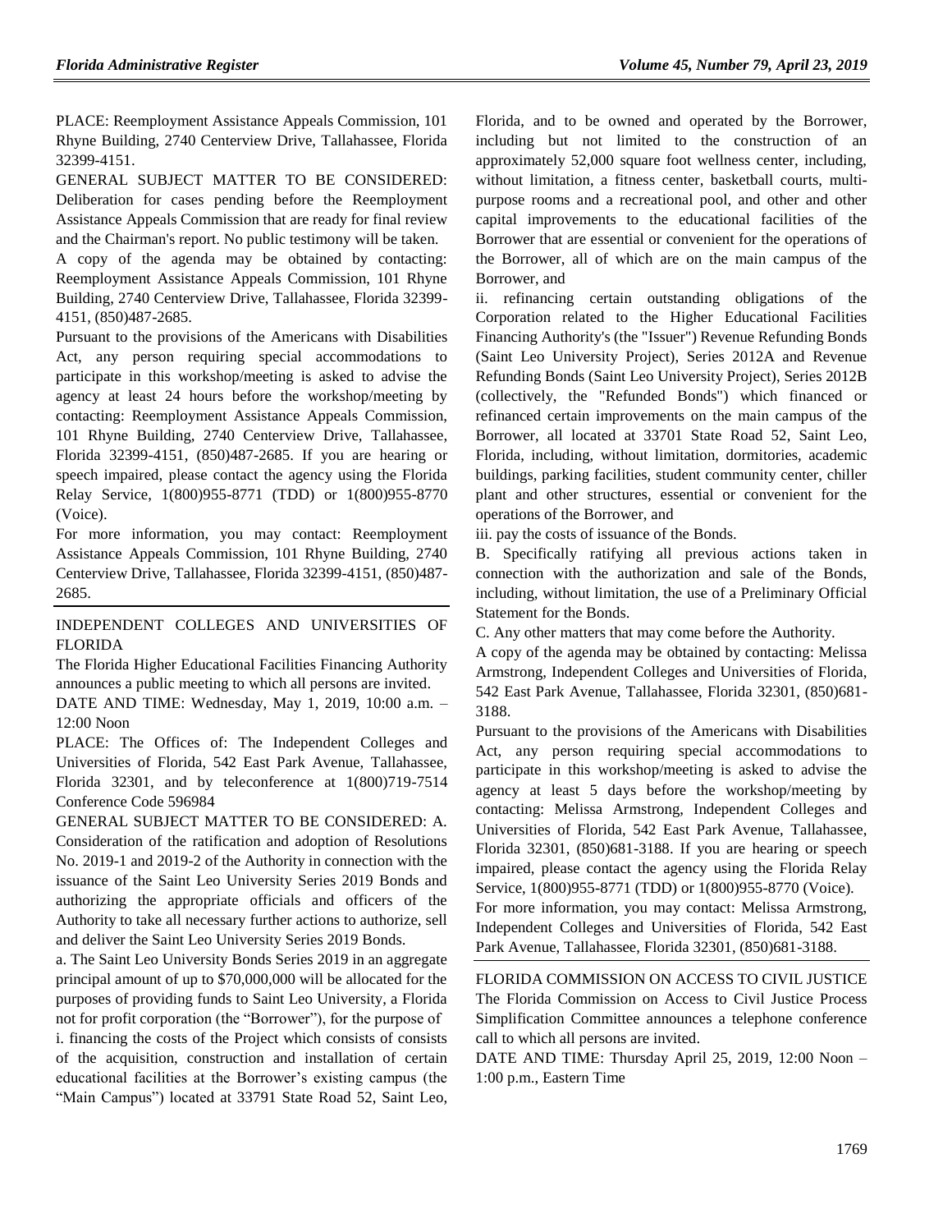PLACE: Reemployment Assistance Appeals Commission, 101 Rhyne Building, 2740 Centerview Drive, Tallahassee, Florida 32399-4151.

GENERAL SUBJECT MATTER TO BE CONSIDERED: Deliberation for cases pending before the Reemployment Assistance Appeals Commission that are ready for final review and the Chairman's report. No public testimony will be taken.

A copy of the agenda may be obtained by contacting: Reemployment Assistance Appeals Commission, 101 Rhyne Building, 2740 Centerview Drive, Tallahassee, Florida 32399-4151, (850)487-2685.

Pursuant to the provisions of the Americans with Disabilities Act, any person requiring special accommodations to participate in this workshop/meeting is asked to advise the agency at least 24 hours before the workshop/meeting by contacting: Reemployment Assistance Appeals Commission, 101 Rhyne Building, 2740 Centerview Drive, Tallahassee, Florida 32399-4151, (850)487-2685. If you are hearing or speech impaired, please contact the agency using the Florida Relay Service, 1(800)955-8771 (TDD) or 1(800)955-8770 (Voice).

For more information, you may contact: Reemployment Assistance Appeals Commission, 101 Rhyne Building, 2740 Centerview Drive, Tallahassee, Florida 32399-4151, (850)487-2685.

## INDEPENDENT COLLEGES AND UNIVERSITIES OF FLORIDA

The Florida Higher Educational Facilities Financing Authority announces a public meeting to which all persons are invited.

DATE AND TIME: Wednesday, May 1, 2019, 10:00 a.m. – 12:00 Noon

PLACE: The Offices of: The Independent Colleges and Universities of Florida, 542 East Park Avenue, Tallahassee, Florida 32301, and by teleconference at 1(800)719-7514 Conference Code 596984

GENERAL SUBJECT MATTER TO BE CONSIDERED: A. Consideration of the ratification and adoption of Resolutions No. 2019-1 and 2019-2 of the Authority in connection with the issuance of the Saint Leo University Series 2019 Bonds and authorizing the appropriate officials and officers of the Authority to take all necessary further actions to authorize, sell and deliver the Saint Leo University Series 2019 Bonds.

a. The Saint Leo University Bonds Series 2019 in an aggregate principal amount of up to $70,000,000 will be allocated for the purposes of providing funds to Saint Leo University, a Florida not for profit corporation (the "Borrower"), for the purpose of

i. financing the costs of the Project which consists of consists of the acquisition, construction and installation of certain educational facilities at the Borrower's existing campus (the "Main Campus") located at 33791 State Road 52, Saint Leo, Florida, and to be owned and operated by the Borrower, including but not limited to the construction of an approximately 52,000 square foot wellness center, including, without limitation, a fitness center, basketball courts, multi-purpose rooms and a recreational pool, and other and other capital improvements to the educational facilities of the Borrower that are essential or convenient for the operations of the Borrower, all of which are on the main campus of the Borrower, and

ii. refinancing certain outstanding obligations of the Corporation related to the Higher Educational Facilities Financing Authority's (the "Issuer") Revenue Refunding Bonds (Saint Leo University Project), Series 2012A and Revenue Refunding Bonds (Saint Leo University Project), Series 2012B (collectively, the "Refunded Bonds") which financed or refinanced certain improvements on the main campus of the Borrower, all located at 33701 State Road 52, Saint Leo, Florida, including, without limitation, dormitories, academic buildings, parking facilities, student community center, chiller plant and other structures, essential or convenient for the operations of the Borrower, and

iii. pay the costs of issuance of the Bonds.

B. Specifically ratifying all previous actions taken in connection with the authorization and sale of the Bonds, including, without limitation, the use of a Preliminary Official Statement for the Bonds.

C. Any other matters that may come before the Authority.

A copy of the agenda may be obtained by contacting: Melissa Armstrong, Independent Colleges and Universities of Florida, 542 East Park Avenue, Tallahassee, Florida 32301, (850)681-3188.

Pursuant to the provisions of the Americans with Disabilities Act, any person requiring special accommodations to participate in this workshop/meeting is asked to advise the agency at least 5 days before the workshop/meeting by contacting: Melissa Armstrong, Independent Colleges and Universities of Florida, 542 East Park Avenue, Tallahassee, Florida 32301, (850)681-3188. If you are hearing or speech impaired, please contact the agency using the Florida Relay Service, 1(800)955-8771 (TDD) or 1(800)955-8770 (Voice).

For more information, you may contact: Melissa Armstrong, Independent Colleges and Universities of Florida, 542 East Park Avenue, Tallahassee, Florida 32301, (850)681-3188.

## FLORIDA COMMISSION ON ACCESS TO CIVIL JUSTICE

The Florida Commission on Access to Civil Justice Process Simplification Committee announces a telephone conference call to which all persons are invited.

DATE AND TIME: Thursday April 25, 2019, 12:00 Noon – 1:00 p.m., Eastern Time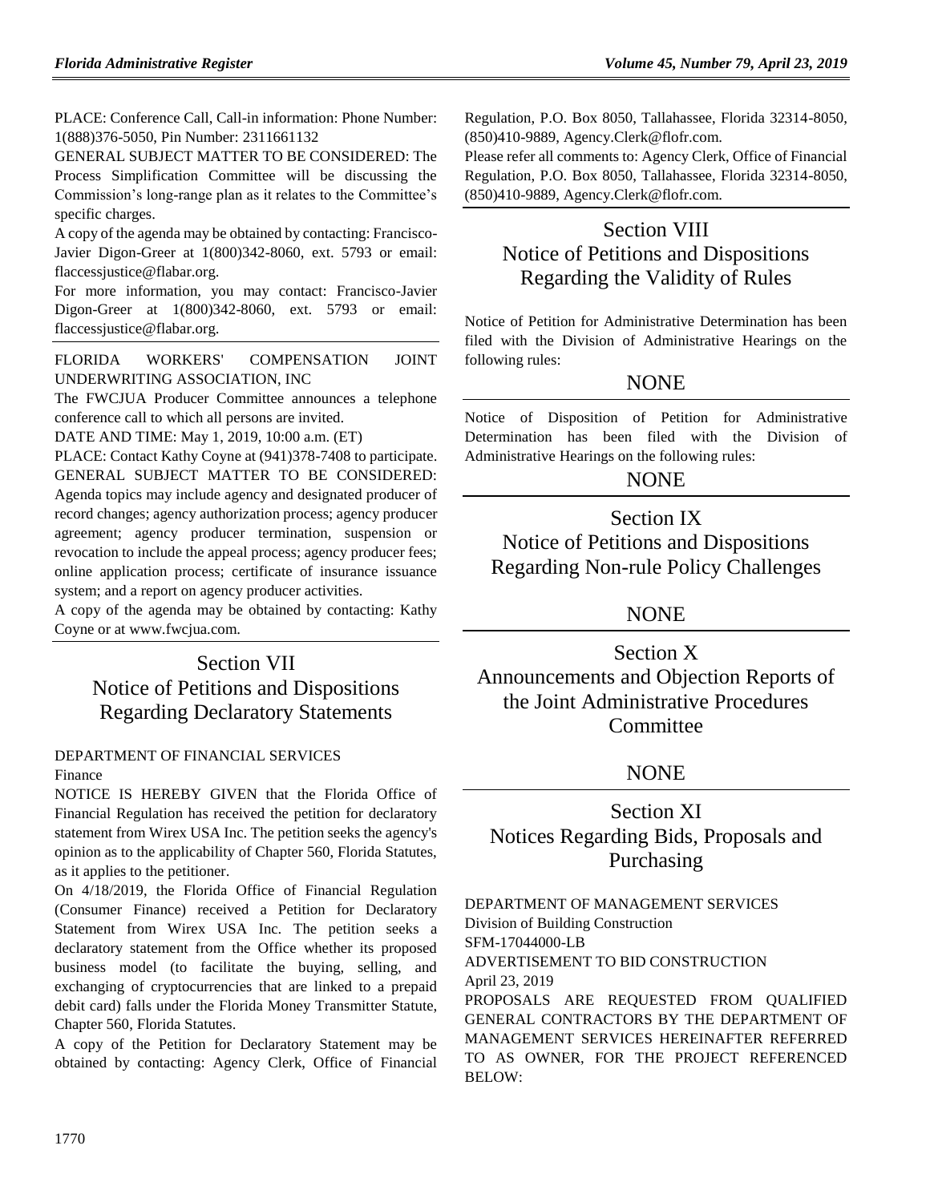PLACE: Conference Call, Call-in information: Phone Number: 1(888)376-5050, Pin Number: 2311661132

GENERAL SUBJECT MATTER TO BE CONSIDERED: The Process Simplification Committee will be discussing the Commission's long-range plan as it relates to the Committee's specific charges.

A copy of the agenda may be obtained by contacting: Francisco-Javier Digon-Greer at 1(800)342-8060, ext. 5793 or email: flaccessjustice@flabar.org.

For more information, you may contact: Francisco-Javier Digon-Greer at 1(800)342-8060, ext. 5793 or email: flaccessjustice@flabar.org.

FLORIDA WORKERS' COMPENSATION JOINT UNDERWRITING ASSOCIATION, INC

The FWCJUA Producer Committee announces a telephone conference call to which all persons are invited.

DATE AND TIME: May 1, 2019, 10:00 a.m. (ET)

PLACE: Contact Kathy Coyne at (941)378-7408 to participate.

GENERAL SUBJECT MATTER TO BE CONSIDERED: Agenda topics may include agency and designated producer of record changes; agency authorization process; agency producer agreement; agency producer termination, suspension or revocation to include the appeal process; agency producer fees; online application process; certificate of insurance issuance system; and a report on agency producer activities.

A copy of the agenda may be obtained by contacting: Kathy Coyne or at www.fwcjua.com.

# Section VII
# Notice of Petitions and Dispositions Regarding Declaratory Statements

DEPARTMENT OF FINANCIAL SERVICES

Finance

NOTICE IS HEREBY GIVEN that the Florida Office of Financial Regulation has received the petition for declaratory statement from Wirex USA Inc. The petition seeks the agency's opinion as to the applicability of Chapter 560, Florida Statutes, as it applies to the petitioner.

On 4/18/2019, the Florida Office of Financial Regulation (Consumer Finance) received a Petition for Declaratory Statement from Wirex USA Inc. The petition seeks a declaratory statement from the Office whether its proposed business model (to facilitate the buying, selling, and exchanging of cryptocurrencies that are linked to a prepaid debit card) falls under the Florida Money Transmitter Statute, Chapter 560, Florida Statutes.

A copy of the Petition for Declaratory Statement may be obtained by contacting: Agency Clerk, Office of Financial Regulation, P.O. Box 8050, Tallahassee, Florida 32314-8050, (850)410-9889, Agency.Clerk@flofr.com.

Please refer all comments to: Agency Clerk, Office of Financial Regulation, P.O. Box 8050, Tallahassee, Florida 32314-8050, (850)410-9889, Agency.Clerk@flofr.com.

# Section VIII
# Notice of Petitions and Dispositions Regarding the Validity of Rules

Notice of Petition for Administrative Determination has been filed with the Division of Administrative Hearings on the following rules:

NONE

Notice of Disposition of Petition for Administrative Determination has been filed with the Division of Administrative Hearings on the following rules:

NONE

# Section IX
# Notice of Petitions and Dispositions Regarding Non-rule Policy Challenges

NONE

# Section X
# Announcements and Objection Reports of the Joint Administrative Procedures Committee

NONE

# Section XI
# Notices Regarding Bids, Proposals and Purchasing

DEPARTMENT OF MANAGEMENT SERVICES

Division of Building Construction

SFM-17044000-LB

ADVERTISEMENT TO BID CONSTRUCTION

April 23, 2019

PROPOSALS ARE REQUESTED FROM QUALIFIED GENERAL CONTRACTORS BY THE DEPARTMENT OF MANAGEMENT SERVICES HEREINAFTER REFERRED TO AS OWNER, FOR THE PROJECT REFERENCED BELOW: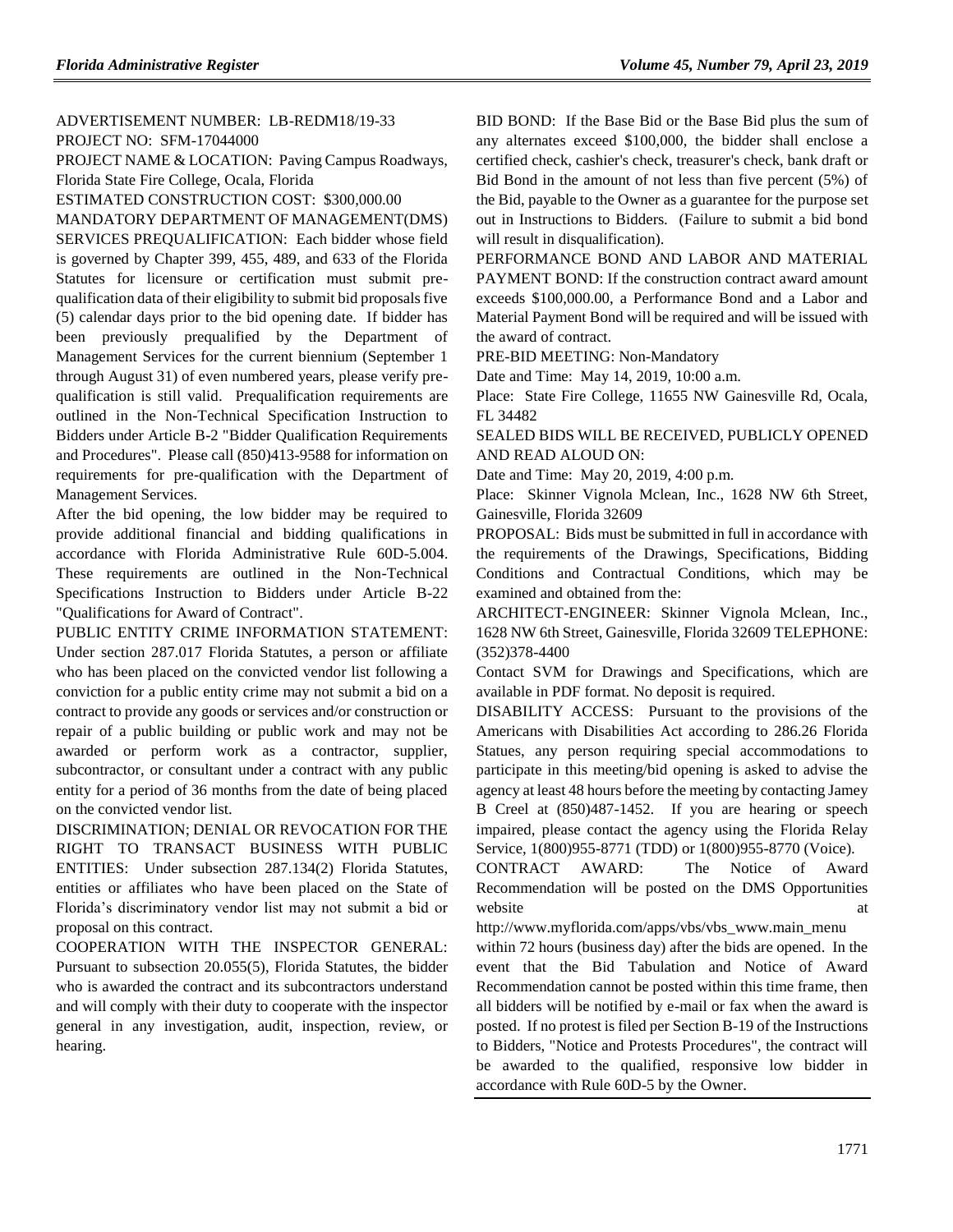ADVERTISEMENT NUMBER: LB-REDM18/19-33

PROJECT NO: SFM-17044000

PROJECT NAME & LOCATION: Paving Campus Roadways, Florida State Fire College, Ocala, Florida

ESTIMATED CONSTRUCTION COST: $300,000.00

MANDATORY DEPARTMENT OF MANAGEMENT(DMS) SERVICES PREQUALIFICATION: Each bidder whose field is governed by Chapter 399, 455, 489, and 633 of the Florida Statutes for licensure or certification must submit pre-qualification data of their eligibility to submit bid proposals five (5) calendar days prior to the bid opening date. If bidder has been previously prequalified by the Department of Management Services for the current biennium (September 1 through August 31) of even numbered years, please verify pre-qualification is still valid. Prequalification requirements are outlined in the Non-Technical Specification Instruction to Bidders under Article B-2 "Bidder Qualification Requirements and Procedures". Please call (850)413-9588 for information on requirements for pre-qualification with the Department of Management Services.

After the bid opening, the low bidder may be required to provide additional financial and bidding qualifications in accordance with Florida Administrative Rule 60D-5.004. These requirements are outlined in the Non-Technical Specifications Instruction to Bidders under Article B-22 "Qualifications for Award of Contract".

PUBLIC ENTITY CRIME INFORMATION STATEMENT: Under section 287.017 Florida Statutes, a person or affiliate who has been placed on the convicted vendor list following a conviction for a public entity crime may not submit a bid on a contract to provide any goods or services and/or construction or repair of a public building or public work and may not be awarded or perform work as a contractor, supplier, subcontractor, or consultant under a contract with any public entity for a period of 36 months from the date of being placed on the convicted vendor list.

DISCRIMINATION; DENIAL OR REVOCATION FOR THE RIGHT TO TRANSACT BUSINESS WITH PUBLIC ENTITIES: Under subsection 287.134(2) Florida Statutes, entities or affiliates who have been placed on the State of Florida's discriminatory vendor list may not submit a bid or proposal on this contract.

COOPERATION WITH THE INSPECTOR GENERAL: Pursuant to subsection 20.055(5), Florida Statutes, the bidder who is awarded the contract and its subcontractors understand and will comply with their duty to cooperate with the inspector general in any investigation, audit, inspection, review, or hearing.

BID BOND: If the Base Bid or the Base Bid plus the sum of any alternates exceed $100,000, the bidder shall enclose a certified check, cashier's check, treasurer's check, bank draft or Bid Bond in the amount of not less than five percent (5%) of the Bid, payable to the Owner as a guarantee for the purpose set out in Instructions to Bidders. (Failure to submit a bid bond will result in disqualification).

PERFORMANCE BOND AND LABOR AND MATERIAL PAYMENT BOND: If the construction contract award amount exceeds $100,000.00, a Performance Bond and a Labor and Material Payment Bond will be required and will be issued with the award of contract.

PRE-BID MEETING: Non-Mandatory

Date and Time: May 14, 2019, 10:00 a.m.

Place: State Fire College, 11655 NW Gainesville Rd, Ocala, FL 34482

SEALED BIDS WILL BE RECEIVED, PUBLICLY OPENED AND READ ALOUD ON:

Date and Time: May 20, 2019, 4:00 p.m.

Place: Skinner Vignola Mclean, Inc., 1628 NW 6th Street, Gainesville, Florida 32609

PROPOSAL: Bids must be submitted in full in accordance with the requirements of the Drawings, Specifications, Bidding Conditions and Contractual Conditions, which may be examined and obtained from the:

ARCHITECT-ENGINEER: Skinner Vignola Mclean, Inc., 1628 NW 6th Street, Gainesville, Florida 32609 TELEPHONE: (352)378-4400

Contact SVM for Drawings and Specifications, which are available in PDF format. No deposit is required.

DISABILITY ACCESS: Pursuant to the provisions of the Americans with Disabilities Act according to 286.26 Florida Statues, any person requiring special accommodations to participate in this meeting/bid opening is asked to advise the agency at least 48 hours before the meeting by contacting Jamey B Creel at (850)487-1452. If you are hearing or speech impaired, please contact the agency using the Florida Relay Service, 1(800)955-8771 (TDD) or 1(800)955-8770 (Voice).

CONTRACT AWARD: The Notice of Award Recommendation will be posted on the DMS Opportunities website at http://www.myflorida.com/apps/vbs/vbs_www.main_menu within 72 hours (business day) after the bids are opened. In the event that the Bid Tabulation and Notice of Award Recommendation cannot be posted within this time frame, then all bidders will be notified by e-mail or fax when the award is posted. If no protest is filed per Section B-19 of the Instructions to Bidders, "Notice and Protests Procedures", the contract will be awarded to the qualified, responsive low bidder in accordance with Rule 60D-5 by the Owner.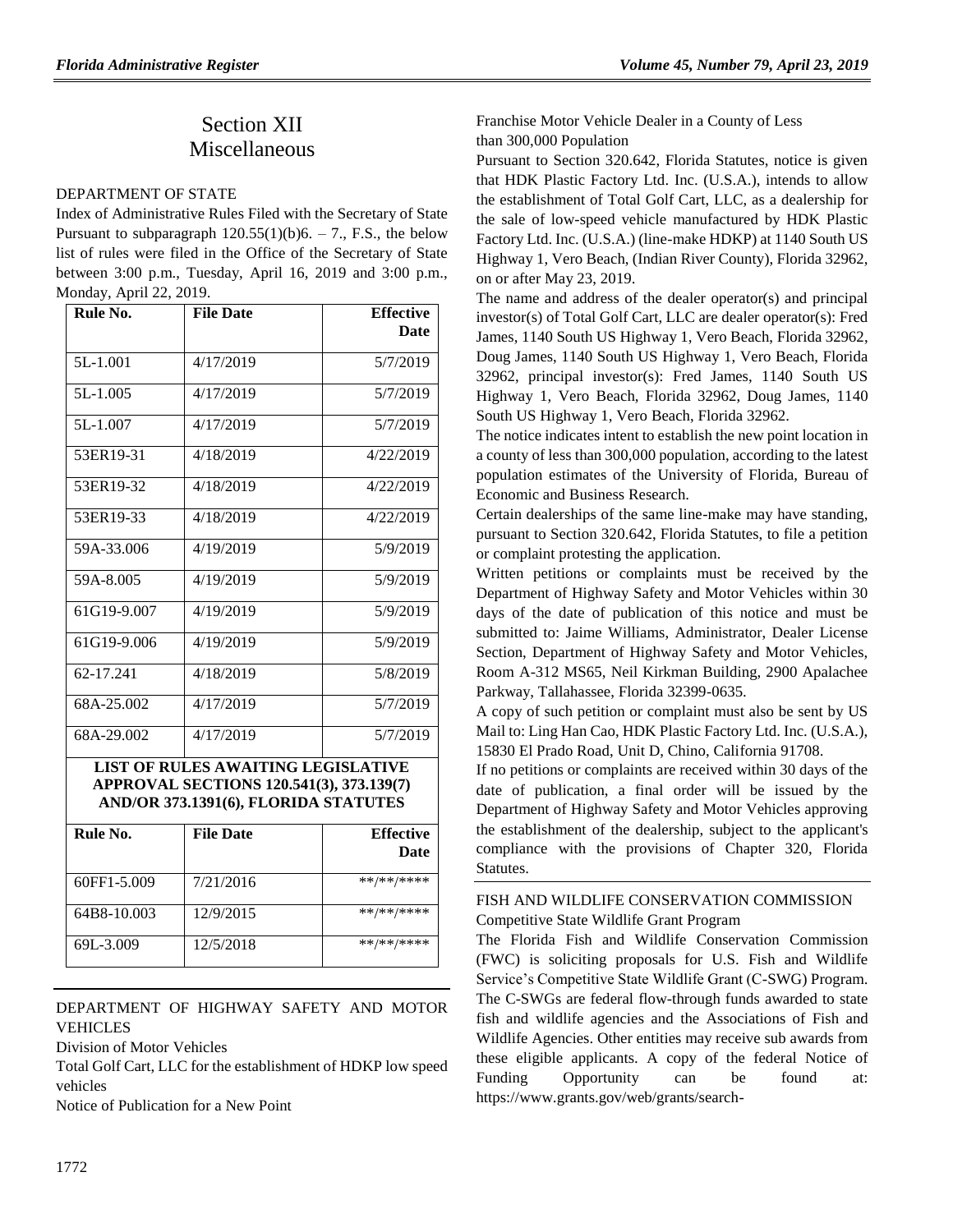# Section XII
# Miscellaneous

DEPARTMENT OF STATE

Index of Administrative Rules Filed with the Secretary of State

Pursuant to subparagraph 120.55(1)(b)6. – 7., F.S., the below list of rules were filed in the Office of the Secretary of State between 3:00 p.m., Tuesday, April 16, 2019 and 3:00 p.m., Monday, April 22, 2019.

| Rule No. | File Date | Effective Date |
|---|---|---|
| 5L-1.001 | 4/17/2019 | 5/7/2019 |
| 5L-1.005 | 4/17/2019 | 5/7/2019 |
| 5L-1.007 | 4/17/2019 | 5/7/2019 |
| 53ER19-31 | 4/18/2019 | 4/22/2019 |
| 53ER19-32 | 4/18/2019 | 4/22/2019 |
| 53ER19-33 | 4/18/2019 | 4/22/2019 |
| 59A-33.006 | 4/19/2019 | 5/9/2019 |
| 59A-8.005 | 4/19/2019 | 5/9/2019 |
| 61G19-9.007 | 4/19/2019 | 5/9/2019 |
| 61G19-9.006 | 4/19/2019 | 5/9/2019 |
| 62-17.241 | 4/18/2019 | 5/8/2019 |
| 68A-25.002 | 4/17/2019 | 5/7/2019 |
| 68A-29.002 | 4/17/2019 | 5/7/2019 |

**LIST OF RULES AWAITING LEGISLATIVE APPROVAL SECTIONS 120.541(3), 373.139(7) AND/OR 373.1391(6), FLORIDA STATUTES**

| Rule No. | File Date | Effective Date |
|---|---|---|
| 60FF1-5.009 | 7/21/2016 | \*\*/\*\*/\*\*\*\* |
| 64B8-10.003 | 12/9/2015 | \*\*/\*\*/\*\*\*\* |
| 69L-3.009 | 12/5/2018 | \*\*/\*\*/\*\*\*\* |

DEPARTMENT OF HIGHWAY SAFETY AND MOTOR VEHICLES

Division of Motor Vehicles

Total Golf Cart, LLC for the establishment of HDKP low speed vehicles

Notice of Publication for a New Point Franchise Motor Vehicle Dealer in a County of Less than 300,000 Population

Pursuant to Section 320.642, Florida Statutes, notice is given that HDK Plastic Factory Ltd. Inc. (U.S.A.), intends to allow the establishment of Total Golf Cart, LLC, as a dealership for the sale of low-speed vehicle manufactured by HDK Plastic Factory Ltd. Inc. (U.S.A.) (line-make HDKP) at 1140 South US Highway 1, Vero Beach, (Indian River County), Florida 32962, on or after May 23, 2019.

The name and address of the dealer operator(s) and principal investor(s) of Total Golf Cart, LLC are dealer operator(s): Fred James, 1140 South US Highway 1, Vero Beach, Florida 32962, Doug James, 1140 South US Highway 1, Vero Beach, Florida 32962, principal investor(s): Fred James, 1140 South US Highway 1, Vero Beach, Florida 32962, Doug James, 1140 South US Highway 1, Vero Beach, Florida 32962.

The notice indicates intent to establish the new point location in a county of less than 300,000 population, according to the latest population estimates of the University of Florida, Bureau of Economic and Business Research.

Certain dealerships of the same line-make may have standing, pursuant to Section 320.642, Florida Statutes, to file a petition or complaint protesting the application.

Written petitions or complaints must be received by the Department of Highway Safety and Motor Vehicles within 30 days of the date of publication of this notice and must be submitted to: Jaime Williams, Administrator, Dealer License Section, Department of Highway Safety and Motor Vehicles, Room A-312 MS65, Neil Kirkman Building, 2900 Apalachee Parkway, Tallahassee, Florida 32399-0635.

A copy of such petition or complaint must also be sent by US Mail to: Ling Han Cao, HDK Plastic Factory Ltd. Inc. (U.S.A.), 15830 El Prado Road, Unit D, Chino, California 91708.

If no petitions or complaints are received within 30 days of the date of publication, a final order will be issued by the Department of Highway Safety and Motor Vehicles approving the establishment of the dealership, subject to the applicant's compliance with the provisions of Chapter 320, Florida Statutes.

FISH AND WILDLIFE CONSERVATION COMMISSION

Competitive State Wildlife Grant Program

The Florida Fish and Wildlife Conservation Commission (FWC) is soliciting proposals for U.S. Fish and Wildlife Service's Competitive State Wildlife Grant (C-SWG) Program. The C-SWGs are federal flow-through funds awarded to state fish and wildlife agencies and the Associations of Fish and Wildlife Agencies. Other entities may receive sub awards from these eligible applicants. A copy of the federal Notice of Funding Opportunity can be found at: https://www.grants.gov/web/grants/search-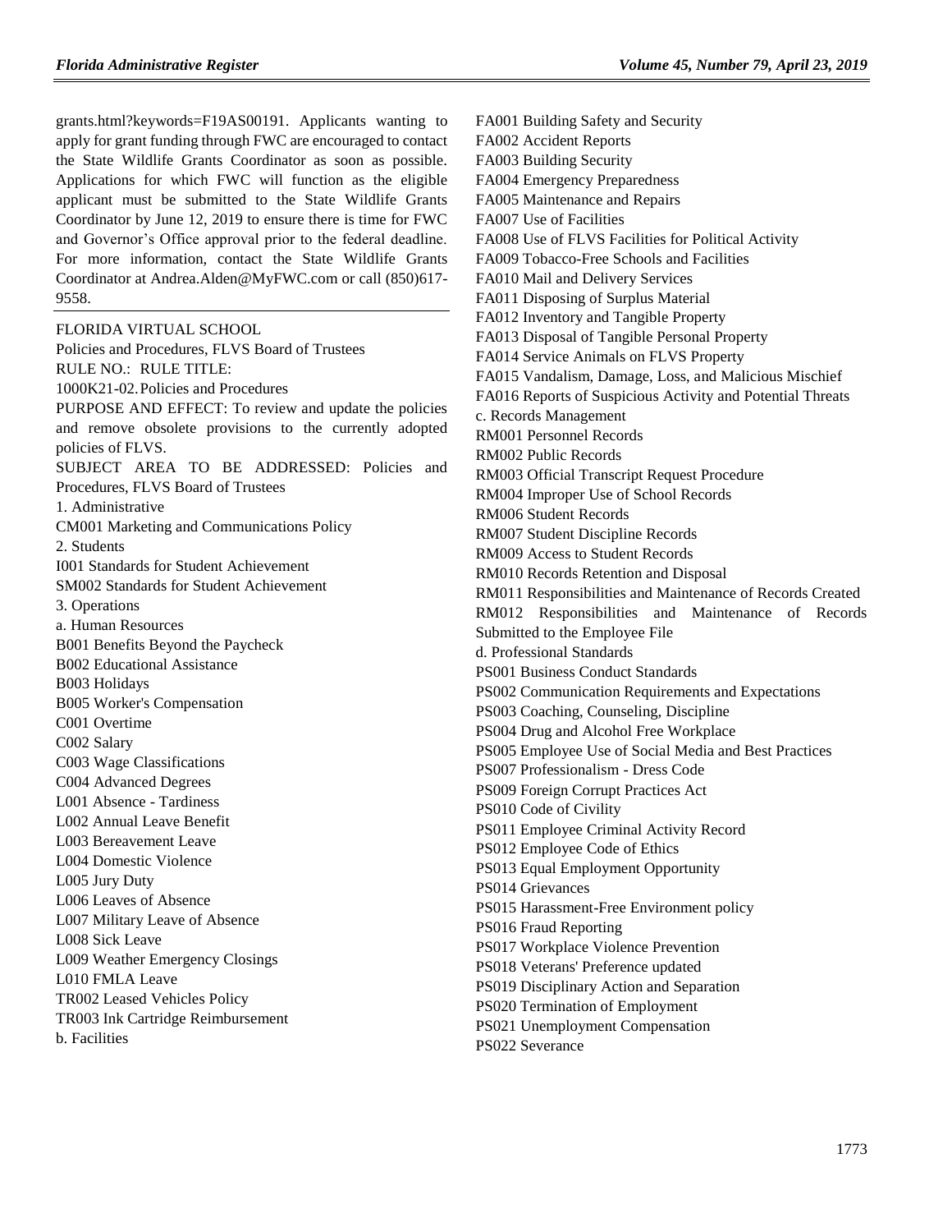grants.html?keywords=F19AS00191. Applicants wanting to apply for grant funding through FWC are encouraged to contact the State Wildlife Grants Coordinator as soon as possible. Applications for which FWC will function as the eligible applicant must be submitted to the State Wildlife Grants Coordinator by June 12, 2019 to ensure there is time for FWC and Governor's Office approval prior to the federal deadline. For more information, contact the State Wildlife Grants Coordinator at Andrea.Alden@MyFWC.com or call (850)617-9558.

---

FLORIDA VIRTUAL SCHOOL

Policies and Procedures, FLVS Board of Trustees

RULE NO.: RULE TITLE:

1000K21-02. Policies and Procedures

PURPOSE AND EFFECT: To review and update the policies and remove obsolete provisions to the currently adopted policies of FLVS.

SUBJECT AREA TO BE ADDRESSED: Policies and Procedures, FLVS Board of Trustees

1. Administrative

CM001 Marketing and Communications Policy

2. Students

I001 Standards for Student Achievement

SM002 Standards for Student Achievement

3. Operations

a. Human Resources

B001 Benefits Beyond the Paycheck

B002 Educational Assistance

B003 Holidays

B005 Worker's Compensation

C001 Overtime

C002 Salary

C003 Wage Classifications

C004 Advanced Degrees

L001 Absence - Tardiness

L002 Annual Leave Benefit

L003 Bereavement Leave

L004 Domestic Violence

L005 Jury Duty

L006 Leaves of Absence

L007 Military Leave of Absence

L008 Sick Leave

L009 Weather Emergency Closings

L010 FMLA Leave

TR002 Leased Vehicles Policy

TR003 Ink Cartridge Reimbursement

b. Facilities

FA001 Building Safety and Security

FA002 Accident Reports

FA003 Building Security

FA004 Emergency Preparedness

FA005 Maintenance and Repairs

FA007 Use of Facilities

FA008 Use of FLVS Facilities for Political Activity

FA009 Tobacco-Free Schools and Facilities

FA010 Mail and Delivery Services

FA011 Disposing of Surplus Material

FA012 Inventory and Tangible Property

FA013 Disposal of Tangible Personal Property

FA014 Service Animals on FLVS Property

FA015 Vandalism, Damage, Loss, and Malicious Mischief

FA016 Reports of Suspicious Activity and Potential Threats

c. Records Management

RM001 Personnel Records

RM002 Public Records

RM003 Official Transcript Request Procedure

RM004 Improper Use of School Records

RM006 Student Records

RM007 Student Discipline Records

RM009 Access to Student Records

RM010 Records Retention and Disposal

RM011 Responsibilities and Maintenance of Records Created

RM012 Responsibilities and Maintenance of Records Submitted to the Employee File

d. Professional Standards

PS001 Business Conduct Standards

PS002 Communication Requirements and Expectations

PS003 Coaching, Counseling, Discipline

PS004 Drug and Alcohol Free Workplace

PS005 Employee Use of Social Media and Best Practices

PS007 Professionalism - Dress Code

PS009 Foreign Corrupt Practices Act

PS010 Code of Civility

PS011 Employee Criminal Activity Record

PS012 Employee Code of Ethics

PS013 Equal Employment Opportunity

PS014 Grievances

PS015 Harassment-Free Environment policy

PS016 Fraud Reporting

PS017 Workplace Violence Prevention

PS018 Veterans' Preference updated

PS019 Disciplinary Action and Separation

PS020 Termination of Employment

PS021 Unemployment Compensation

PS022 Severance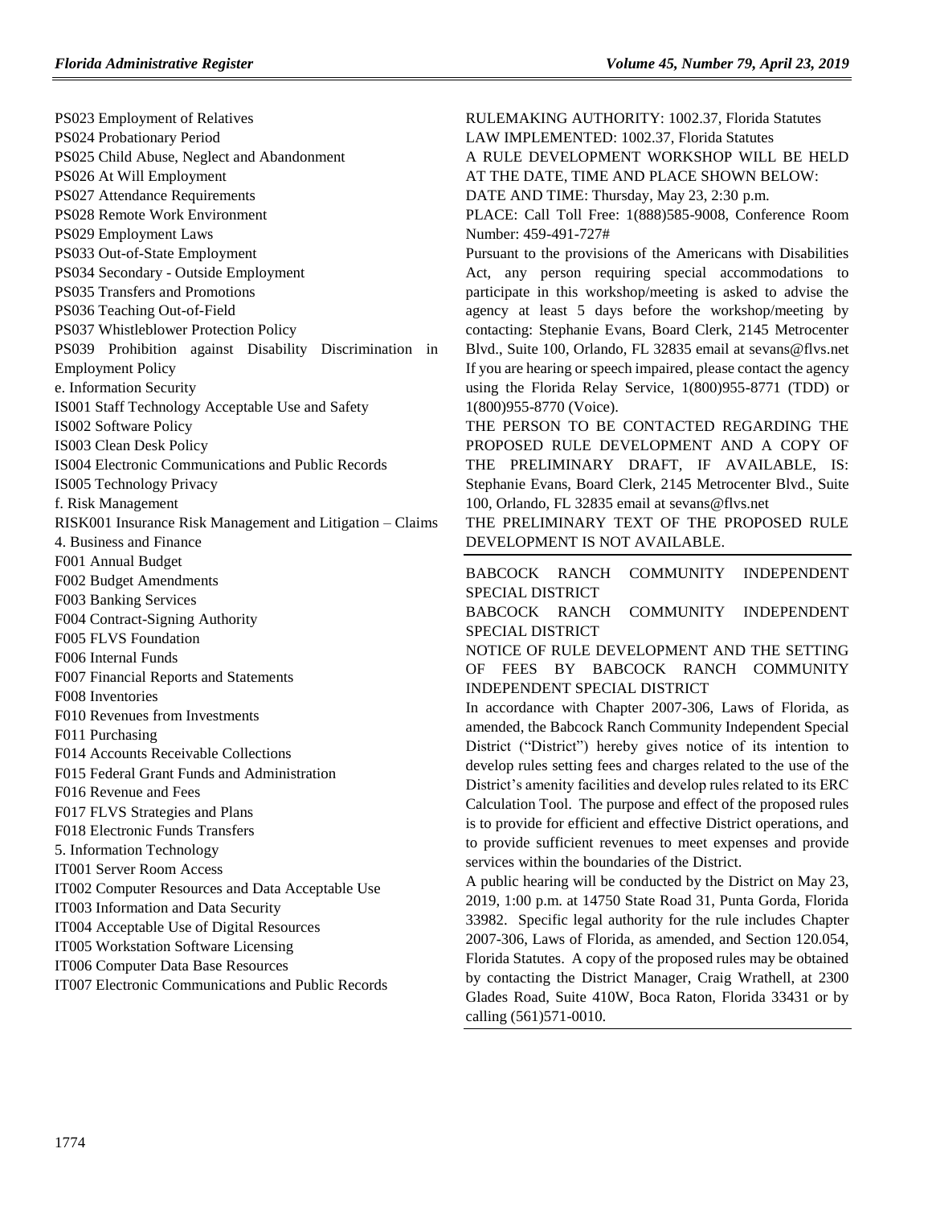PS023 Employment of Relatives
PS024 Probationary Period
PS025 Child Abuse, Neglect and Abandonment
PS026 At Will Employment
PS027 Attendance Requirements
PS028 Remote Work Environment
PS029 Employment Laws
PS033 Out-of-State Employment
PS034 Secondary - Outside Employment
PS035 Transfers and Promotions
PS036 Teaching Out-of-Field
PS037 Whistleblower Protection Policy
PS039 Prohibition against Disability Discrimination in Employment Policy
e. Information Security
IS001 Staff Technology Acceptable Use and Safety
IS002 Software Policy
IS003 Clean Desk Policy
IS004 Electronic Communications and Public Records
IS005 Technology Privacy
f. Risk Management
RISK001 Insurance Risk Management and Litigation – Claims
4. Business and Finance
F001 Annual Budget
F002 Budget Amendments
F003 Banking Services
F004 Contract-Signing Authority
F005 FLVS Foundation
F006 Internal Funds
F007 Financial Reports and Statements
F008 Inventories
F010 Revenues from Investments
F011 Purchasing
F014 Accounts Receivable Collections
F015 Federal Grant Funds and Administration
F016 Revenue and Fees
F017 FLVS Strategies and Plans
F018 Electronic Funds Transfers
5. Information Technology
IT001 Server Room Access
IT002 Computer Resources and Data Acceptable Use
IT003 Information and Data Security
IT004 Acceptable Use of Digital Resources
IT005 Workstation Software Licensing
IT006 Computer Data Base Resources
IT007 Electronic Communications and Public Records

RULEMAKING AUTHORITY: 1002.37, Florida Statutes
LAW IMPLEMENTED: 1002.37, Florida Statutes
A RULE DEVELOPMENT WORKSHOP WILL BE HELD AT THE DATE, TIME AND PLACE SHOWN BELOW:
DATE AND TIME: Thursday, May 23, 2:30 p.m.
PLACE: Call Toll Free: 1(888)585-9008, Conference Room Number: 459-491-727#
Pursuant to the provisions of the Americans with Disabilities Act, any person requiring special accommodations to participate in this workshop/meeting is asked to advise the agency at least 5 days before the workshop/meeting by contacting: Stephanie Evans, Board Clerk, 2145 Metrocenter Blvd., Suite 100, Orlando, FL 32835 email at sevans@flvs.net If you are hearing or speech impaired, please contact the agency using the Florida Relay Service, 1(800)955-8771 (TDD) or 1(800)955-8770 (Voice).
THE PERSON TO BE CONTACTED REGARDING THE PROPOSED RULE DEVELOPMENT AND A COPY OF THE PRELIMINARY DRAFT, IF AVAILABLE, IS: Stephanie Evans, Board Clerk, 2145 Metrocenter Blvd., Suite 100, Orlando, FL 32835 email at sevans@flvs.net
THE PRELIMINARY TEXT OF THE PROPOSED RULE DEVELOPMENT IS NOT AVAILABLE.

---

BABCOCK RANCH COMMUNITY INDEPENDENT SPECIAL DISTRICT
BABCOCK RANCH COMMUNITY INDEPENDENT SPECIAL DISTRICT
NOTICE OF RULE DEVELOPMENT AND THE SETTING OF FEES BY BABCOCK RANCH COMMUNITY INDEPENDENT SPECIAL DISTRICT
In accordance with Chapter 2007-306, Laws of Florida, as amended, the Babcock Ranch Community Independent Special District ("District") hereby gives notice of its intention to develop rules setting fees and charges related to the use of the District's amenity facilities and develop rules related to its ERC Calculation Tool. The purpose and effect of the proposed rules is to provide for efficient and effective District operations, and to provide sufficient revenues to meet expenses and provide services within the boundaries of the District.
A public hearing will be conducted by the District on May 23, 2019, 1:00 p.m. at 14750 State Road 31, Punta Gorda, Florida 33982. Specific legal authority for the rule includes Chapter 2007-306, Laws of Florida, as amended, and Section 120.054, Florida Statutes. A copy of the proposed rules may be obtained by contacting the District Manager, Craig Wrathell, at 2300 Glades Road, Suite 410W, Boca Raton, Florida 33431 or by calling (561)571-0010.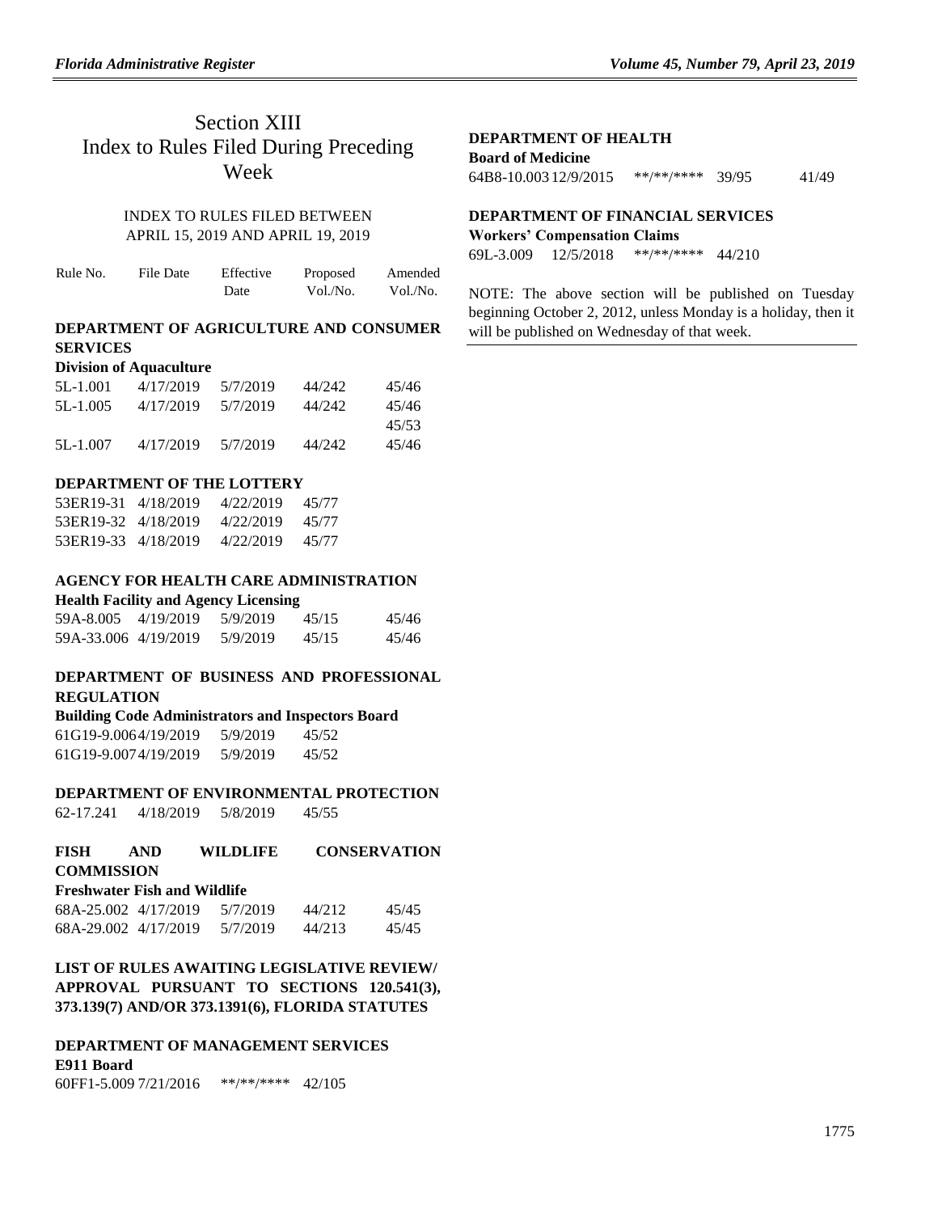# Section XIII
# Index to Rules Filed During Preceding Week

INDEX TO RULES FILED BETWEEN
APRIL 15, 2019 AND APRIL 19, 2019

| Rule No. | File Date | Effective Date | Proposed Vol./No. | Amended Vol./No. |
|---|---|---|---|---|

**DEPARTMENT OF AGRICULTURE AND CONSUMER SERVICES**

**Division of Aquaculture**

| | | | | |
|---|---|---|---|---|
| 5L-1.001 | 4/17/2019 | 5/7/2019 | 44/242 | 45/46 |
| 5L-1.005 | 4/17/2019 | 5/7/2019 | 44/242 | 45/46<br>45/53 |
| 5L-1.007 | 4/17/2019 | 5/7/2019 | 44/242 | 45/46 |

**DEPARTMENT OF THE LOTTERY**

| | | | | |
|---|---|---|---|---|
| 53ER19-31 | 4/18/2019 | 4/22/2019 | 45/77 | |
| 53ER19-32 | 4/18/2019 | 4/22/2019 | 45/77 | |
| 53ER19-33 | 4/18/2019 | 4/22/2019 | 45/77 | |

**AGENCY FOR HEALTH CARE ADMINISTRATION**

**Health Facility and Agency Licensing**

| | | | | |
|---|---|---|---|---|
| 59A-8.005 | 4/19/2019 | 5/9/2019 | 45/15 | 45/46 |
| 59A-33.006 | 4/19/2019 | 5/9/2019 | 45/15 | 45/46 |

**DEPARTMENT OF BUSINESS AND PROFESSIONAL REGULATION**

**Building Code Administrators and Inspectors Board**

| | | | | |
|---|---|---|---|---|
| 61G19-9.006 | 4/19/2019 | 5/9/2019 | 45/52 | |
| 61G19-9.007 | 4/19/2019 | 5/9/2019 | 45/52 | |

**DEPARTMENT OF ENVIRONMENTAL PROTECTION**

| | | | | |
|---|---|---|---|---|
| 62-17.241 | 4/18/2019 | 5/8/2019 | 45/55 | |

**FISH AND WILDLIFE CONSERVATION COMMISSION**

**Freshwater Fish and Wildlife**

| | | | | |
|---|---|---|---|---|
| 68A-25.002 | 4/17/2019 | 5/7/2019 | 44/212 | 45/45 |
| 68A-29.002 | 4/17/2019 | 5/7/2019 | 44/213 | 45/45 |

**LIST OF RULES AWAITING LEGISLATIVE REVIEW/ APPROVAL PURSUANT TO SECTIONS 120.541(3), 373.139(7) AND/OR 373.1391(6), FLORIDA STATUTES**

**DEPARTMENT OF MANAGEMENT SERVICES**

**E911 Board**

| | | | | |
|---|---|---|---|---|
| 60FF1-5.009 | 7/21/2016 | \*\*/\*\*/\*\*\*\* | 42/105 | |

**DEPARTMENT OF HEALTH**

**Board of Medicine**

| | | | | |
|---|---|---|---|---|
| 64B8-10.003 | 12/9/2015 | \*\*/\*\*/\*\*\*\* | 39/95 | 41/49 |

**DEPARTMENT OF FINANCIAL SERVICES**

**Workers' Compensation Claims**

| | | | | |
|---|---|---|---|---|
| 69L-3.009 | 12/5/2018 | \*\*/\*\*/\*\*\*\* | 44/210 | |

NOTE: The above section will be published on Tuesday beginning October 2, 2012, unless Monday is a holiday, then it will be published on Wednesday of that week.